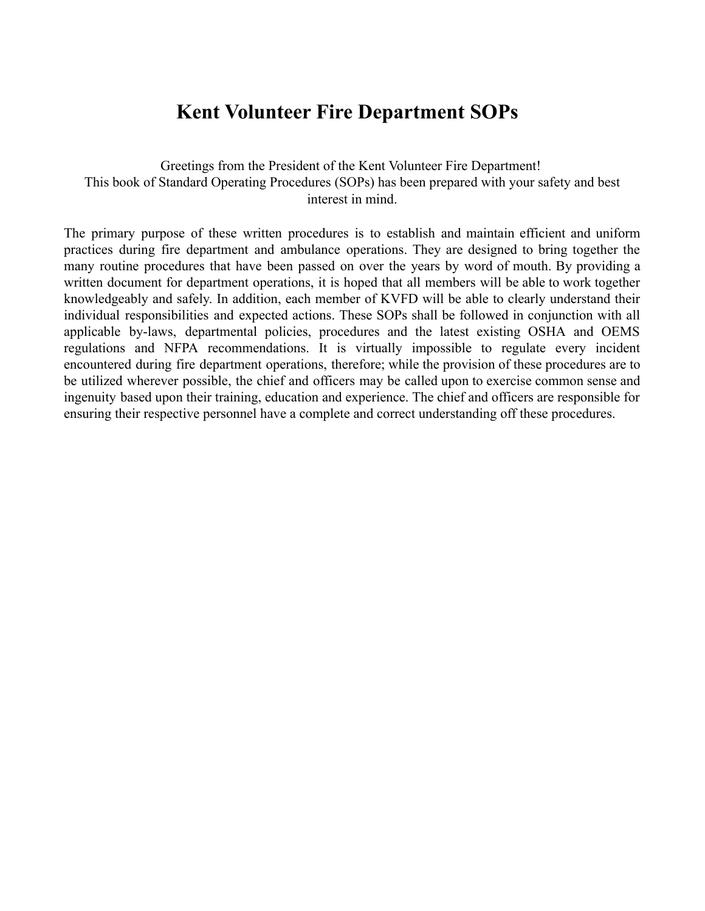# Kent Volunteer Fire Department SOPs

Greetings from the President of the Kent Volunteer Fire Department!
This book of Standard Operating Procedures (SOPs) has been prepared with your safety and best interest in mind.

The primary purpose of these written procedures is to establish and maintain efficient and uniform practices during fire department and ambulance operations. They are designed to bring together the many routine procedures that have been passed on over the years by word of mouth. By providing a written document for department operations, it is hoped that all members will be able to work together knowledgeably and safely. In addition, each member of KVFD will be able to clearly understand their individual responsibilities and expected actions. These SOPs shall be followed in conjunction with all applicable by-laws, departmental policies, procedures and the latest existing OSHA and OEMS regulations and NFPA recommendations. It is virtually impossible to regulate every incident encountered during fire department operations, therefore; while the provision of these procedures are to be utilized wherever possible, the chief and officers may be called upon to exercise common sense and ingenuity based upon their training, education and experience. The chief and officers are responsible for ensuring their respective personnel have a complete and correct understanding off these procedures.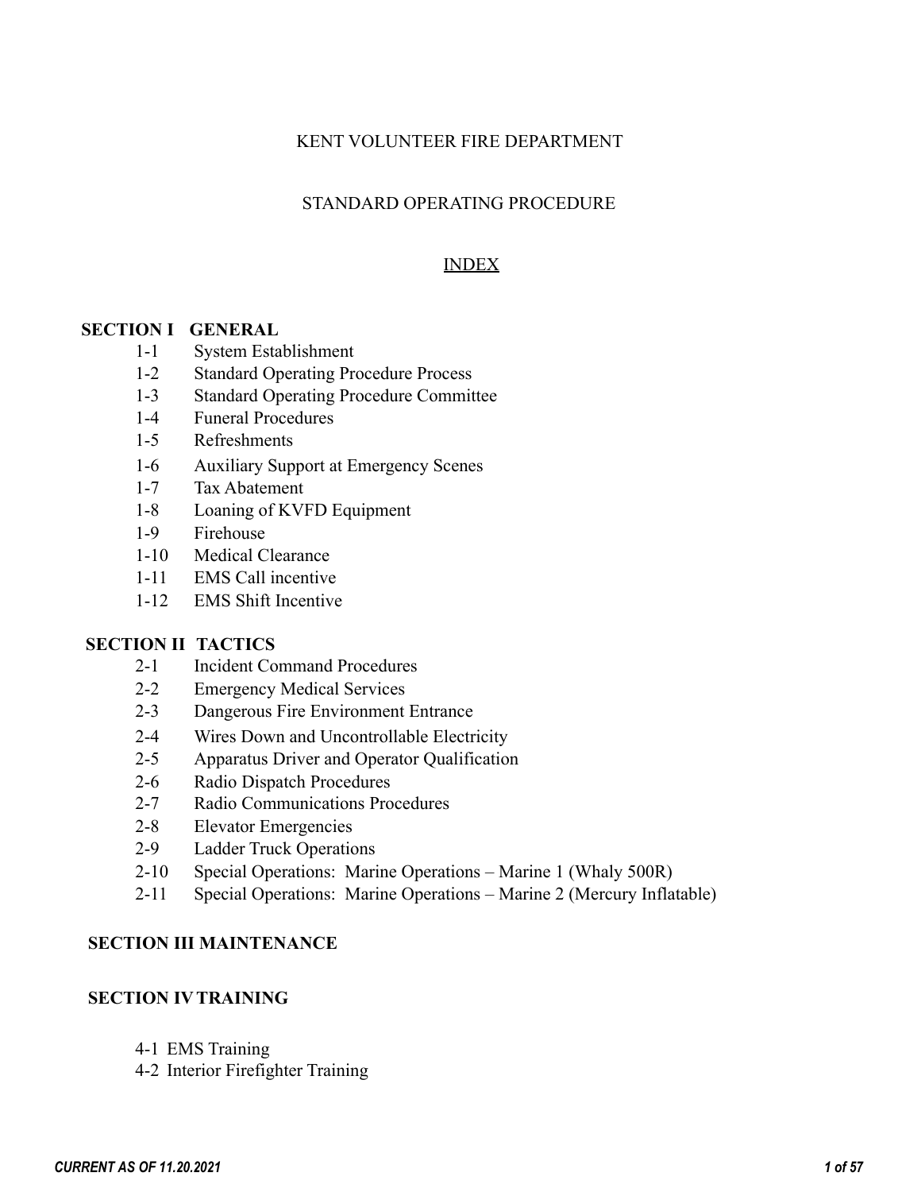KENT VOLUNTEER FIRE DEPARTMENT

STANDARD OPERATING PROCEDURE

INDEX

**SECTION I GENERAL**

- 1-1 System Establishment
- 1-2 Standard Operating Procedure Process
- 1-3 Standard Operating Procedure Committee
- 1-4 Funeral Procedures
- 1-5 Refreshments
- 1-6 Auxiliary Support at Emergency Scenes
- 1-7 Tax Abatement
- 1-8 Loaning of KVFD Equipment
- 1-9 Firehouse
- 1-10 Medical Clearance
- 1-11 EMS Call incentive
- 1-12 EMS Shift Incentive

**SECTION II TACTICS**

- 2-1 Incident Command Procedures
- 2-2 Emergency Medical Services
- 2-3 Dangerous Fire Environment Entrance
- 2-4 Wires Down and Uncontrollable Electricity
- 2-5 Apparatus Driver and Operator Qualification
- 2-6 Radio Dispatch Procedures
- 2-7 Radio Communications Procedures
- 2-8 Elevator Emergencies
- 2-9 Ladder Truck Operations
- 2-10 Special Operations: Marine Operations – Marine 1 (Whaly 500R)
- 2-11 Special Operations: Marine Operations – Marine 2 (Mercury Inflatable)

**SECTION III MAINTENANCE**

**SECTION IV TRAINING**

- 4-1 EMS Training
- 4-2 Interior Firefighter Training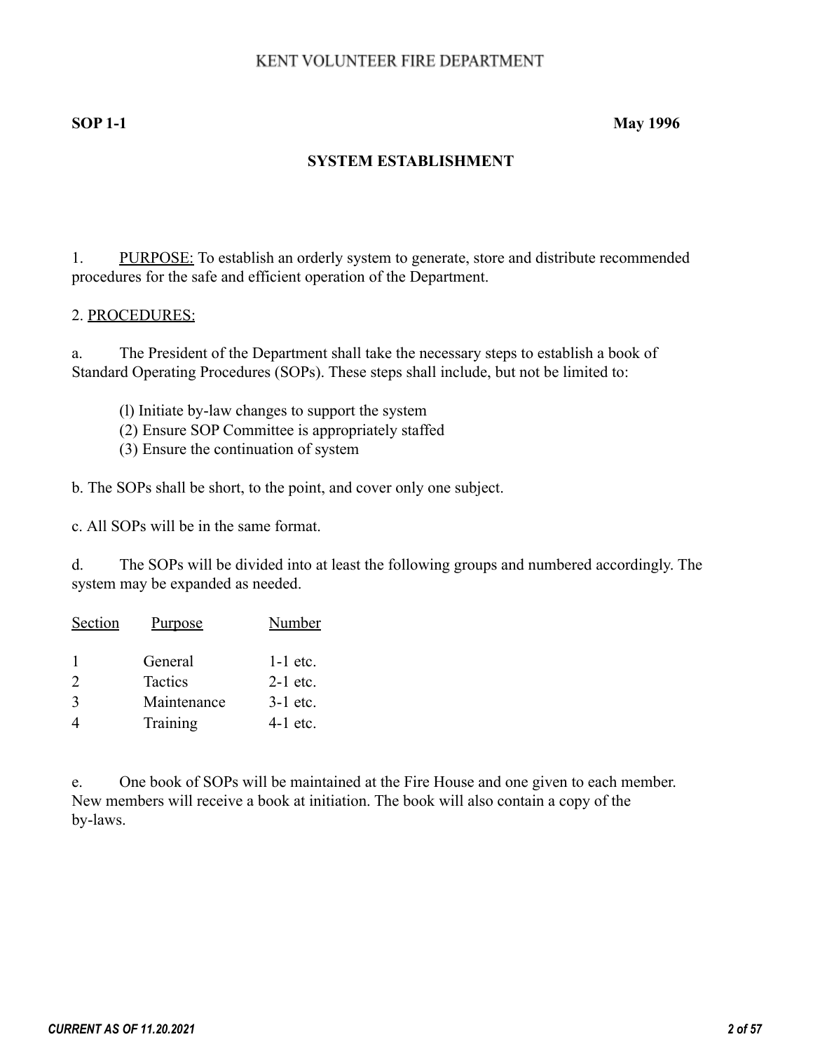**SOP 1-1** **May 1996**

## SYSTEM ESTABLISHMENT

1. PURPOSE: To establish an orderly system to generate, store and distribute recommended procedures for the safe and efficient operation of the Department.

2. PROCEDURES:

a. The President of the Department shall take the necessary steps to establish a book of Standard Operating Procedures (SOPs). These steps shall include, but not be limited to:

(l) Initiate by-law changes to support the system
(2) Ensure SOP Committee is appropriately staffed
(3) Ensure the continuation of system

b. The SOPs shall be short, to the point, and cover only one subject.

c. All SOPs will be in the same format.

d. The SOPs will be divided into at least the following groups and numbered accordingly. The system may be expanded as needed.

| Section | Purpose | Number |
|---|---|---|
| 1 | General | 1-1 etc. |
| 2 | Tactics | 2-1 etc. |
| 3 | Maintenance | 3-1 etc. |
| 4 | Training | 4-1 etc. |

e. One book of SOPs will be maintained at the Fire House and one given to each member. New members will receive a book at initiation. The book will also contain a copy of the by-laws.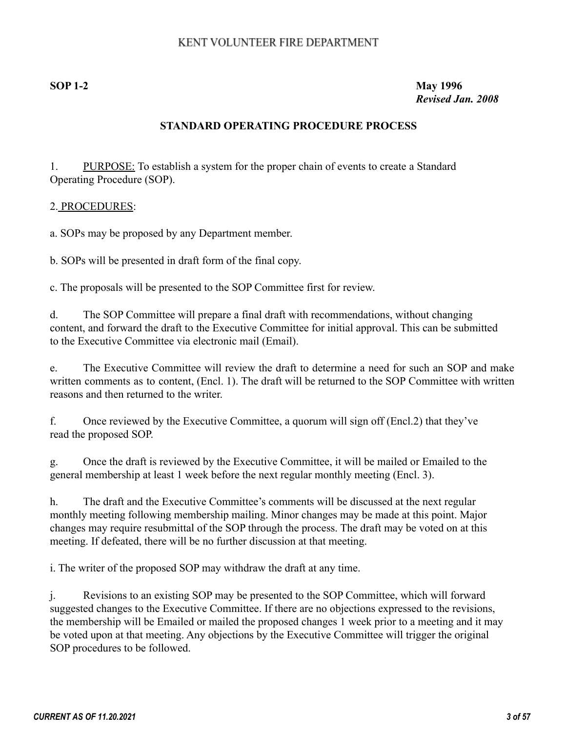**SOP 1-2**

**May 1996**
***Revised Jan. 2008***

## STANDARD OPERATING PROCEDURE PROCESS

1. PURPOSE: To establish a system for the proper chain of events to create a Standard Operating Procedure (SOP).

2. PROCEDURES:

a. SOPs may be proposed by any Department member.

b. SOPs will be presented in draft form of the final copy.

c. The proposals will be presented to the SOP Committee first for review.

d. The SOP Committee will prepare a final draft with recommendations, without changing content, and forward the draft to the Executive Committee for initial approval. This can be submitted to the Executive Committee via electronic mail (Email).

e. The Executive Committee will review the draft to determine a need for such an SOP and make written comments as to content, (Encl. 1). The draft will be returned to the SOP Committee with written reasons and then returned to the writer.

f. Once reviewed by the Executive Committee, a quorum will sign off (Encl.2) that they've read the proposed SOP.

g. Once the draft is reviewed by the Executive Committee, it will be mailed or Emailed to the general membership at least 1 week before the next regular monthly meeting (Encl. 3).

h. The draft and the Executive Committee's comments will be discussed at the next regular monthly meeting following membership mailing. Minor changes may be made at this point. Major changes may require resubmittal of the SOP through the process. The draft may be voted on at this meeting. If defeated, there will be no further discussion at that meeting.

i. The writer of the proposed SOP may withdraw the draft at any time.

j. Revisions to an existing SOP may be presented to the SOP Committee, which will forward suggested changes to the Executive Committee. If there are no objections expressed to the revisions, the membership will be Emailed or mailed the proposed changes 1 week prior to a meeting and it may be voted upon at that meeting. Any objections by the Executive Committee will trigger the original SOP procedures to be followed.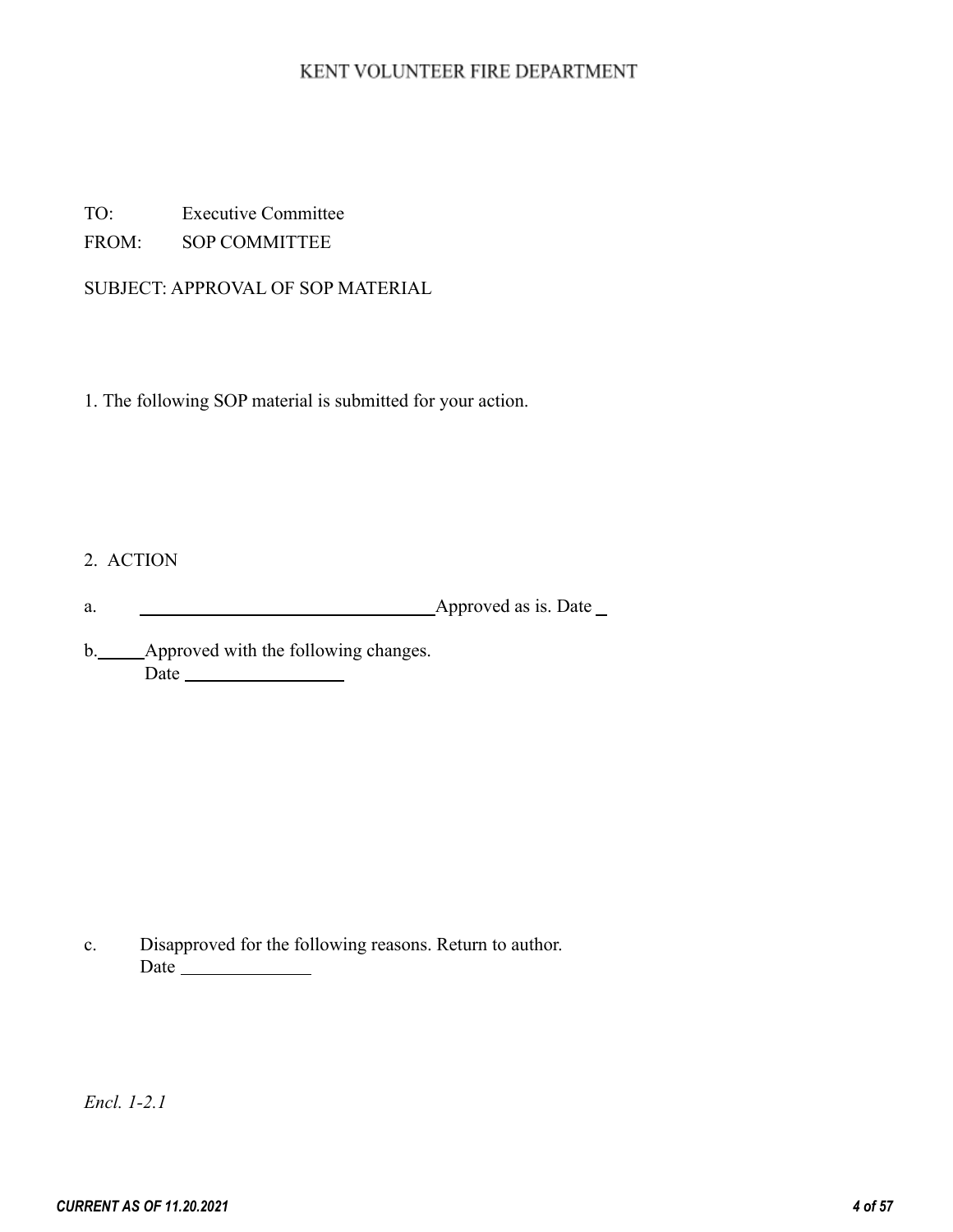TO: Executive Committee

FROM: SOP COMMITTEE

SUBJECT: APPROVAL OF SOP MATERIAL

1. The following SOP material is submitted for your action.

2. ACTION

a. ______________________________ Approved as is. Date __

b. _____ Approved with the following changes.
Date ________________

c. Disapproved for the following reasons. Return to author.
Date ______________

*Encl. 1-2.1*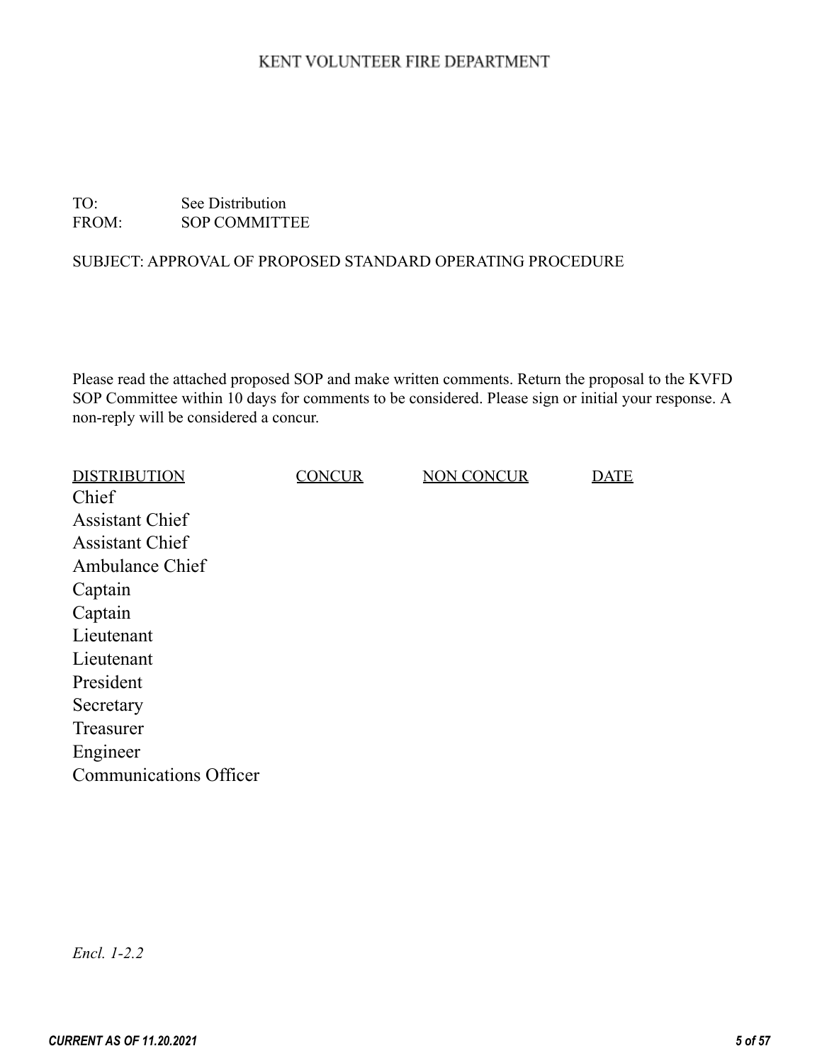TO: See Distribution
FROM: SOP COMMITTEE

SUBJECT: APPROVAL OF PROPOSED STANDARD OPERATING PROCEDURE

Please read the attached proposed SOP and make written comments. Return the proposal to the KVFD SOP Committee within 10 days for comments to be considered. Please sign or initial your response. A non-reply will be considered a concur.

| DISTRIBUTION | CONCUR | NON CONCUR | DATE |
| --- | --- | --- | --- |
| Chief | | | |
| Assistant Chief | | | |
| Assistant Chief | | | |
| Ambulance Chief | | | |
| Captain | | | |
| Captain | | | |
| Lieutenant | | | |
| Lieutenant | | | |
| President | | | |
| Secretary | | | |
| Treasurer | | | |
| Engineer | | | |
| Communications Officer | | | |

*Encl. 1-2.2*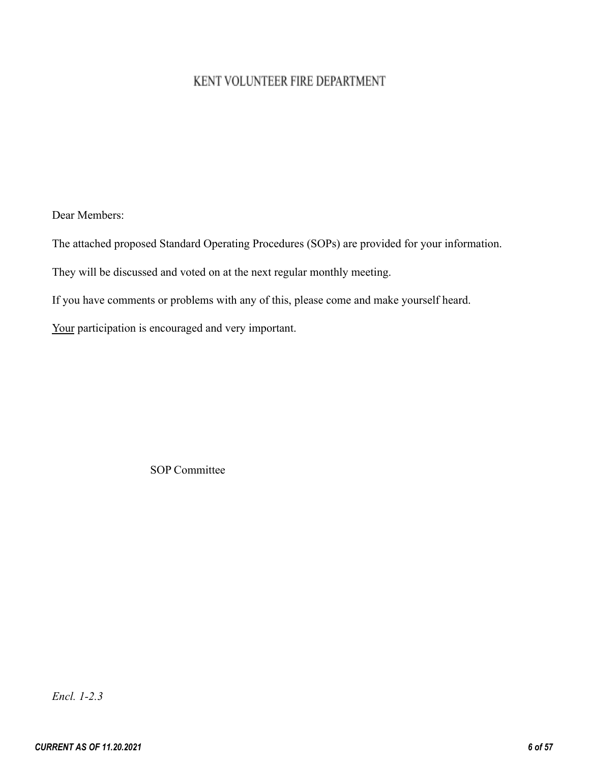# KENT VOLUNTEER FIRE DEPARTMENT

Dear Members:

The attached proposed Standard Operating Procedures (SOPs) are provided for your information.

They will be discussed and voted on at the next regular monthly meeting.

If you have comments or problems with any of this, please come and make yourself heard.

<u>Your</u> participation is encouraged and very important.

SOP Committee

*Encl. 1-2.3*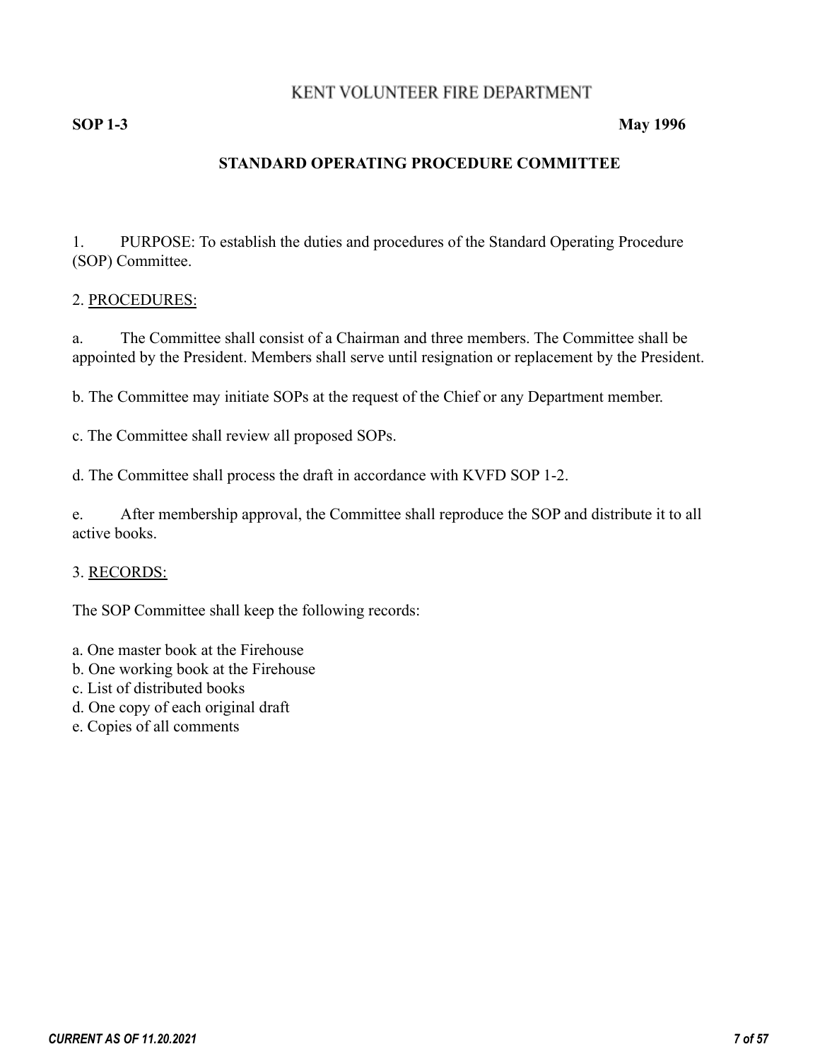KENT VOLUNTEER FIRE DEPARTMENT

**SOP 1-3** **May 1996**

## STANDARD OPERATING PROCEDURE COMMITTEE

1. PURPOSE: To establish the duties and procedures of the Standard Operating Procedure (SOP) Committee.

2. <u>PROCEDURES:</u>

a. The Committee shall consist of a Chairman and three members. The Committee shall be appointed by the President. Members shall serve until resignation or replacement by the President.

b. The Committee may initiate SOPs at the request of the Chief or any Department member.

c. The Committee shall review all proposed SOPs.

d. The Committee shall process the draft in accordance with KVFD SOP 1-2.

e. After membership approval, the Committee shall reproduce the SOP and distribute it to all active books.

3. <u>RECORDS:</u>

The SOP Committee shall keep the following records:

a. One master book at the Firehouse
b. One working book at the Firehouse
c. List of distributed books
d. One copy of each original draft
e. Copies of all comments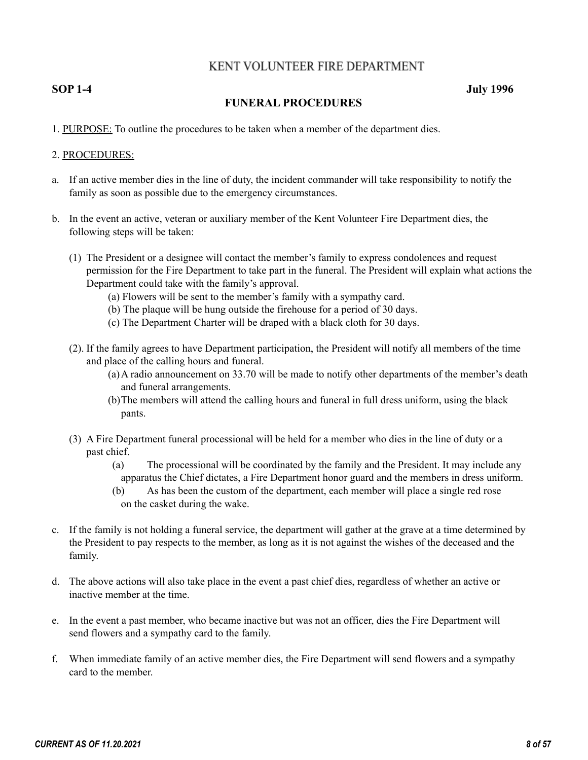# KENT VOLUNTEER FIRE DEPARTMENT

**SOP 1-4** **July 1996**

## FUNERAL PROCEDURES

1. PURPOSE: To outline the procedures to be taken when a member of the department dies.

2. PROCEDURES:

a. If an active member dies in the line of duty, the incident commander will take responsibility to notify the family as soon as possible due to the emergency circumstances.

b. In the event an active, veteran or auxiliary member of the Kent Volunteer Fire Department dies, the following steps will be taken:

   (1) The President or a designee will contact the member's family to express condolences and request permission for the Fire Department to take part in the funeral. The President will explain what actions the Department could take with the family's approval.
   
   (a) Flowers will be sent to the member's family with a sympathy card.
   
   (b) The plaque will be hung outside the firehouse for a period of 30 days.
   
   (c) The Department Charter will be draped with a black cloth for 30 days.

   (2). If the family agrees to have Department participation, the President will notify all members of the time and place of the calling hours and funeral.
   
   (a) A radio announcement on 33.70 will be made to notify other departments of the member's death and funeral arrangements.
   
   (b) The members will attend the calling hours and funeral in full dress uniform, using the black pants.

   (3) A Fire Department funeral processional will be held for a member who dies in the line of duty or a past chief.
   
   (a) The processional will be coordinated by the family and the President. It may include any apparatus the Chief dictates, a Fire Department honor guard and the members in dress uniform.
   
   (b) As has been the custom of the department, each member will place a single red rose on the casket during the wake.

c. If the family is not holding a funeral service, the department will gather at the grave at a time determined by the President to pay respects to the member, as long as it is not against the wishes of the deceased and the family.

d. The above actions will also take place in the event a past chief dies, regardless of whether an active or inactive member at the time.

e. In the event a past member, who became inactive but was not an officer, dies the Fire Department will send flowers and a sympathy card to the family.

f. When immediate family of an active member dies, the Fire Department will send flowers and a sympathy card to the member.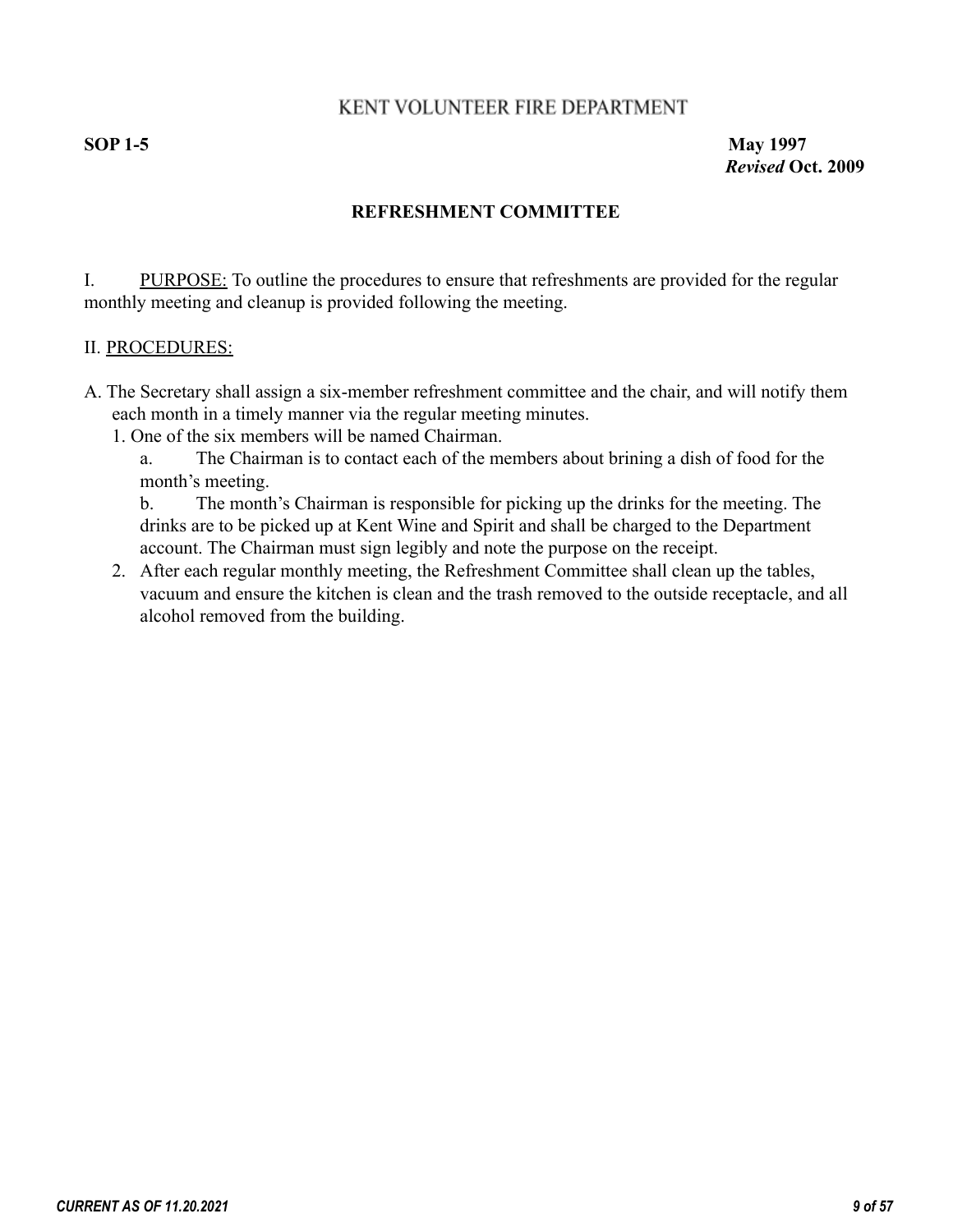KENT VOLUNTEER FIRE DEPARTMENT

**SOP 1-5** **May 1997**
*Revised* **Oct. 2009**

## REFRESHMENT COMMITTEE

I. PURPOSE: To outline the procedures to ensure that refreshments are provided for the regular monthly meeting and cleanup is provided following the meeting.

II. PROCEDURES:

A. The Secretary shall assign a six-member refreshment committee and the chair, and will notify them each month in a timely manner via the regular meeting minutes.

1. One of the six members will be named Chairman.

   a. The Chairman is to contact each of the members about brining a dish of food for the month's meeting.

   b. The month's Chairman is responsible for picking up the drinks for the meeting. The drinks are to be picked up at Kent Wine and Spirit and shall be charged to the Department account. The Chairman must sign legibly and note the purpose on the receipt.

2. After each regular monthly meeting, the Refreshment Committee shall clean up the tables, vacuum and ensure the kitchen is clean and the trash removed to the outside receptacle, and all alcohol removed from the building.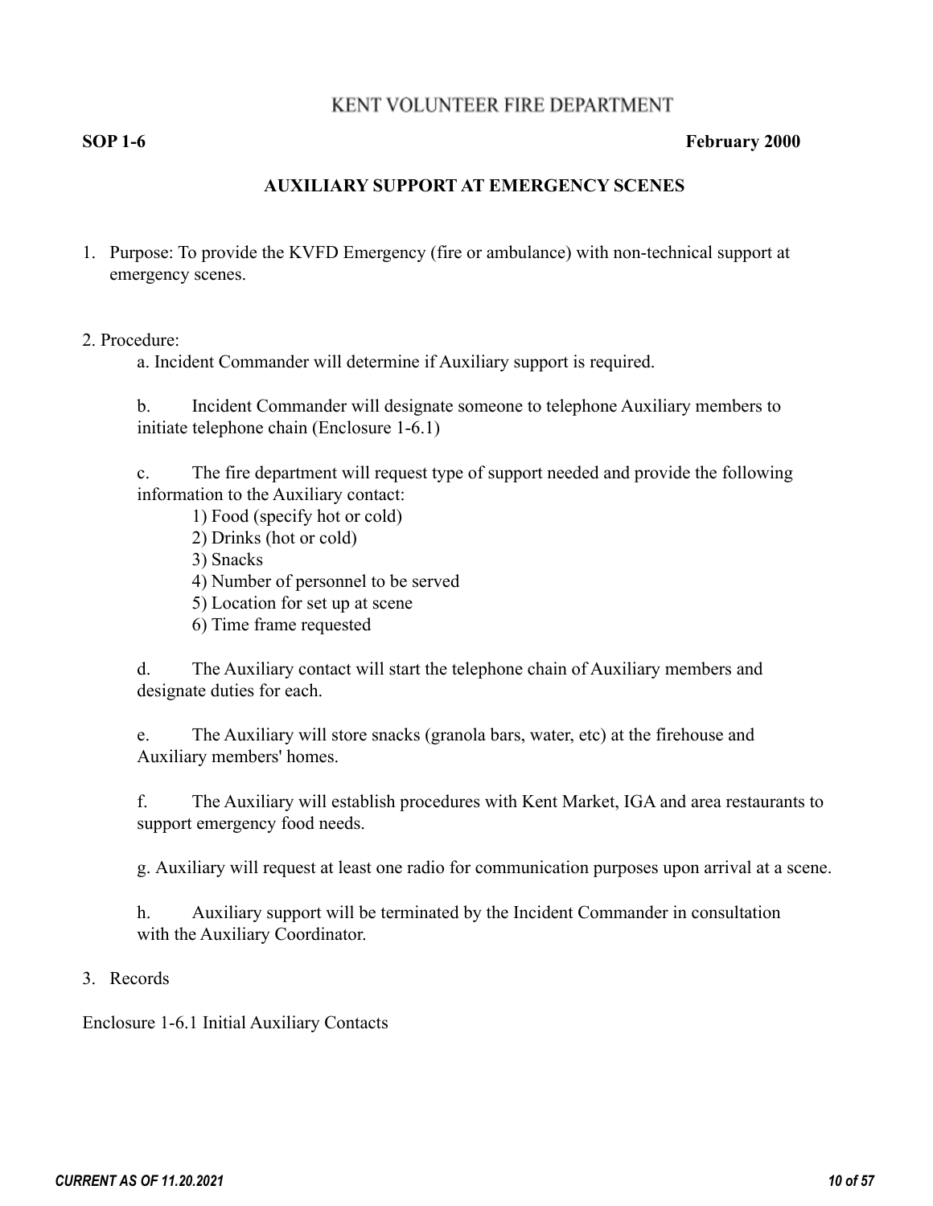# KENT VOLUNTEER FIRE DEPARTMENT

**SOP 1-6** **February 2000**

## AUXILIARY SUPPORT AT EMERGENCY SCENES

1. Purpose: To provide the KVFD Emergency (fire or ambulance) with non-technical support at emergency scenes.

2. Procedure:

   a. Incident Commander will determine if Auxiliary support is required.

   b. Incident Commander will designate someone to telephone Auxiliary members to initiate telephone chain (Enclosure 1-6.1)

   c. The fire department will request type of support needed and provide the following information to the Auxiliary contact:

      1) Food (specify hot or cold)
      2) Drinks (hot or cold)
      3) Snacks
      4) Number of personnel to be served
      5) Location for set up at scene
      6) Time frame requested

   d. The Auxiliary contact will start the telephone chain of Auxiliary members and designate duties for each.

   e. The Auxiliary will store snacks (granola bars, water, etc) at the firehouse and Auxiliary members' homes.

   f. The Auxiliary will establish procedures with Kent Market, IGA and area restaurants to support emergency food needs.

   g. Auxiliary will request at least one radio for communication purposes upon arrival at a scene.

   h. Auxiliary support will be terminated by the Incident Commander in consultation with the Auxiliary Coordinator.

3. Records

Enclosure 1-6.1 Initial Auxiliary Contacts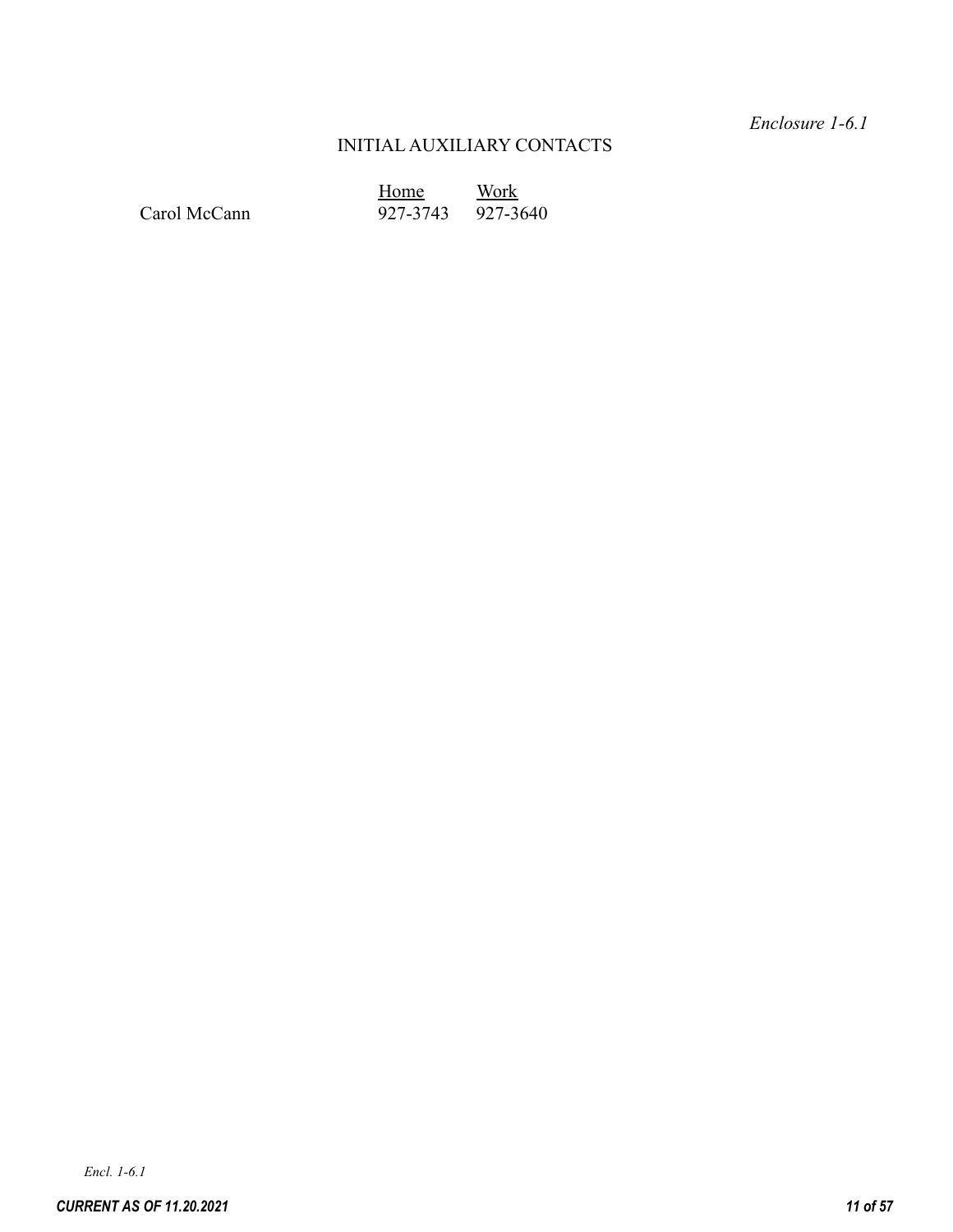*Enclosure 1-6.1*

# INITIAL AUXILIARY CONTACTS

| | Home | Work |
|---|---|---|
| Carol McCann | 927-3743 | 927-3640 |

*Encl. 1-6.1*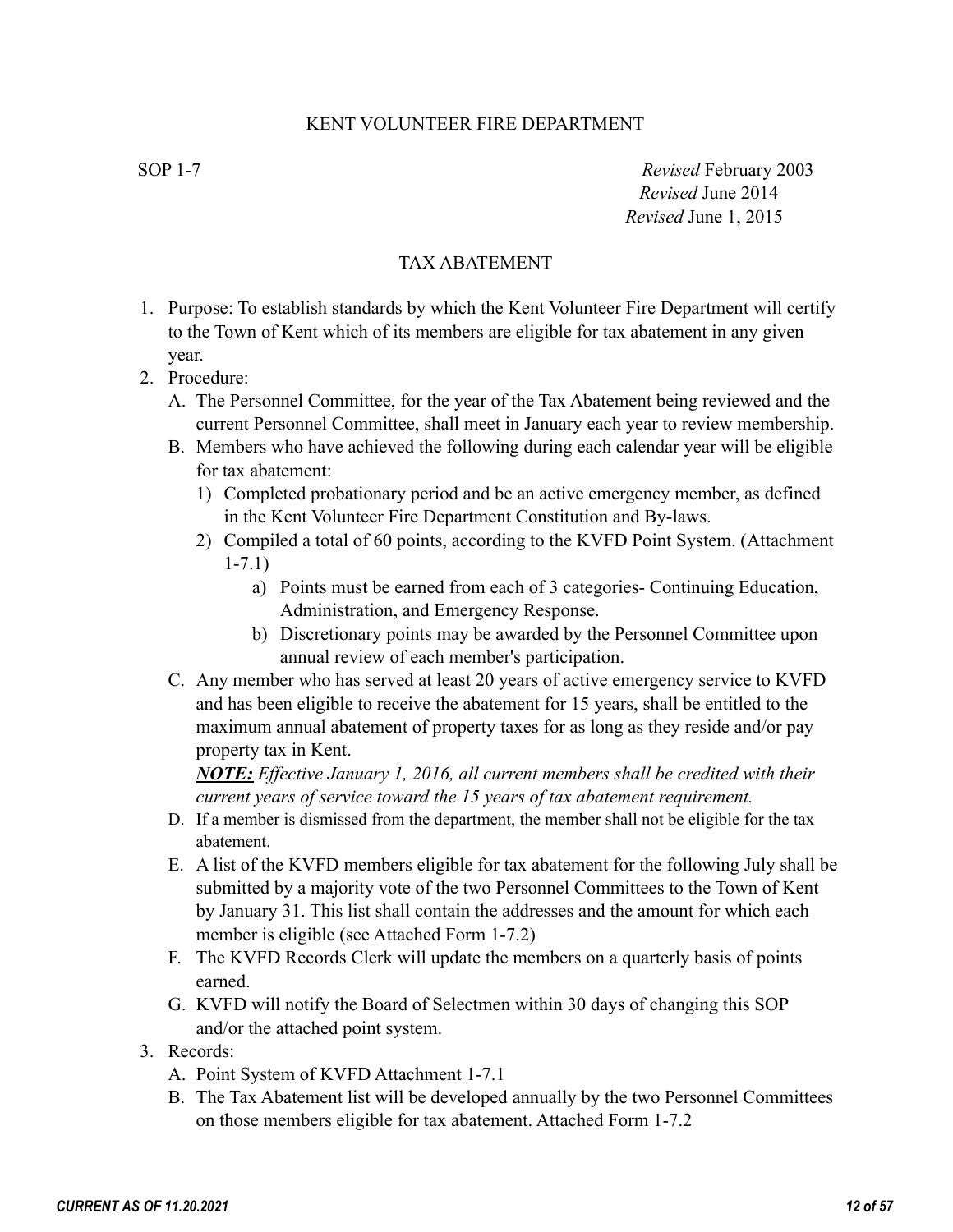KENT VOLUNTEER FIRE DEPARTMENT

SOP 1-7

*Revised* February 2003
*Revised* June 2014
*Revised* June 1, 2015

## TAX ABATEMENT

1. Purpose: To establish standards by which the Kent Volunteer Fire Department will certify to the Town of Kent which of its members are eligible for tax abatement in any given year.
2. Procedure:
   A. The Personnel Committee, for the year of the Tax Abatement being reviewed and the current Personnel Committee, shall meet in January each year to review membership.
   B. Members who have achieved the following during each calendar year will be eligible for tax abatement:
      1) Completed probationary period and be an active emergency member, as defined in the Kent Volunteer Fire Department Constitution and By-laws.
      2) Compiled a total of 60 points, according to the KVFD Point System. (Attachment 1-7.1)
         a) Points must be earned from each of 3 categories- Continuing Education, Administration, and Emergency Response.
         b) Discretionary points may be awarded by the Personnel Committee upon annual review of each member's participation.
   C. Any member who has served at least 20 years of active emergency service to KVFD and has been eligible to receive the abatement for 15 years, shall be entitled to the maximum annual abatement of property taxes for as long as they reside and/or pay property tax in Kent.
   ***NOTE:*** *Effective January 1, 2016, all current members shall be credited with their current years of service toward the 15 years of tax abatement requirement.*
   D. If a member is dismissed from the department, the member shall not be eligible for the tax abatement.
   E. A list of the KVFD members eligible for tax abatement for the following July shall be submitted by a majority vote of the two Personnel Committees to the Town of Kent by January 31. This list shall contain the addresses and the amount for which each member is eligible (see Attached Form 1-7.2)
   F. The KVFD Records Clerk will update the members on a quarterly basis of points earned.
   G. KVFD will notify the Board of Selectmen within 30 days of changing this SOP and/or the attached point system.
3. Records:
   A. Point System of KVFD Attachment 1-7.1
   B. The Tax Abatement list will be developed annually by the two Personnel Committees on those members eligible for tax abatement. Attached Form 1-7.2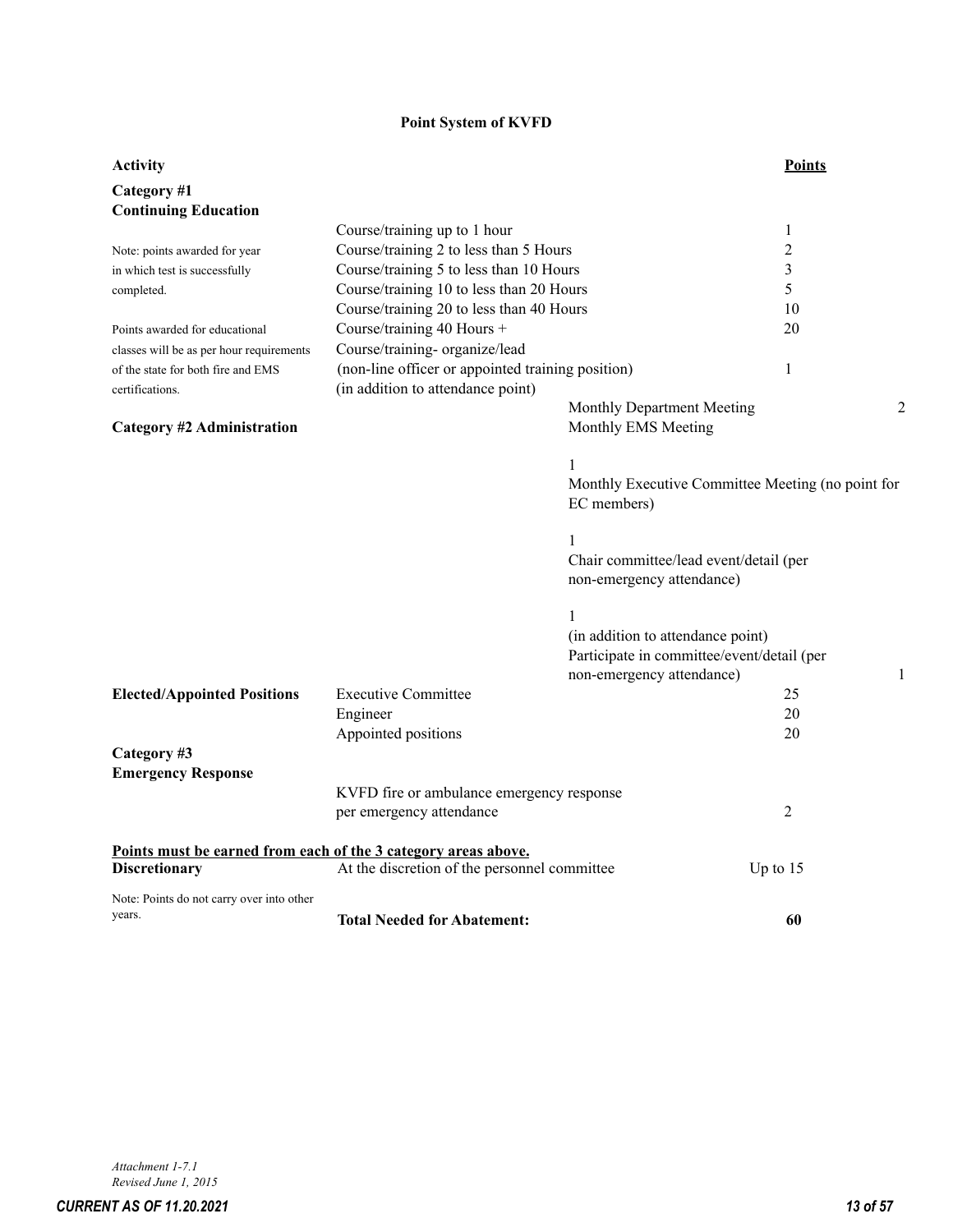**Point System of KVFD**

| Activity | | Points |
|---|---|---|
| **Category #1 Continuing Education** | | |
| | Course/training up to 1 hour | 1 |
| Note: points awarded for year in which test is successfully completed. | Course/training 2 to less than 5 Hours | 2 |
| | Course/training 5 to less than 10 Hours | 3 |
| | Course/training 10 to less than 20 Hours | 5 |
| | Course/training 20 to less than 40 Hours | 10 |
| Points awarded for educational classes will be as per hour requirements of the state for both fire and EMS certifications. | Course/training 40 Hours + | 20 |
| | Course/training- organize/lead (non-line officer or appointed training position) (in addition to attendance point) | 1 |
| **Category #2 Administration** | Monthly Department Meeting | 2 |
| | Monthly EMS Meeting | 1 |
| | Monthly Executive Committee Meeting (no point for EC members) | 1 |
| | Chair committee/lead event/detail (per non-emergency attendance) (in addition to attendance point) | 1 |
| | Participate in committee/event/detail (per non-emergency attendance) | 1 |
| **Elected/Appointed Positions** | Executive Committee | 25 |
| | Engineer | 20 |
| | Appointed positions | 20 |
| **Category #3 Emergency Response** | | |
| | KVFD fire or ambulance emergency response per emergency attendance | 2 |

**Points must be earned from each of the 3 category areas above.**

| | | |
|---|---|---|
| **Discretionary** | At the discretion of the personnel committee | Up to 15 |
| Note: Points do not carry over into other years. | **Total Needed for Abatement:** | **60** |

*Attachment 1-7.1*
*Revised June 1, 2015*

***CURRENT AS OF 11.20.2021***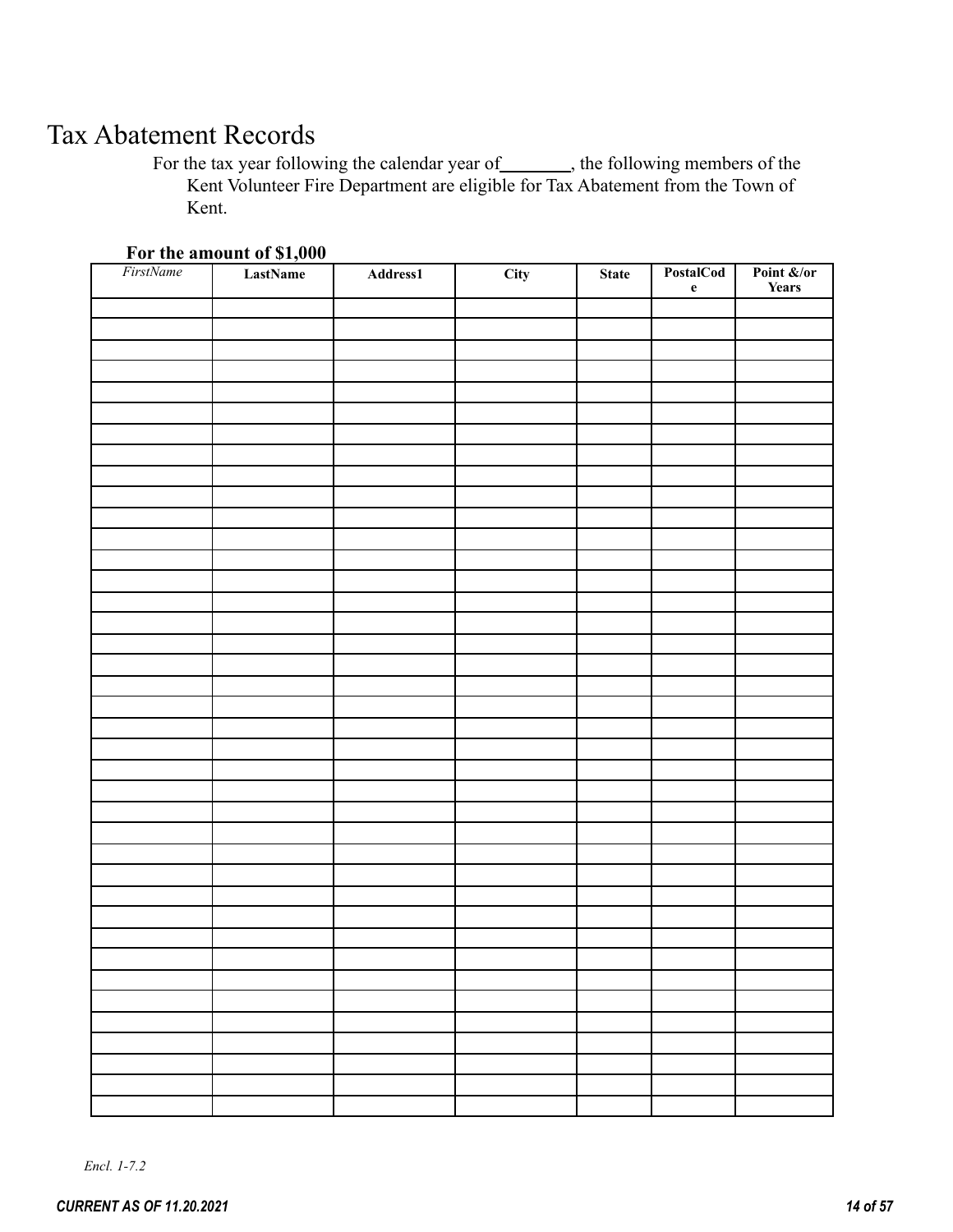# Tax Abatement Records

For the tax year following the calendar year of________, the following members of the Kent Volunteer Fire Department are eligible for Tax Abatement from the Town of Kent.

**For the amount of $1,000**

| *FirstName* | **LastName** | **Address1** | **City** | **State** | **PostalCode** | **Point &/or Years** |
|---|---|---|---|---|---|---|
| | | | | | | |
| | | | | | | |
| | | | | | | |
| | | | | | | |
| | | | | | | |
| | | | | | | |
| | | | | | | |
| | | | | | | |
| | | | | | | |
| | | | | | | |
| | | | | | | |
| | | | | | | |
| | | | | | | |
| | | | | | | |
| | | | | | | |
| | | | | | | |
| | | | | | | |
| | | | | | | |
| | | | | | | |
| | | | | | | |
| | | | | | | |
| | | | | | | |
| | | | | | | |
| | | | | | | |
| | | | | | | |
| | | | | | | |
| | | | | | | |
| | | | | | | |
| | | | | | | |
| | | | | | | |
| | | | | | | |
| | | | | | | |
| | | | | | | |
| | | | | | | |
| | | | | | | |
| | | | | | | |
| | | | | | | |
| | | | | | | |
| | | | | | | |
| | | | | | | |

*Encl. 1-7.2*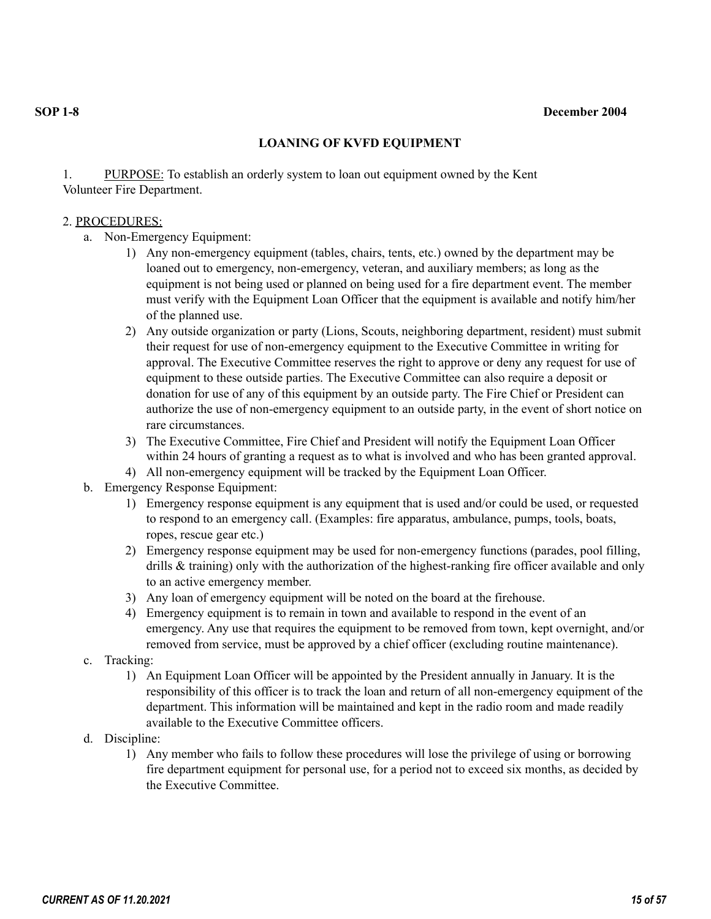**SOP 1-8** **December 2004**

## LOANING OF KVFD EQUIPMENT

1. PURPOSE: To establish an orderly system to loan out equipment owned by the Kent Volunteer Fire Department.

2. PROCEDURES:
   a. Non-Emergency Equipment:
      1) Any non-emergency equipment (tables, chairs, tents, etc.) owned by the department may be loaned out to emergency, non-emergency, veteran, and auxiliary members; as long as the equipment is not being used or planned on being used for a fire department event. The member must verify with the Equipment Loan Officer that the equipment is available and notify him/her of the planned use.
      2) Any outside organization or party (Lions, Scouts, neighboring department, resident) must submit their request for use of non-emergency equipment to the Executive Committee in writing for approval. The Executive Committee reserves the right to approve or deny any request for use of equipment to these outside parties. The Executive Committee can also require a deposit or donation for use of any of this equipment by an outside party. The Fire Chief or President can authorize the use of non-emergency equipment to an outside party, in the event of short notice on rare circumstances.
      3) The Executive Committee, Fire Chief and President will notify the Equipment Loan Officer within 24 hours of granting a request as to what is involved and who has been granted approval.
      4) All non-emergency equipment will be tracked by the Equipment Loan Officer.

   b. Emergency Response Equipment:
      1) Emergency response equipment is any equipment that is used and/or could be used, or requested to respond to an emergency call. (Examples: fire apparatus, ambulance, pumps, tools, boats, ropes, rescue gear etc.)
      2) Emergency response equipment may be used for non-emergency functions (parades, pool filling, drills & training) only with the authorization of the highest-ranking fire officer available and only to an active emergency member.
      3) Any loan of emergency equipment will be noted on the board at the firehouse.
      4) Emergency equipment is to remain in town and available to respond in the event of an emergency. Any use that requires the equipment to be removed from town, kept overnight, and/or removed from service, must be approved by a chief officer (excluding routine maintenance).

   c. Tracking:
      1) An Equipment Loan Officer will be appointed by the President annually in January. It is the responsibility of this officer is to track the loan and return of all non-emergency equipment of the department. This information will be maintained and kept in the radio room and made readily available to the Executive Committee officers.

   d. Discipline:
      1) Any member who fails to follow these procedures will lose the privilege of using or borrowing fire department equipment for personal use, for a period not to exceed six months, as decided by the Executive Committee.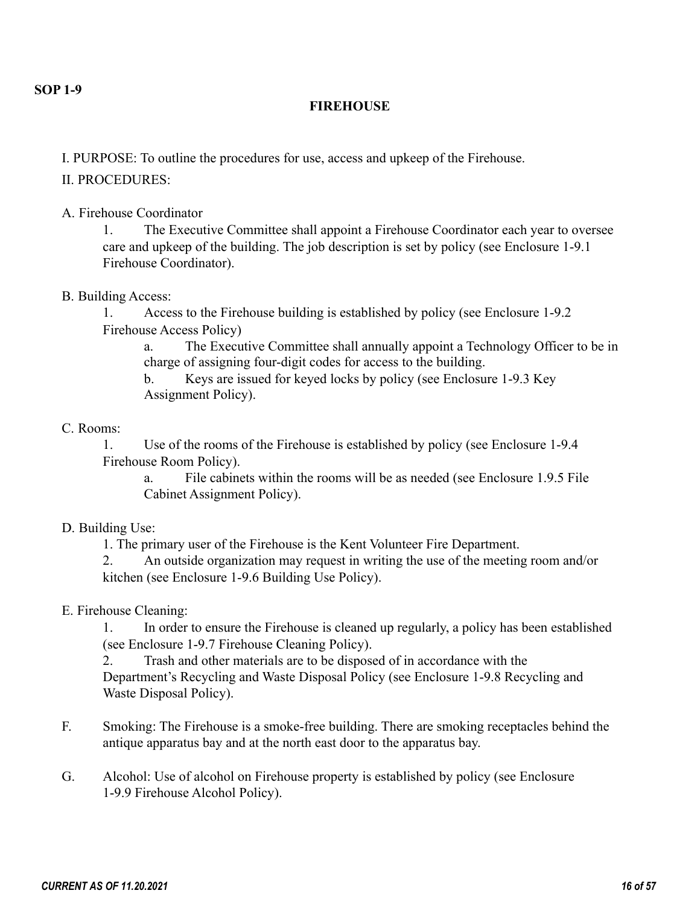**SOP 1-9**

## FIREHOUSE

I. PURPOSE: To outline the procedures for use, access and upkeep of the Firehouse.

II. PROCEDURES:

A. Firehouse Coordinator

1. The Executive Committee shall appoint a Firehouse Coordinator each year to oversee care and upkeep of the building. The job description is set by policy (see Enclosure 1-9.1 Firehouse Coordinator).

B. Building Access:

1. Access to the Firehouse building is established by policy (see Enclosure 1-9.2 Firehouse Access Policy)
   - a. The Executive Committee shall annually appoint a Technology Officer to be in charge of assigning four-digit codes for access to the building.
   - b. Keys are issued for keyed locks by policy (see Enclosure 1-9.3 Key Assignment Policy).

C. Rooms:

1. Use of the rooms of the Firehouse is established by policy (see Enclosure 1-9.4 Firehouse Room Policy).
   - a. File cabinets within the rooms will be as needed (see Enclosure 1.9.5 File Cabinet Assignment Policy).

D. Building Use:

1. The primary user of the Firehouse is the Kent Volunteer Fire Department.
2. An outside organization may request in writing the use of the meeting room and/or kitchen (see Enclosure 1-9.6 Building Use Policy).

E. Firehouse Cleaning:

1. In order to ensure the Firehouse is cleaned up regularly, a policy has been established (see Enclosure 1-9.7 Firehouse Cleaning Policy).
2. Trash and other materials are to be disposed of in accordance with the Department's Recycling and Waste Disposal Policy (see Enclosure 1-9.8 Recycling and Waste Disposal Policy).

F. Smoking: The Firehouse is a smoke-free building. There are smoking receptacles behind the antique apparatus bay and at the north east door to the apparatus bay.

G. Alcohol: Use of alcohol on Firehouse property is established by policy (see Enclosure 1-9.9 Firehouse Alcohol Policy).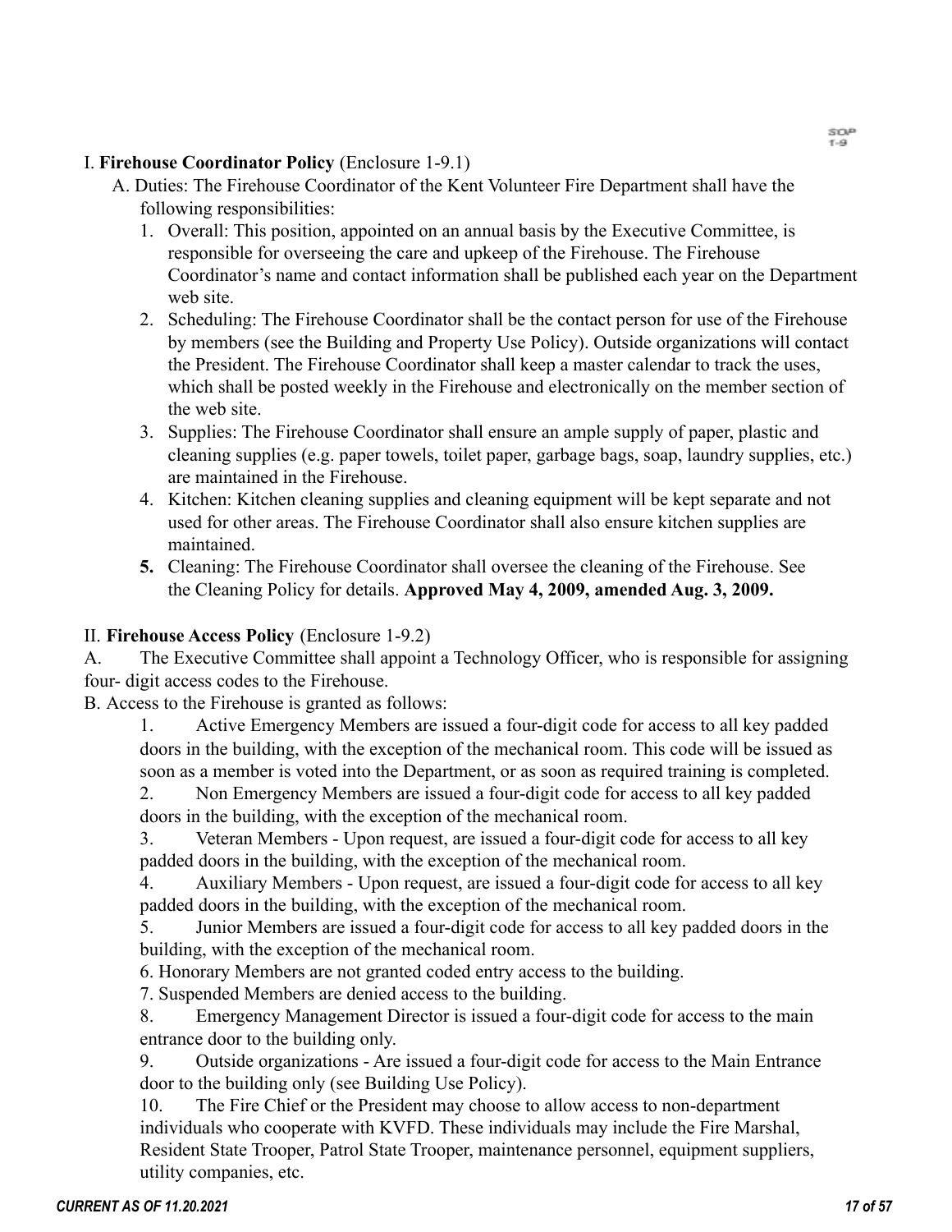I. **Firehouse Coordinator Policy** (Enclosure 1-9.1)

A. Duties: The Firehouse Coordinator of the Kent Volunteer Fire Department shall have the following responsibilities:

1. Overall: This position, appointed on an annual basis by the Executive Committee, is responsible for overseeing the care and upkeep of the Firehouse. The Firehouse Coordinator's name and contact information shall be published each year on the Department web site.
2. Scheduling: The Firehouse Coordinator shall be the contact person for use of the Firehouse by members (see the Building and Property Use Policy). Outside organizations will contact the President. The Firehouse Coordinator shall keep a master calendar to track the uses, which shall be posted weekly in the Firehouse and electronically on the member section of the web site.
3. Supplies: The Firehouse Coordinator shall ensure an ample supply of paper, plastic and cleaning supplies (e.g. paper towels, toilet paper, garbage bags, soap, laundry supplies, etc.) are maintained in the Firehouse.
4. Kitchen: Kitchen cleaning supplies and cleaning equipment will be kept separate and not used for other areas. The Firehouse Coordinator shall also ensure kitchen supplies are maintained.
5. Cleaning: The Firehouse Coordinator shall oversee the cleaning of the Firehouse. See the Cleaning Policy for details. **Approved May 4, 2009, amended Aug. 3, 2009.**

II. **Firehouse Access Policy** (Enclosure 1-9.2)

A. The Executive Committee shall appoint a Technology Officer, who is responsible for assigning four- digit access codes to the Firehouse.

B. Access to the Firehouse is granted as follows:

1. Active Emergency Members are issued a four-digit code for access to all key padded doors in the building, with the exception of the mechanical room. This code will be issued as soon as a member is voted into the Department, or as soon as required training is completed.
2. Non Emergency Members are issued a four-digit code for access to all key padded doors in the building, with the exception of the mechanical room.
3. Veteran Members - Upon request, are issued a four-digit code for access to all key padded doors in the building, with the exception of the mechanical room.
4. Auxiliary Members - Upon request, are issued a four-digit code for access to all key padded doors in the building, with the exception of the mechanical room.
5. Junior Members are issued a four-digit code for access to all key padded doors in the building, with the exception of the mechanical room.
6. Honorary Members are not granted coded entry access to the building.
7. Suspended Members are denied access to the building.
8. Emergency Management Director is issued a four-digit code for access to the main entrance door to the building only.
9. Outside organizations - Are issued a four-digit code for access to the Main Entrance door to the building only (see Building Use Policy).
10. The Fire Chief or the President may choose to allow access to non-department individuals who cooperate with KVFD. These individuals may include the Fire Marshal, Resident State Trooper, Patrol State Trooper, maintenance personnel, equipment suppliers, utility companies, etc.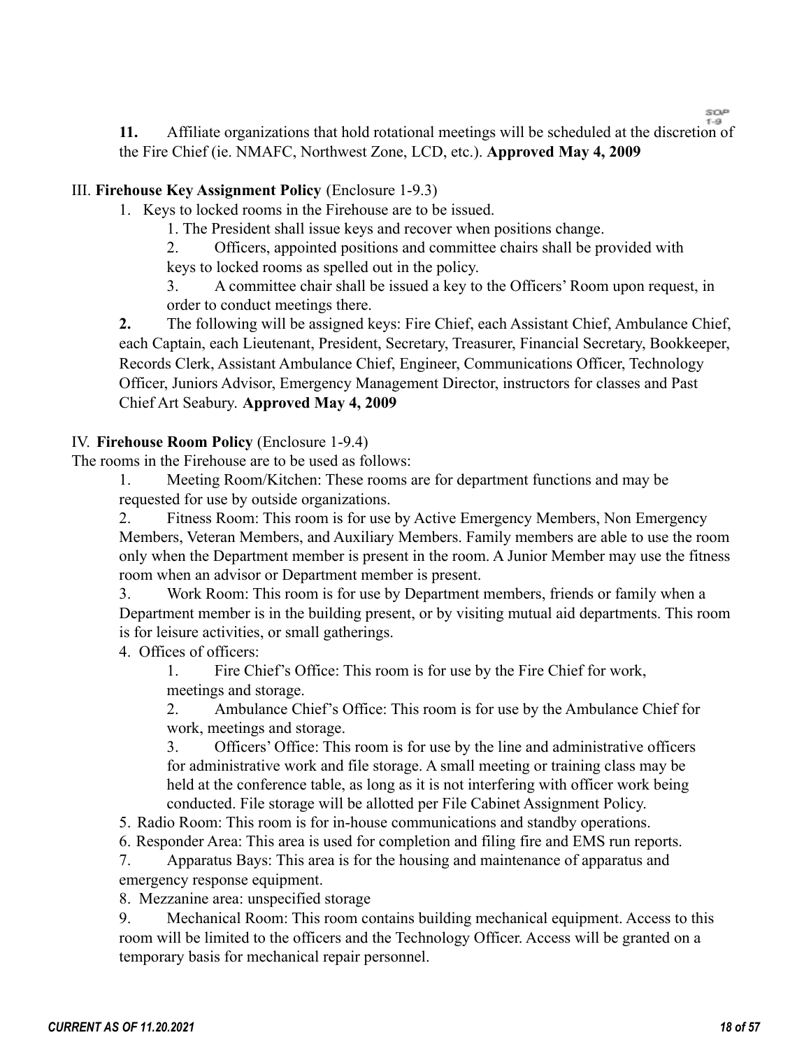**11.** Affiliate organizations that hold rotational meetings will be scheduled at the discretion of the Fire Chief (ie. NMAFC, Northwest Zone, LCD, etc.). **Approved May 4, 2009**

III. **Firehouse Key Assignment Policy** (Enclosure 1-9.3)

1. Keys to locked rooms in the Firehouse are to be issued.
    1. The President shall issue keys and recover when positions change.
    2. Officers, appointed positions and committee chairs shall be provided with keys to locked rooms as spelled out in the policy.
    3. A committee chair shall be issued a key to the Officers' Room upon request, in order to conduct meetings there.

**2.** The following will be assigned keys: Fire Chief, each Assistant Chief, Ambulance Chief, each Captain, each Lieutenant, President, Secretary, Treasurer, Financial Secretary, Bookkeeper, Records Clerk, Assistant Ambulance Chief, Engineer, Communications Officer, Technology Officer, Juniors Advisor, Emergency Management Director, instructors for classes and Past Chief Art Seabury. **Approved May 4, 2009**

IV. **Firehouse Room Policy** (Enclosure 1-9.4)

The rooms in the Firehouse are to be used as follows:

1. Meeting Room/Kitchen: These rooms are for department functions and may be requested for use by outside organizations.
2. Fitness Room: This room is for use by Active Emergency Members, Non Emergency Members, Veteran Members, and Auxiliary Members. Family members are able to use the room only when the Department member is present in the room. A Junior Member may use the fitness room when an advisor or Department member is present.
3. Work Room: This room is for use by Department members, friends or family when a Department member is in the building present, or by visiting mutual aid departments. This room is for leisure activities, or small gatherings.
4. Offices of officers:
    1. Fire Chief's Office: This room is for use by the Fire Chief for work, meetings and storage.
    2. Ambulance Chief's Office: This room is for use by the Ambulance Chief for work, meetings and storage.
    3. Officers' Office: This room is for use by the line and administrative officers for administrative work and file storage. A small meeting or training class may be held at the conference table, as long as it is not interfering with officer work being conducted. File storage will be allotted per File Cabinet Assignment Policy.
5. Radio Room: This room is for in-house communications and standby operations.
6. Responder Area: This area is used for completion and filing fire and EMS run reports.
7. Apparatus Bays: This area is for the housing and maintenance of apparatus and emergency response equipment.
8. Mezzanine area: unspecified storage
9. Mechanical Room: This room contains building mechanical equipment. Access to this room will be limited to the officers and the Technology Officer. Access will be granted on a temporary basis for mechanical repair personnel.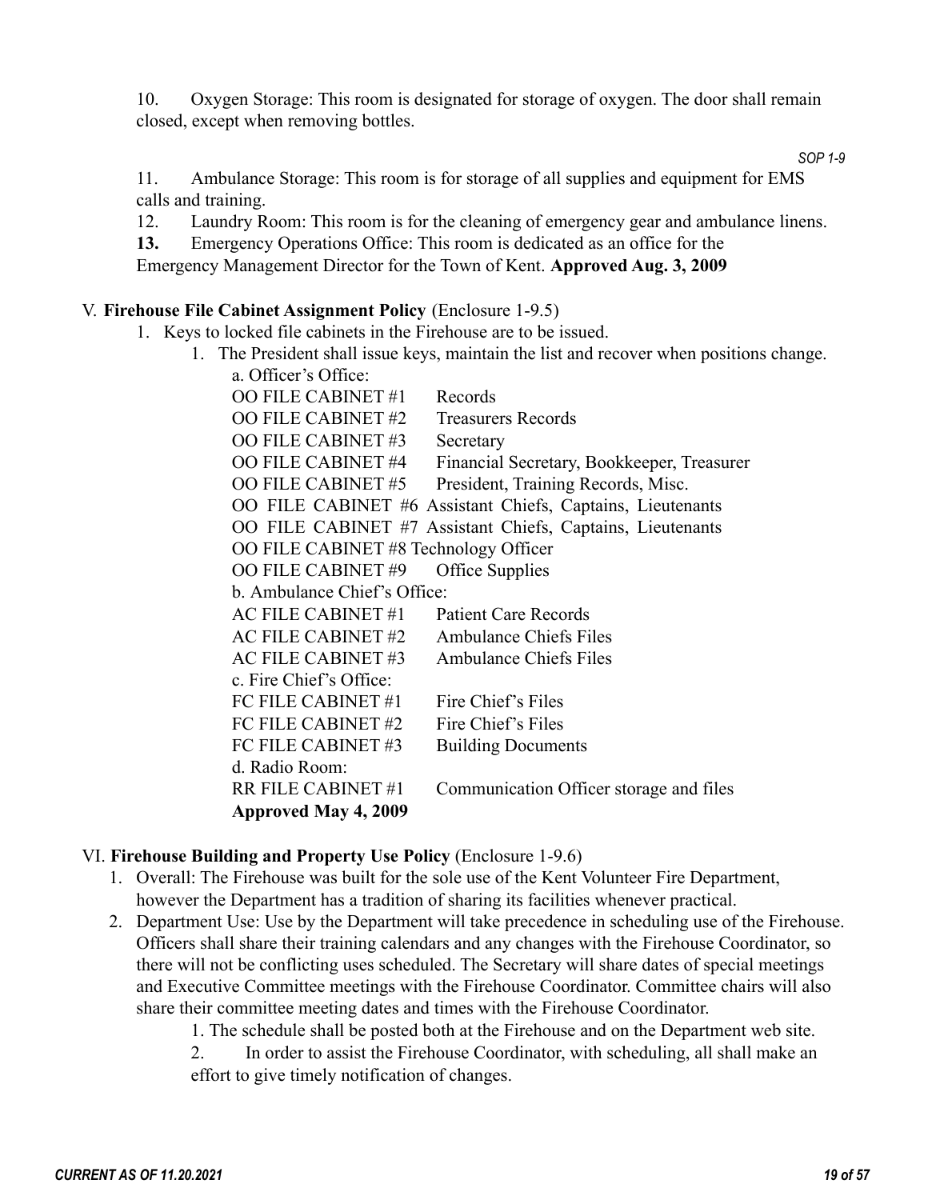10. Oxygen Storage: This room is designated for storage of oxygen. The door shall remain closed, except when removing bottles.

*SOP 1-9*

11. Ambulance Storage: This room is for storage of all supplies and equipment for EMS calls and training.

12. Laundry Room: This room is for the cleaning of emergency gear and ambulance linens.

**13.** Emergency Operations Office: This room is dedicated as an office for the Emergency Management Director for the Town of Kent. **Approved Aug. 3, 2009**

V. **Firehouse File Cabinet Assignment Policy** (Enclosure 1-9.5)

1. Keys to locked file cabinets in the Firehouse are to be issued.
    1. The President shall issue keys, maintain the list and recover when positions change.

a. Officer's Office:

| | |
|---|---|
| OO FILE CABINET #1 | Records |
| OO FILE CABINET #2 | Treasurers Records |
| OO FILE CABINET #3 | Secretary |
| OO FILE CABINET #4 | Financial Secretary, Bookkeeper, Treasurer |
| OO FILE CABINET #5 | President, Training Records, Misc. |
| OO FILE CABINET #6 | Assistant Chiefs, Captains, Lieutenants |
| OO FILE CABINET #7 | Assistant Chiefs, Captains, Lieutenants |
| OO FILE CABINET #8 | Technology Officer |
| OO FILE CABINET #9 | Office Supplies |

b. Ambulance Chief's Office:

| | |
|---|---|
| AC FILE CABINET #1 | Patient Care Records |
| AC FILE CABINET #2 | Ambulance Chiefs Files |
| AC FILE CABINET #3 | Ambulance Chiefs Files |

c. Fire Chief's Office:

| | |
|---|---|
| FC FILE CABINET #1 | Fire Chief's Files |
| FC FILE CABINET #2 | Fire Chief's Files |
| FC FILE CABINET #3 | Building Documents |

d. Radio Room:

| | |
|---|---|
| RR FILE CABINET #1 | Communication Officer storage and files |

**Approved May 4, 2009**

VI. **Firehouse Building and Property Use Policy** (Enclosure 1-9.6)

1. Overall: The Firehouse was built for the sole use of the Kent Volunteer Fire Department, however the Department has a tradition of sharing its facilities whenever practical.
2. Department Use: Use by the Department will take precedence in scheduling use of the Firehouse. Officers shall share their training calendars and any changes with the Firehouse Coordinator, so there will not be conflicting uses scheduled. The Secretary will share dates of special meetings and Executive Committee meetings with the Firehouse Coordinator. Committee chairs will also share their committee meeting dates and times with the Firehouse Coordinator.
    1. The schedule shall be posted both at the Firehouse and on the Department web site.
    2. In order to assist the Firehouse Coordinator, with scheduling, all shall make an effort to give timely notification of changes.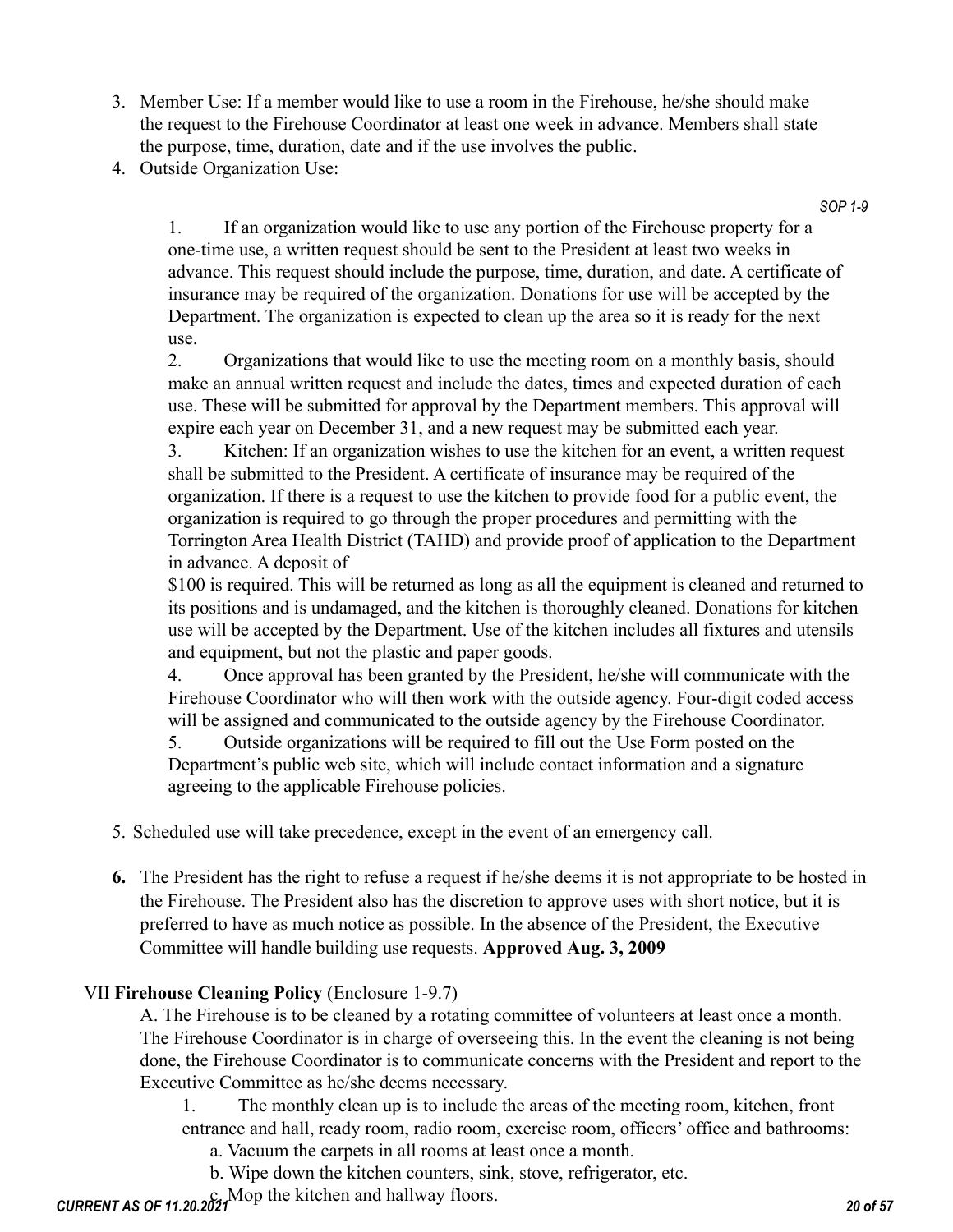3. Member Use: If a member would like to use a room in the Firehouse, he/she should make the request to the Firehouse Coordinator at least one week in advance. Members shall state the purpose, time, duration, date and if the use involves the public.
4. Outside Organization Use:

*SOP 1-9*

 1. If an organization would like to use any portion of the Firehouse property for a one-time use, a written request should be sent to the President at least two weeks in advance. This request should include the purpose, time, duration, and date. A certificate of insurance may be required of the organization. Donations for use will be accepted by the Department. The organization is expected to clean up the area so it is ready for the next use.
 2. Organizations that would like to use the meeting room on a monthly basis, should make an annual written request and include the dates, times and expected duration of each use. These will be submitted for approval by the Department members. This approval will expire each year on December 31, and a new request may be submitted each year.
 3. Kitchen: If an organization wishes to use the kitchen for an event, a written request shall be submitted to the President. A certificate of insurance may be required of the organization. If there is a request to use the kitchen to provide food for a public event, the organization is required to go through the proper procedures and permitting with the Torrington Area Health District (TAHD) and provide proof of application to the Department in advance. A deposit of $100 is required. This will be returned as long as all the equipment is cleaned and returned to its positions and is undamaged, and the kitchen is thoroughly cleaned. Donations for kitchen use will be accepted by the Department. Use of the kitchen includes all fixtures and utensils and equipment, but not the plastic and paper goods.
 4. Once approval has been granted by the President, he/she will communicate with the Firehouse Coordinator who will then work with the outside agency. Four-digit coded access will be assigned and communicated to the outside agency by the Firehouse Coordinator.
 5. Outside organizations will be required to fill out the Use Form posted on the Department's public web site, which will include contact information and a signature agreeing to the applicable Firehouse policies.

5. Scheduled use will take precedence, except in the event of an emergency call.

**6.** The President has the right to refuse a request if he/she deems it is not appropriate to be hosted in the Firehouse. The President also has the discretion to approve uses with short notice, but it is preferred to have as much notice as possible. In the absence of the President, the Executive Committee will handle building use requests. **Approved Aug. 3, 2009**

VII **Firehouse Cleaning Policy** (Enclosure 1-9.7)

A. The Firehouse is to be cleaned by a rotating committee of volunteers at least once a month. The Firehouse Coordinator is in charge of overseeing this. In the event the cleaning is not being done, the Firehouse Coordinator is to communicate concerns with the President and report to the Executive Committee as he/she deems necessary.

 1. The monthly clean up is to include the areas of the meeting room, kitchen, front entrance and hall, ready room, radio room, exercise room, officers' office and bathrooms:
    a. Vacuum the carpets in all rooms at least once a month.
    b. Wipe down the kitchen counters, sink, stove, refrigerator, etc.
    c. Mop the kitchen and hallway floors.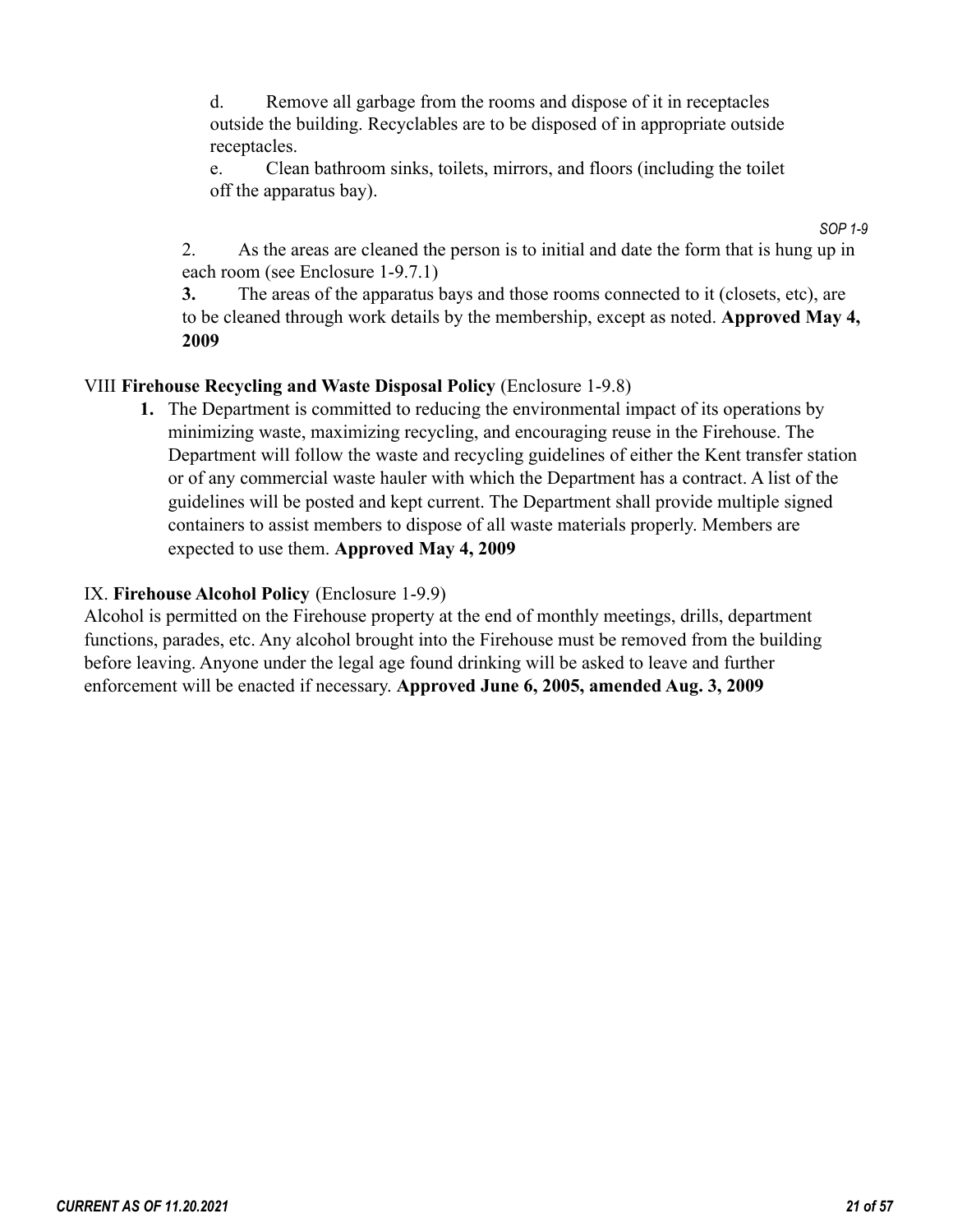d. Remove all garbage from the rooms and dispose of it in receptacles outside the building. Recyclables are to be disposed of in appropriate outside receptacles.

e. Clean bathroom sinks, toilets, mirrors, and floors (including the toilet off the apparatus bay).

*SOP 1-9*

2. As the areas are cleaned the person is to initial and date the form that is hung up in each room (see Enclosure 1-9.7.1)

**3.** The areas of the apparatus bays and those rooms connected to it (closets, etc), are to be cleaned through work details by the membership, except as noted. **Approved May 4, 2009**

VIII **Firehouse Recycling and Waste Disposal Policy** (Enclosure 1-9.8)

**1.** The Department is committed to reducing the environmental impact of its operations by minimizing waste, maximizing recycling, and encouraging reuse in the Firehouse. The Department will follow the waste and recycling guidelines of either the Kent transfer station or of any commercial waste hauler with which the Department has a contract. A list of the guidelines will be posted and kept current. The Department shall provide multiple signed containers to assist members to dispose of all waste materials properly. Members are expected to use them. **Approved May 4, 2009**

IX. **Firehouse Alcohol Policy** (Enclosure 1-9.9)

Alcohol is permitted on the Firehouse property at the end of monthly meetings, drills, department functions, parades, etc. Any alcohol brought into the Firehouse must be removed from the building before leaving. Anyone under the legal age found drinking will be asked to leave and further enforcement will be enacted if necessary. **Approved June 6, 2005, amended Aug. 3, 2009**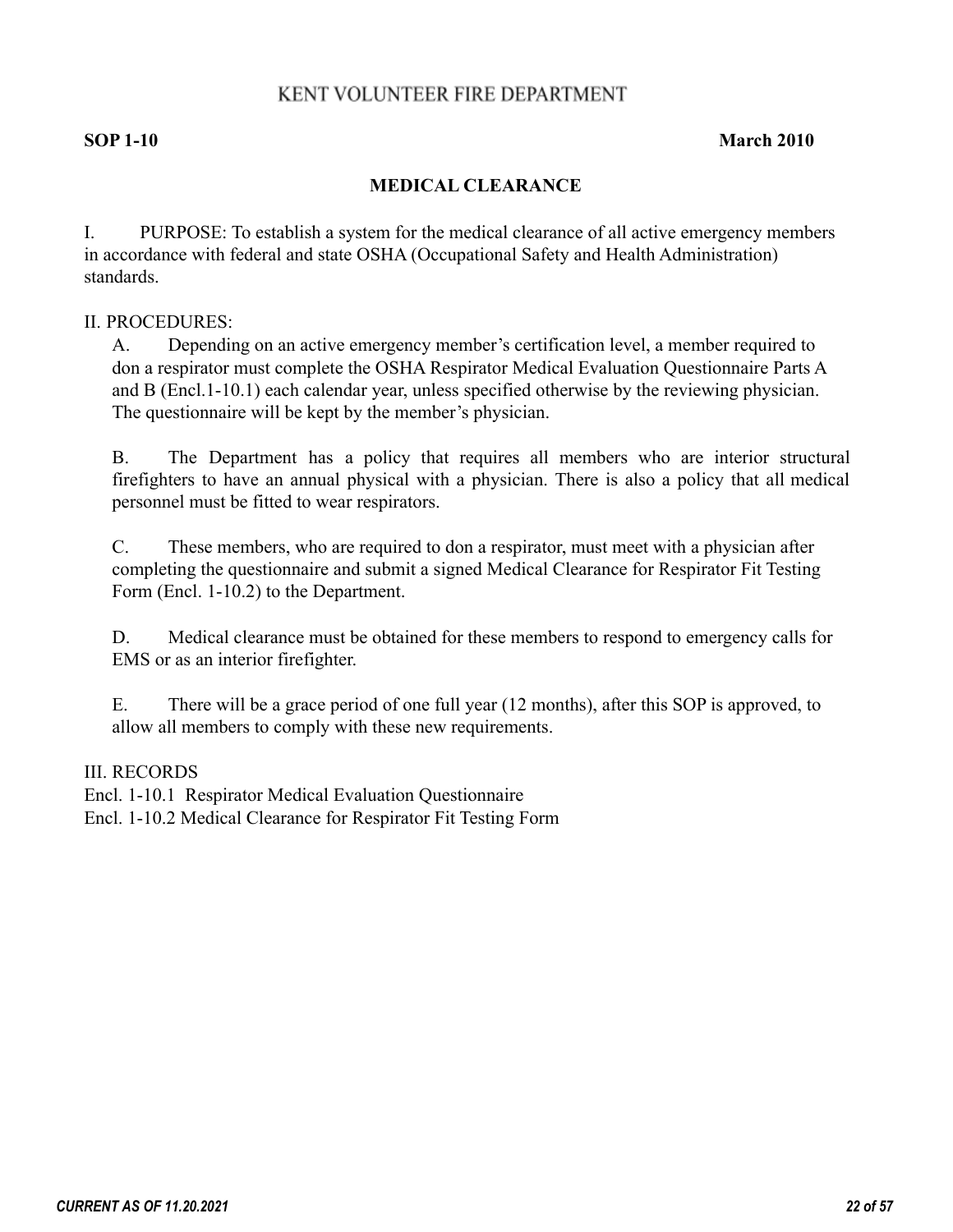# KENT VOLUNTEER FIRE DEPARTMENT

**SOP 1-10** **March 2010**

## MEDICAL CLEARANCE

I. PURPOSE: To establish a system for the medical clearance of all active emergency members in accordance with federal and state OSHA (Occupational Safety and Health Administration) standards.

II. PROCEDURES:

A. Depending on an active emergency member's certification level, a member required to don a respirator must complete the OSHA Respirator Medical Evaluation Questionnaire Parts A and B (Encl.1-10.1) each calendar year, unless specified otherwise by the reviewing physician. The questionnaire will be kept by the member's physician.

B. The Department has a policy that requires all members who are interior structural firefighters to have an annual physical with a physician. There is also a policy that all medical personnel must be fitted to wear respirators.

C. These members, who are required to don a respirator, must meet with a physician after completing the questionnaire and submit a signed Medical Clearance for Respirator Fit Testing Form (Encl. 1-10.2) to the Department.

D. Medical clearance must be obtained for these members to respond to emergency calls for EMS or as an interior firefighter.

E. There will be a grace period of one full year (12 months), after this SOP is approved, to allow all members to comply with these new requirements.

III. RECORDS

Encl. 1-10.1 Respirator Medical Evaluation Questionnaire

Encl. 1-10.2 Medical Clearance for Respirator Fit Testing Form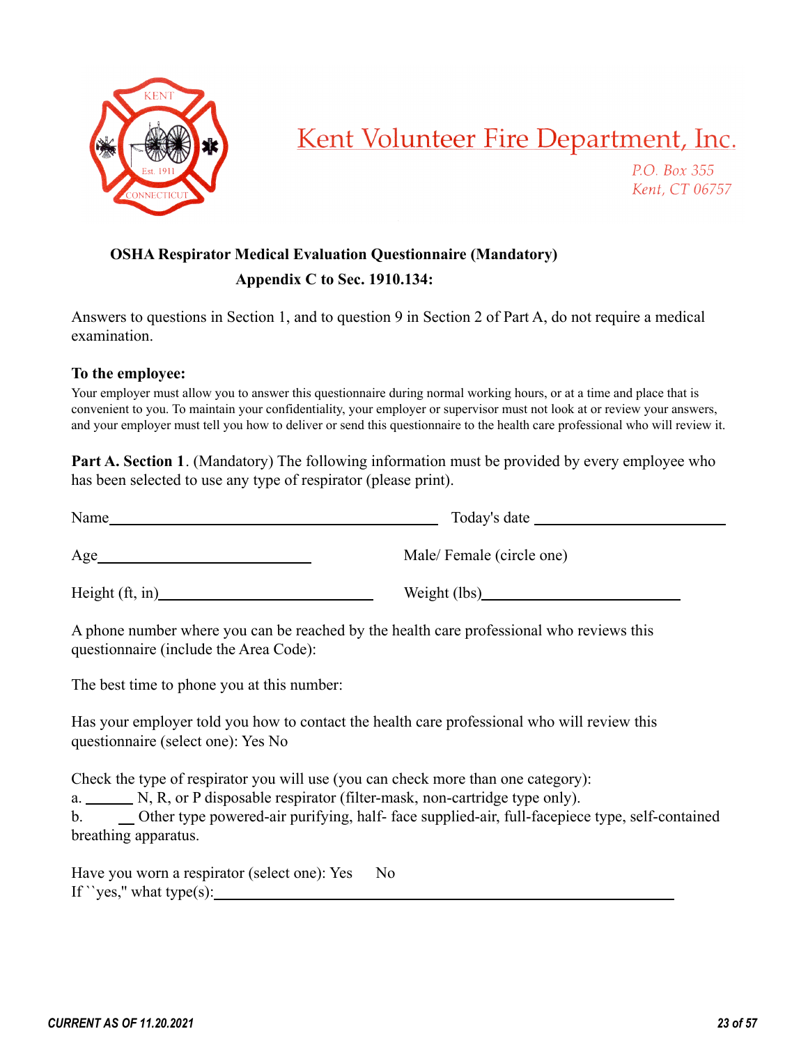Kent Volunteer Fire Department, Inc.

P.O. Box 355
Kent, CT 06757

**OSHA Respirator Medical Evaluation Questionnaire (Mandatory)**
**Appendix C to Sec. 1910.134:**

Answers to questions in Section 1, and to question 9 in Section 2 of Part A, do not require a medical examination.

**To the employee:**

Your employer must allow you to answer this questionnaire during normal working hours, or at a time and place that is convenient to you. To maintain your confidentiality, your employer or supervisor must not look at or review your answers, and your employer must tell you how to deliver or send this questionnaire to the health care professional who will review it.

**Part A. Section 1**. (Mandatory) The following information must be provided by every employee who has been selected to use any type of respirator (please print).

Name______________________________ Today's date ____________________

Age____________________ Male/ Female (circle one)

Height (ft, in)____________________ Weight (lbs)____________________

A phone number where you can be reached by the health care professional who reviews this questionnaire (include the Area Code):

The best time to phone you at this number:

Has your employer told you how to contact the health care professional who will review this questionnaire (select one): Yes No

Check the type of respirator you will use (you can check more than one category):
a. ______ N, R, or P disposable respirator (filter-mask, non-cartridge type only).
b. __ Other type powered-air purifying, half- face supplied-air, full-facepiece type, self-contained breathing apparatus.

Have you worn a respirator (select one): Yes No
If ``yes,'' what type(s):________________________________________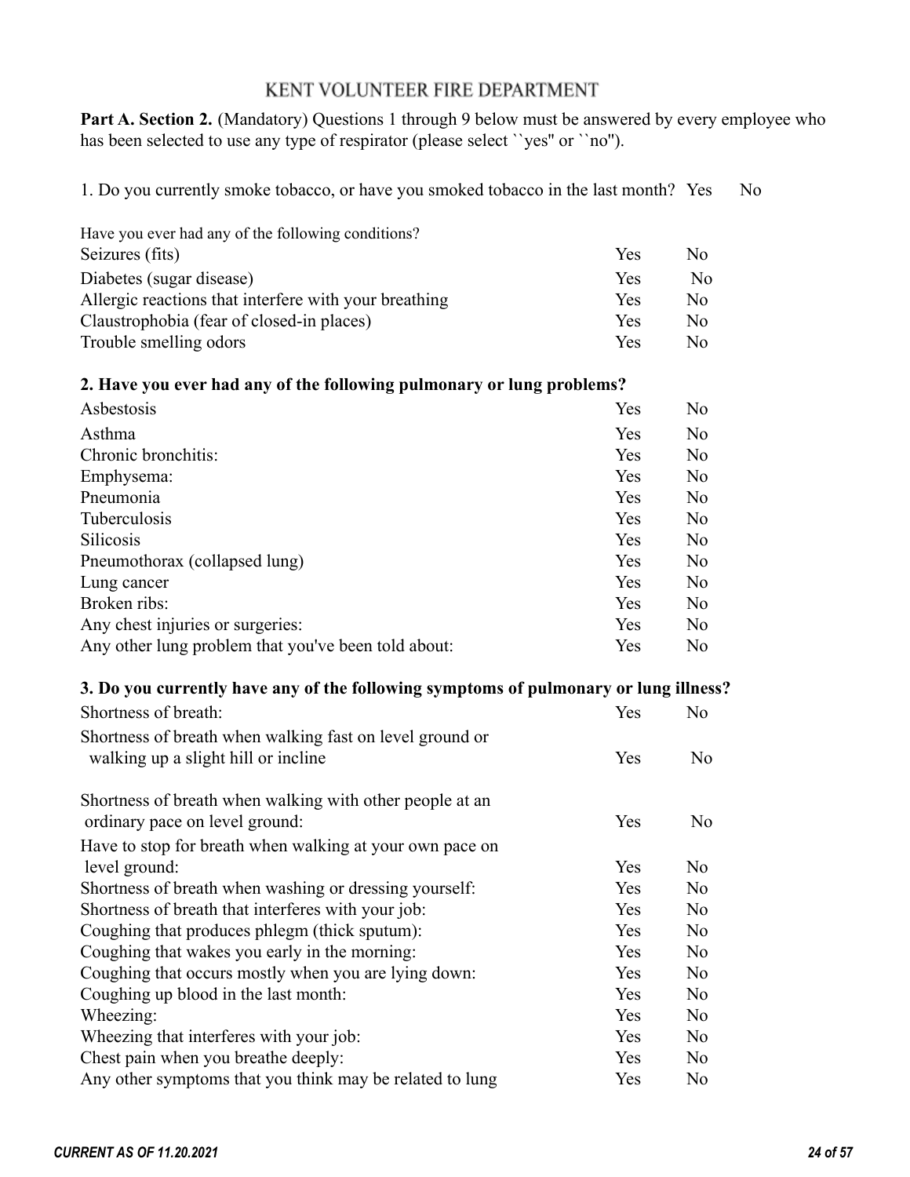# KENT VOLUNTEER FIRE DEPARTMENT

**Part A. Section 2.** (Mandatory) Questions 1 through 9 below must be answered by every employee who has been selected to use any type of respirator (please select ``yes'' or ``no'').

1. Do you currently smoke tobacco, or have you smoked tobacco in the last month? Yes No

| | | |
|---|---|---|
| Have you ever had any of the following conditions? | | |
| Seizures (fits) | Yes | No |
| Diabetes (sugar disease) | Yes | No |
| Allergic reactions that interfere with your breathing | Yes | No |
| Claustrophobia (fear of closed-in places) | Yes | No |
| Trouble smelling odors | Yes | No |

**2. Have you ever had any of the following pulmonary or lung problems?**

| | | |
|---|---|---|
| Asbestosis | Yes | No |
| Asthma | Yes | No |
| Chronic bronchitis: | Yes | No |
| Emphysema: | Yes | No |
| Pneumonia | Yes | No |
| Tuberculosis | Yes | No |
| Silicosis | Yes | No |
| Pneumothorax (collapsed lung) | Yes | No |
| Lung cancer | Yes | No |
| Broken ribs: | Yes | No |
| Any chest injuries or surgeries: | Yes | No |
| Any other lung problem that you've been told about: | Yes | No |

**3. Do you currently have any of the following symptoms of pulmonary or lung illness?**

| | | |
|---|---|---|
| Shortness of breath: | Yes | No |
| Shortness of breath when walking fast on level ground or walking up a slight hill or incline | Yes | No |
| Shortness of breath when walking with other people at an ordinary pace on level ground: | Yes | No |
| Have to stop for breath when walking at your own pace on level ground: | Yes | No |
| Shortness of breath when washing or dressing yourself: | Yes | No |
| Shortness of breath that interferes with your job: | Yes | No |
| Coughing that produces phlegm (thick sputum): | Yes | No |
| Coughing that wakes you early in the morning: | Yes | No |
| Coughing that occurs mostly when you are lying down: | Yes | No |
| Coughing up blood in the last month: | Yes | No |
| Wheezing: | Yes | No |
| Wheezing that interferes with your job: | Yes | No |
| Chest pain when you breathe deeply: | Yes | No |
| Any other symptoms that you think may be related to lung | Yes | No |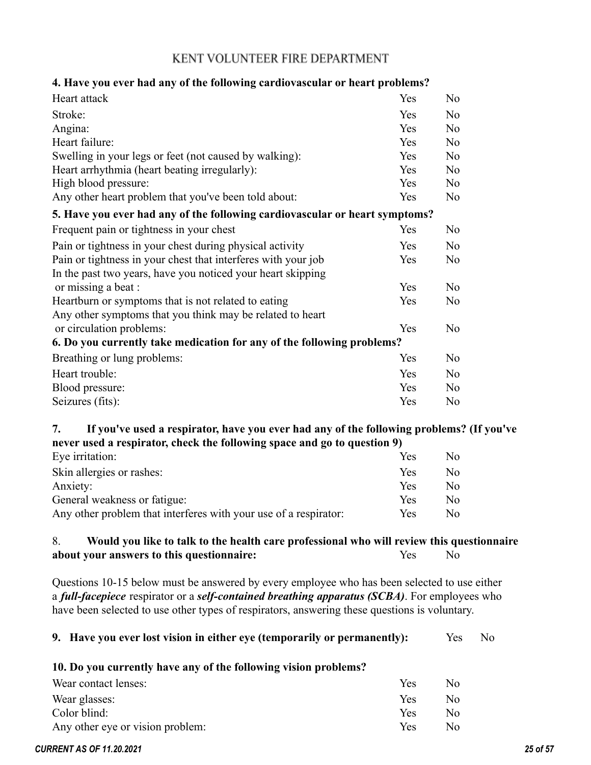KENT VOLUNTEER FIRE DEPARTMENT

**4. Have you ever had any of the following cardiovascular or heart problems?**

| | | |
|---|---|---|
| Heart attack | Yes | No |
| Stroke: | Yes | No |
| Angina: | Yes | No |
| Heart failure: | Yes | No |
| Swelling in your legs or feet (not caused by walking): | Yes | No |
| Heart arrhythmia (heart beating irregularly): | Yes | No |
| High blood pressure: | Yes | No |
| Any other heart problem that you've been told about: | Yes | No |

**5. Have you ever had any of the following cardiovascular or heart symptoms?**

| | | |
|---|---|---|
| Frequent pain or tightness in your chest | Yes | No |
| Pain or tightness in your chest during physical activity | Yes | No |
| Pain or tightness in your chest that interferes with your job | Yes | No |
| In the past two years, have you noticed your heart skipping or missing a beat : | Yes | No |
| Heartburn or symptoms that is not related to eating | Yes | No |
| Any other symptoms that you think may be related to heart or circulation problems: | Yes | No |

**6. Do you currently take medication for any of the following problems?**

| | | |
|---|---|---|
| Breathing or lung problems: | Yes | No |
| Heart trouble: | Yes | No |
| Blood pressure: | Yes | No |
| Seizures (fits): | Yes | No |

**7. If you've used a respirator, have you ever had any of the following problems? (If you've never used a respirator, check the following space and go to question 9)**

| | | |
|---|---|---|
| Eye irritation: | Yes | No |
| Skin allergies or rashes: | Yes | No |
| Anxiety: | Yes | No |
| General weakness or fatigue: | Yes | No |
| Any other problem that interferes with your use of a respirator: | Yes | No |

8. **Would you like to talk to the health care professional who will review this questionnaire about your answers to this questionnaire:** Yes No

Questions 10-15 below must be answered by every employee who has been selected to use either a ***full-facepiece*** respirator or a ***self-contained breathing apparatus (SCBA)***. For employees who have been selected to use other types of respirators, answering these questions is voluntary.

**9. Have you ever lost vision in either eye (temporarily or permanently):** Yes No

**10. Do you currently have any of the following vision problems?**

| | | |
|---|---|---|
| Wear contact lenses: | Yes | No |
| Wear glasses: | Yes | No |
| Color blind: | Yes | No |
| Any other eye or vision problem: | Yes | No |

***CURRENT AS OF 11.20.2021***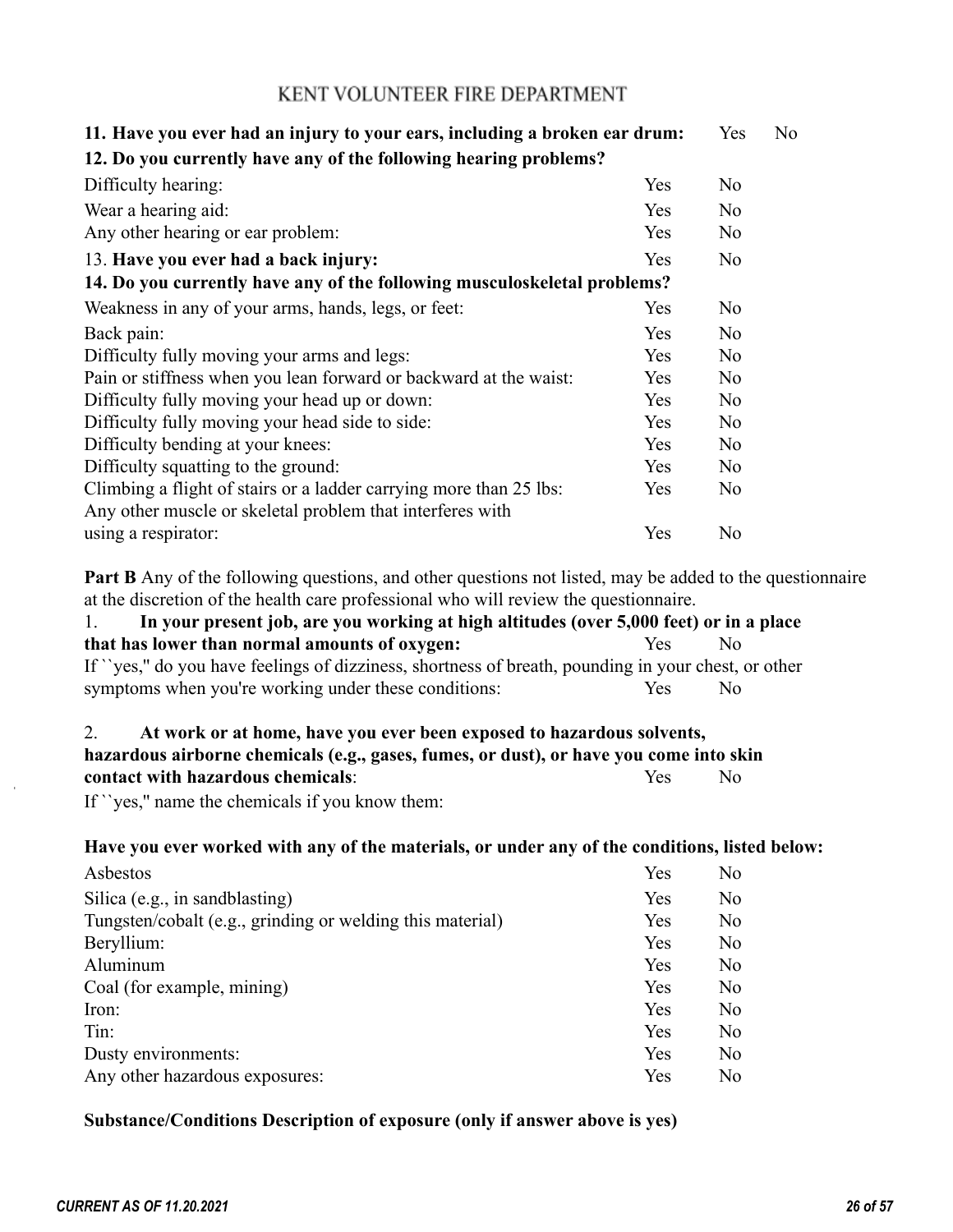# KENT VOLUNTEER FIRE DEPARTMENT

**11. Have you ever had an injury to your ears, including a broken ear drum:** Yes No

**12. Do you currently have any of the following hearing problems?**

| | | |
|---|---|---|
| Difficulty hearing: | Yes | No |
| Wear a hearing aid: | Yes | No |
| Any other hearing or ear problem: | Yes | No |

13. **Have you ever had a back injury:** Yes No

**14. Do you currently have any of the following musculoskeletal problems?**

| | | |
|---|---|---|
| Weakness in any of your arms, hands, legs, or feet: | Yes | No |
| Back pain: | Yes | No |
| Difficulty fully moving your arms and legs: | Yes | No |
| Pain or stiffness when you lean forward or backward at the waist: | Yes | No |
| Difficulty fully moving your head up or down: | Yes | No |
| Difficulty fully moving your head side to side: | Yes | No |
| Difficulty bending at your knees: | Yes | No |
| Difficulty squatting to the ground: | Yes | No |
| Climbing a flight of stairs or a ladder carrying more than 25 lbs: | Yes | No |
| Any other muscle or skeletal problem that interferes with using a respirator: | Yes | No |

**Part B** Any of the following questions, and other questions not listed, may be added to the questionnaire at the discretion of the health care professional who will review the questionnaire.

1. **In your present job, are you working at high altitudes (over 5,000 feet) or in a place that has lower than normal amounts of oxygen:** Yes No

If ``yes,'' do you have feelings of dizziness, shortness of breath, pounding in your chest, or other symptoms when you're working under these conditions: Yes No

2. **At work or at home, have you ever been exposed to hazardous solvents, hazardous airborne chemicals (e.g., gases, fumes, or dust), or have you come into skin contact with hazardous chemicals**: Yes No

If ``yes,'' name the chemicals if you know them:

**Have you ever worked with any of the materials, or under any of the conditions, listed below:**

| | | |
|---|---|---|
| Asbestos | Yes | No |
| Silica (e.g., in sandblasting) | Yes | No |
| Tungsten/cobalt (e.g., grinding or welding this material) | Yes | No |
| Beryllium: | Yes | No |
| Aluminum | Yes | No |
| Coal (for example, mining) | Yes | No |
| Iron: | Yes | No |
| Tin: | Yes | No |
| Dusty environments: | Yes | No |
| Any other hazardous exposures: | Yes | No |

**Substance/Conditions Description of exposure (only if answer above is yes)**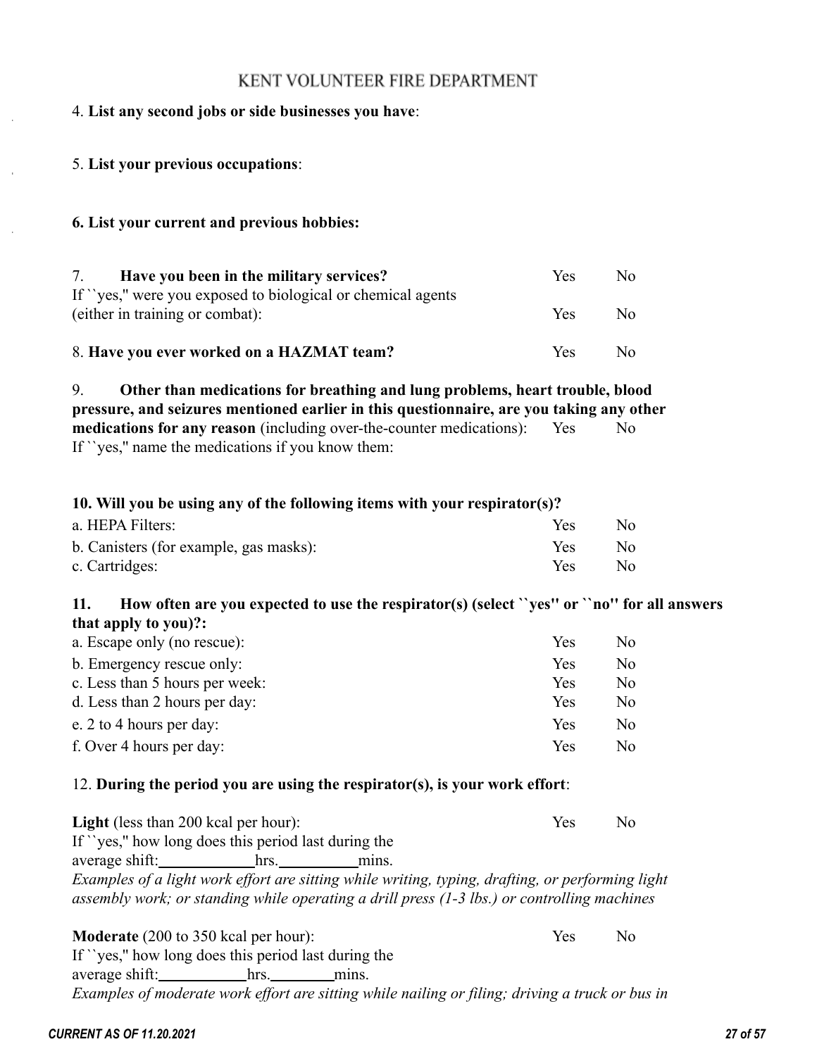KENT VOLUNTEER FIRE DEPARTMENT

4. **List any second jobs or side businesses you have**:

5. **List your previous occupations**:

**6. List your current and previous hobbies:**

7. **Have you been in the military services?** Yes No

If ``yes,'' were you exposed to biological or chemical agents (either in training or combat): Yes No

8. **Have you ever worked on a HAZMAT team?** Yes No

9. **Other than medications for breathing and lung problems, heart trouble, blood pressure, and seizures mentioned earlier in this questionnaire, are you taking any other medications for any reason** (including over-the-counter medications): Yes No

If ``yes,'' name the medications if you know them:

**10. Will you be using any of the following items with your respirator(s)?**

| | | |
|---|---|---|
| a. HEPA Filters: | Yes | No |
| b. Canisters (for example, gas masks): | Yes | No |
| c. Cartridges: | Yes | No |

**11. How often are you expected to use the respirator(s) (select ``yes'' or ``no'' for all answers that apply to you)?:**

| | | |
|---|---|---|
| a. Escape only (no rescue): | Yes | No |
| b. Emergency rescue only: | Yes | No |
| c. Less than 5 hours per week: | Yes | No |
| d. Less than 2 hours per day: | Yes | No |
| e. 2 to 4 hours per day: | Yes | No |
| f. Over 4 hours per day: | Yes | No |

12. **During the period you are using the respirator(s), is your work effort**:

**Light** (less than 200 kcal per hour): Yes No

If ``yes,'' how long does this period last during the average shift:\_\_\_\_\_\_\_\_\_\_\_\_hrs.\_\_\_\_\_\_\_\_\_\_mins.

*Examples of a light work effort are sitting while writing, typing, drafting, or performing light assembly work; or standing while operating a drill press (1-3 lbs.) or controlling machines*

**Moderate** (200 to 350 kcal per hour): Yes No

If ``yes,'' how long does this period last during the average shift:\_\_\_\_\_\_\_\_\_\_\_hrs.\_\_\_\_\_\_\_\_mins.

*Examples of moderate work effort are sitting while nailing or filing; driving a truck or bus in*

*CURRENT AS OF 11.20.2021*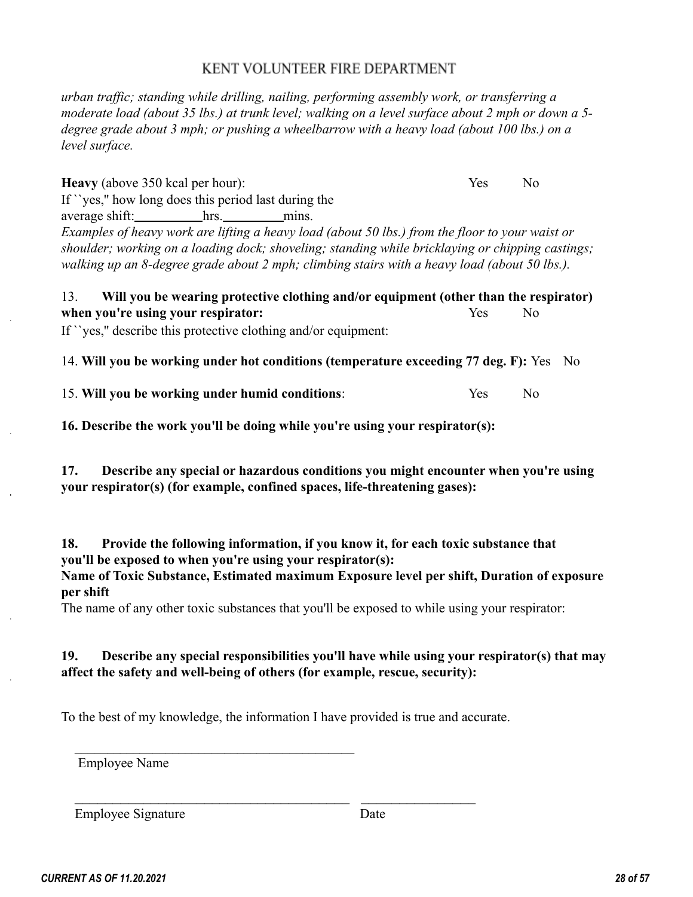*urban traffic; standing while drilling, nailing, performing assembly work, or transferring a moderate load (about 35 lbs.) at trunk level; walking on a level surface about 2 mph or down a 5-degree grade about 3 mph; or pushing a wheelbarrow with a heavy load (about 100 lbs.) on a level surface.*

**Heavy** (above 350 kcal per hour): Yes No

If ``yes," how long does this period last during the average shift:__________hrs.__________mins.

*Examples of heavy work are lifting a heavy load (about 50 lbs.) from the floor to your waist or shoulder; working on a loading dock; shoveling; standing while bricklaying or chipping castings; walking up an 8-degree grade about 2 mph; climbing stairs with a heavy load (about 50 lbs.).*

13. **Will you be wearing protective clothing and/or equipment (other than the respirator) when you're using your respirator:** Yes No

If ``yes," describe this protective clothing and/or equipment:

14. **Will you be working under hot conditions (temperature exceeding 77 deg. F):** Yes No

15. **Will you be working under humid conditions**: Yes No

**16. Describe the work you'll be doing while you're using your respirator(s):**

17. **Describe any special or hazardous conditions you might encounter when you're using your respirator(s) (for example, confined spaces, life-threatening gases):**

18. **Provide the following information, if you know it, for each toxic substance that you'll be exposed to when you're using your respirator(s):**

**Name of Toxic Substance, Estimated maximum Exposure level per shift, Duration of exposure per shift**

The name of any other toxic substances that you'll be exposed to while using your respirator:

19. **Describe any special responsibilities you'll have while using your respirator(s) that may affect the safety and well-being of others (for example, rescue, security):**

To the best of my knowledge, the information I have provided is true and accurate.

\_\_\_\_\_\_\_\_\_\_\_\_\_\_\_\_\_\_\_\_\_\_\_\_\_\_\_\_\_\_\_\_\_\_\_\_\_\_\_\_\_

Employee Name

\_\_\_\_\_\_\_\_\_\_\_\_\_\_\_\_\_\_\_\_\_\_\_\_\_\_\_\_\_\_\_\_\_\_\_\_\_\_\_\_\_ \_\_\_\_\_\_\_\_\_\_\_\_\_\_\_\_\_

Employee Signature Date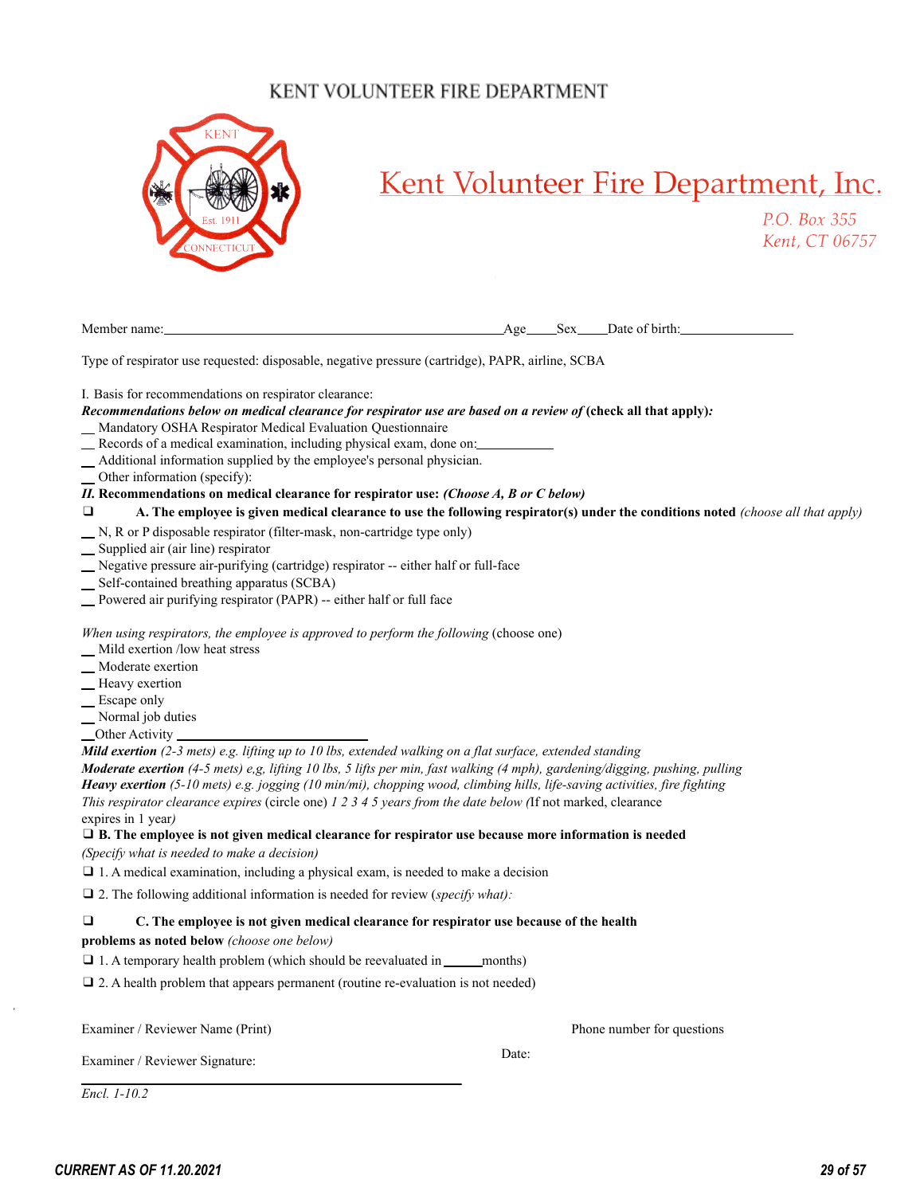# KENT VOLUNTEER FIRE DEPARTMENT

KENT
Est. 1911
CONNECTICUT

Kent Volunteer Fire Department, Inc.

P.O. Box 355
Kent, CT 06757

Member name:\_\_\_\_\_\_\_\_\_\_\_\_\_\_\_\_\_\_\_\_\_\_\_\_\_\_\_\_\_\_\_\_\_\_\_\_\_\_\_\_Age\_\_\_\_Sex\_\_\_\_Date of birth:\_\_\_\_\_\_\_\_\_\_\_\_\_\_\_

Type of respirator use requested: disposable, negative pressure (cartridge), PAPR, airline, SCBA

I. Basis for recommendations on respirator clearance:

***Recommendations below on medical clearance for respirator use are based on a review of* (check all that apply)*:***

\_\_ Mandatory OSHA Respirator Medical Evaluation Questionnaire
\_\_ Records of a medical examination, including physical exam, done on:\_\_\_\_\_\_\_\_\_\_
\_\_ Additional information supplied by the employee's personal physician.
\_\_ Other information (specify):

***II.* Recommendations on medical clearance for respirator use:** ***(Choose A, B or C below)***

❑ **A. The employee is given medical clearance to use the following respirator(s) under the conditions noted** *(choose all that apply)*

\_\_ N, R or P disposable respirator (filter-mask, non-cartridge type only)
\_\_ Supplied air (air line) respirator
\_\_ Negative pressure air-purifying (cartridge) respirator -- either half or full-face
\_\_ Self-contained breathing apparatus (SCBA)
\_\_ Powered air purifying respirator (PAPR) -- either half or full face

*When using respirators, the employee is approved to perform the following* (choose one)

\_\_ Mild exertion /low heat stress
\_\_ Moderate exertion
\_\_ Heavy exertion
\_\_ Escape only
\_\_ Normal job duties
\_\_Other Activity \_\_\_\_\_\_\_\_\_\_\_\_\_\_\_\_\_\_\_\_\_\_

***Mild exertion*** *(2-3 mets) e.g. lifting up to 10 lbs, extended walking on a flat surface, extended standing*
***Moderate exertion*** *(4-5 mets) e,g, lifting 10 lbs, 5 lifts per min, fast walking (4 mph), gardening/digging, pushing, pulling*
***Heavy exertion*** *(5-10 mets) e.g. jogging (10 min/mi), chopping wood, climbing hills, life-saving activities, fire fighting*
*This respirator clearance expires* (circle one) *1 2 3 4 5 years from the date below (*If not marked, clearance expires in 1 year*)*

❑ **B. The employee is not given medical clearance for respirator use because more information is needed**
*(Specify what is needed to make a decision)*

❑ 1. A medical examination, including a physical exam, is needed to make a decision

❑ 2. The following additional information is needed for review (*specify what):*

❑ **C. The employee is not given medical clearance for respirator use because of the health problems as noted below** *(choose one below)*

❑ 1. A temporary health problem (which should be reevaluated in \_\_\_\_\_\_months)

❑ 2. A health problem that appears permanent (routine re-evaluation is not needed)

Examiner / Reviewer Name (Print)

Phone number for questions

Examiner / Reviewer Signature:

Date:

*Encl. 1-10.2*

***CURRENT AS OF 11.20.2021***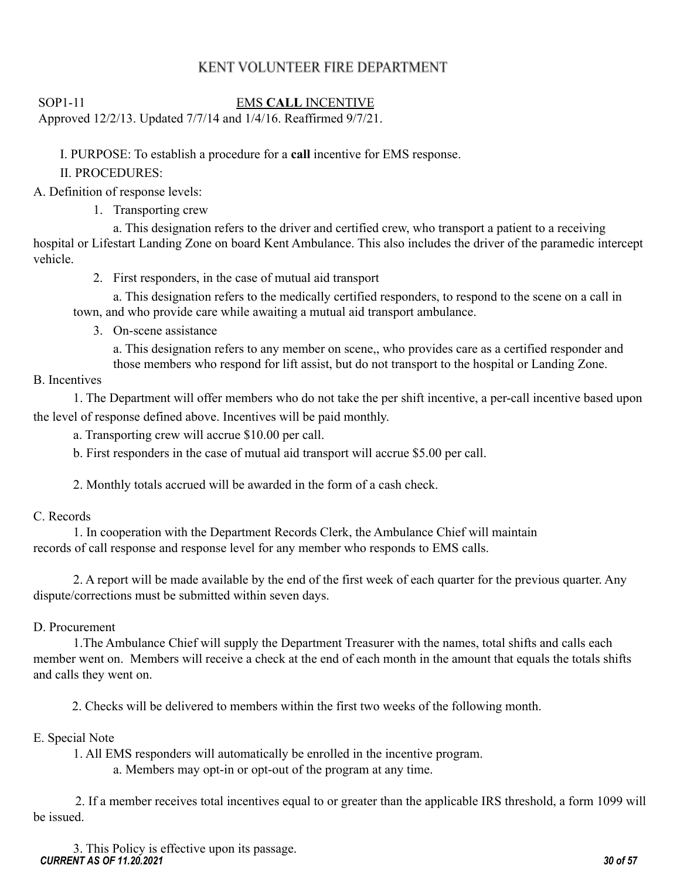# KENT VOLUNTEER FIRE DEPARTMENT

SOP1-11 EMS **CALL** INCENTIVE

Approved 12/2/13. Updated 7/7/14 and 1/4/16. Reaffirmed 9/7/21.

I. PURPOSE: To establish a procedure for a **call** incentive for EMS response.

II. PROCEDURES:

A. Definition of response levels:

1. Transporting crew

   a. This designation refers to the driver and certified crew, who transport a patient to a receiving hospital or Lifestart Landing Zone on board Kent Ambulance. This also includes the driver of the paramedic intercept vehicle.

2. First responders, in the case of mutual aid transport

   a. This designation refers to the medically certified responders, to respond to the scene on a call in town, and who provide care while awaiting a mutual aid transport ambulance.

3. On-scene assistance

   a. This designation refers to any member on scene,, who provides care as a certified responder and those members who respond for lift assist, but do not transport to the hospital or Landing Zone.

B. Incentives

1. The Department will offer members who do not take the per shift incentive, a per-call incentive based upon the level of response defined above. Incentives will be paid monthly.

   a. Transporting crew will accrue $10.00 per call.

   b. First responders in the case of mutual aid transport will accrue $5.00 per call.

2. Monthly totals accrued will be awarded in the form of a cash check.

C. Records

1. In cooperation with the Department Records Clerk, the Ambulance Chief will maintain records of call response and response level for any member who responds to EMS calls.

2. A report will be made available by the end of the first week of each quarter for the previous quarter. Any dispute/corrections must be submitted within seven days.

D. Procurement

1.The Ambulance Chief will supply the Department Treasurer with the names, total shifts and calls each member went on. Members will receive a check at the end of each month in the amount that equals the totals shifts and calls they went on.

2. Checks will be delivered to members within the first two weeks of the following month.

E. Special Note

1. All EMS responders will automatically be enrolled in the incentive program.

   a. Members may opt-in or opt-out of the program at any time.

2. If a member receives total incentives equal to or greater than the applicable IRS threshold, a form 1099 will be issued.

3. This Policy is effective upon its passage.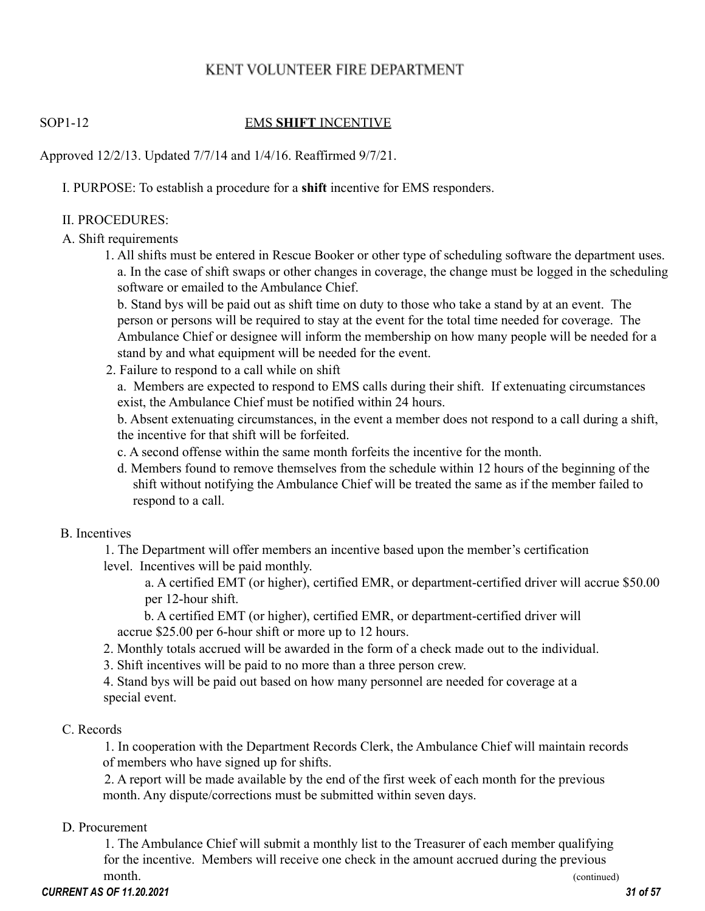# KENT VOLUNTEER FIRE DEPARTMENT

SOP1-12 **EMS SHIFT INCENTIVE**

Approved 12/2/13. Updated 7/7/14 and 1/4/16. Reaffirmed 9/7/21.

I. PURPOSE: To establish a procedure for a **shift** incentive for EMS responders.

II. PROCEDURES:

A. Shift requirements

1. All shifts must be entered in Rescue Booker or other type of scheduling software the department uses.
   a. In the case of shift swaps or other changes in coverage, the change must be logged in the scheduling software or emailed to the Ambulance Chief.
   b. Stand bys will be paid out as shift time on duty to those who take a stand by at an event. The person or persons will be required to stay at the event for the total time needed for coverage. The Ambulance Chief or designee will inform the membership on how many people will be needed for a stand by and what equipment will be needed for the event.
2. Failure to respond to a call while on shift
   a. Members are expected to respond to EMS calls during their shift. If extenuating circumstances exist, the Ambulance Chief must be notified within 24 hours.
   b. Absent extenuating circumstances, in the event a member does not respond to a call during a shift, the incentive for that shift will be forfeited.
   c. A second offense within the same month forfeits the incentive for the month.
   d. Members found to remove themselves from the schedule within 12 hours of the beginning of the shift without notifying the Ambulance Chief will be treated the same as if the member failed to respond to a call.

B. Incentives

1. The Department will offer members an incentive based upon the member's certification level. Incentives will be paid monthly.
   a. A certified EMT (or higher), certified EMR, or department-certified driver will accrue $50.00 per 12-hour shift.
   b. A certified EMT (or higher), certified EMR, or department-certified driver will accrue $25.00 per 6-hour shift or more up to 12 hours.
2. Monthly totals accrued will be awarded in the form of a check made out to the individual.
3. Shift incentives will be paid to no more than a three person crew.
4. Stand bys will be paid out based on how many personnel are needed for coverage at a special event.

C. Records

1. In cooperation with the Department Records Clerk, the Ambulance Chief will maintain records of members who have signed up for shifts.
2. A report will be made available by the end of the first week of each month for the previous month. Any dispute/corrections must be submitted within seven days.

D. Procurement

1. The Ambulance Chief will submit a monthly list to the Treasurer of each member qualifying for the incentive. Members will receive one check in the amount accrued during the previous month.

(continued)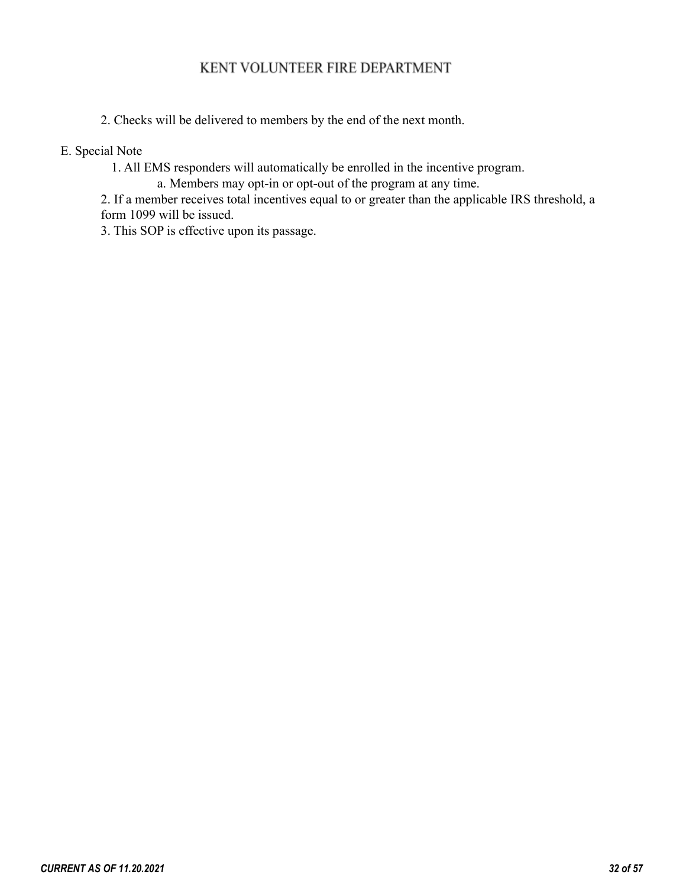2. Checks will be delivered to members by the end of the next month.

E. Special Note

1. All EMS responders will automatically be enrolled in the incentive program.
    a. Members may opt-in or opt-out of the program at any time.
2. If a member receives total incentives equal to or greater than the applicable IRS threshold, a form 1099 will be issued.
3. This SOP is effective upon its passage.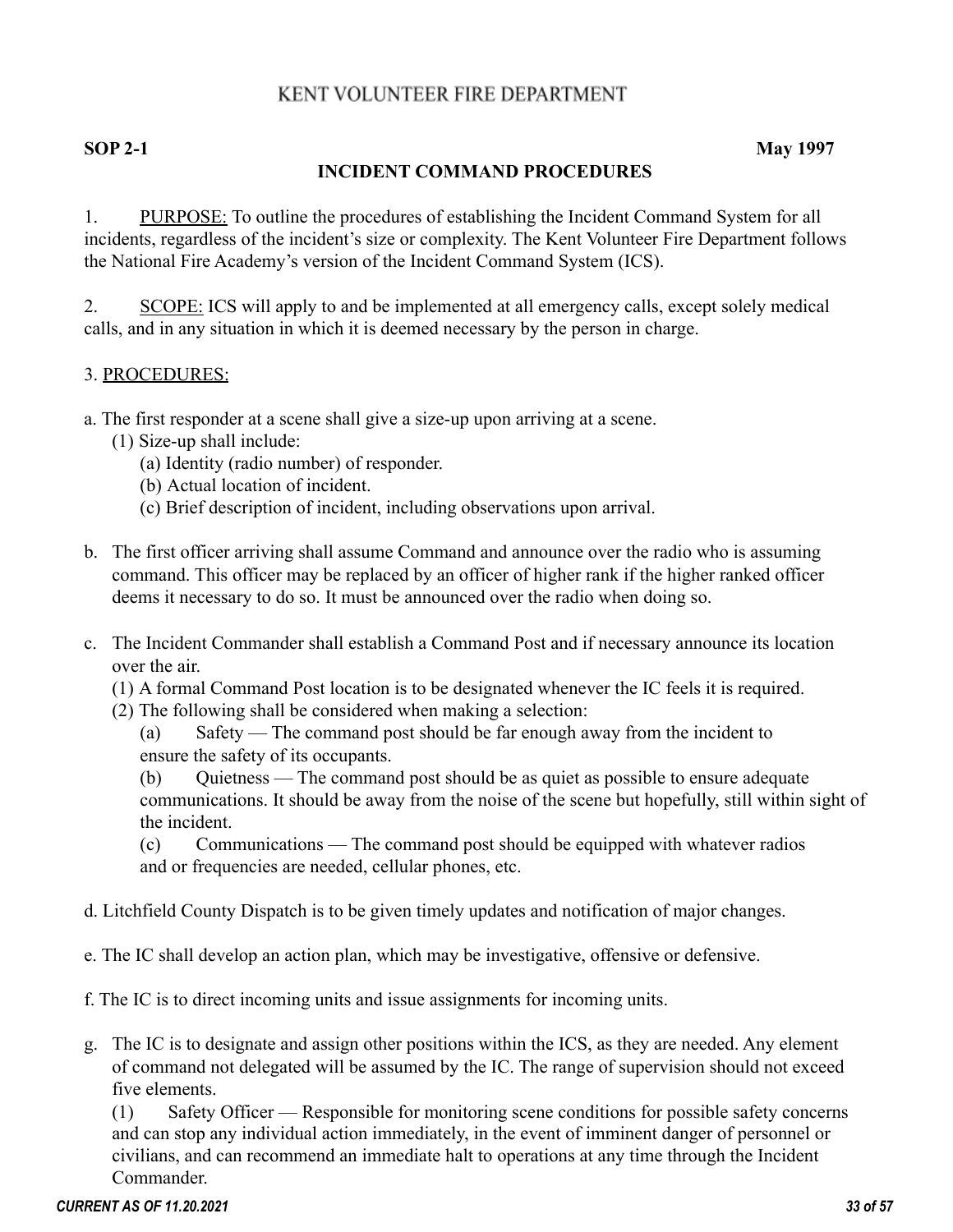# KENT VOLUNTEER FIRE DEPARTMENT

**SOP 2-1** **May 1997**

## INCIDENT COMMAND PROCEDURES

1. PURPOSE: To outline the procedures of establishing the Incident Command System for all incidents, regardless of the incident's size or complexity. The Kent Volunteer Fire Department follows the National Fire Academy's version of the Incident Command System (ICS).

2. SCOPE: ICS will apply to and be implemented at all emergency calls, except solely medical calls, and in any situation in which it is deemed necessary by the person in charge.

3. PROCEDURES:

a. The first responder at a scene shall give a size-up upon arriving at a scene.
   - (1) Size-up shall include:
     - (a) Identity (radio number) of responder.
     - (b) Actual location of incident.
     - (c) Brief description of incident, including observations upon arrival.

b. The first officer arriving shall assume Command and announce over the radio who is assuming command. This officer may be replaced by an officer of higher rank if the higher ranked officer deems it necessary to do so. It must be announced over the radio when doing so.

c. The Incident Commander shall establish a Command Post and if necessary announce its location over the air.
   - (1) A formal Command Post location is to be designated whenever the IC feels it is required.
   - (2) The following shall be considered when making a selection:
     - (a) Safety — The command post should be far enough away from the incident to ensure the safety of its occupants.
     - (b) Quietness — The command post should be as quiet as possible to ensure adequate communications. It should be away from the noise of the scene but hopefully, still within sight of the incident.
     - (c) Communications — The command post should be equipped with whatever radios and or frequencies are needed, cellular phones, etc.

d. Litchfield County Dispatch is to be given timely updates and notification of major changes.

e. The IC shall develop an action plan, which may be investigative, offensive or defensive.

f. The IC is to direct incoming units and issue assignments for incoming units.

g. The IC is to designate and assign other positions within the ICS, as they are needed. Any element of command not delegated will be assumed by the IC. The range of supervision should not exceed five elements.
   - (1) Safety Officer — Responsible for monitoring scene conditions for possible safety concerns and can stop any individual action immediately, in the event of imminent danger of personnel or civilians, and can recommend an immediate halt to operations at any time through the Incident Commander.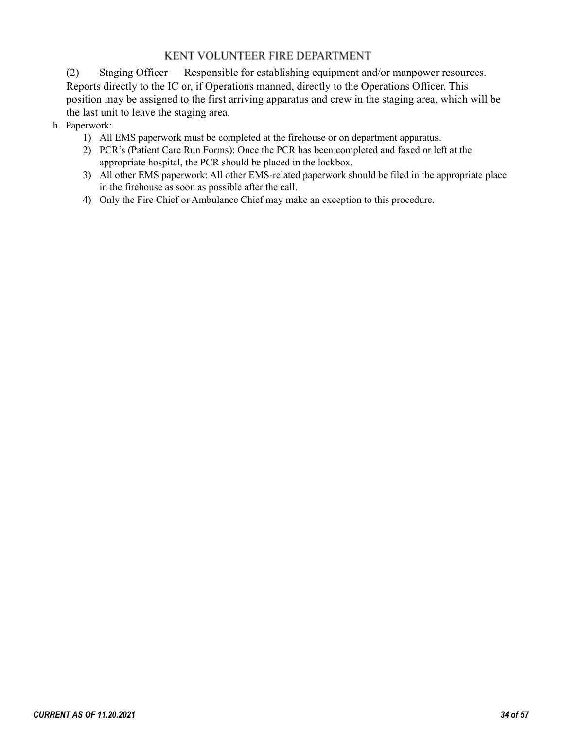(2) Staging Officer — Responsible for establishing equipment and/or manpower resources. Reports directly to the IC or, if Operations manned, directly to the Operations Officer. This position may be assigned to the first arriving apparatus and crew in the staging area, which will be the last unit to leave the staging area.

h. Paperwork:

1) All EMS paperwork must be completed at the firehouse or on department apparatus.
2) PCR's (Patient Care Run Forms): Once the PCR has been completed and faxed or left at the appropriate hospital, the PCR should be placed in the lockbox.
3) All other EMS paperwork: All other EMS-related paperwork should be filed in the appropriate place in the firehouse as soon as possible after the call.
4) Only the Fire Chief or Ambulance Chief may make an exception to this procedure.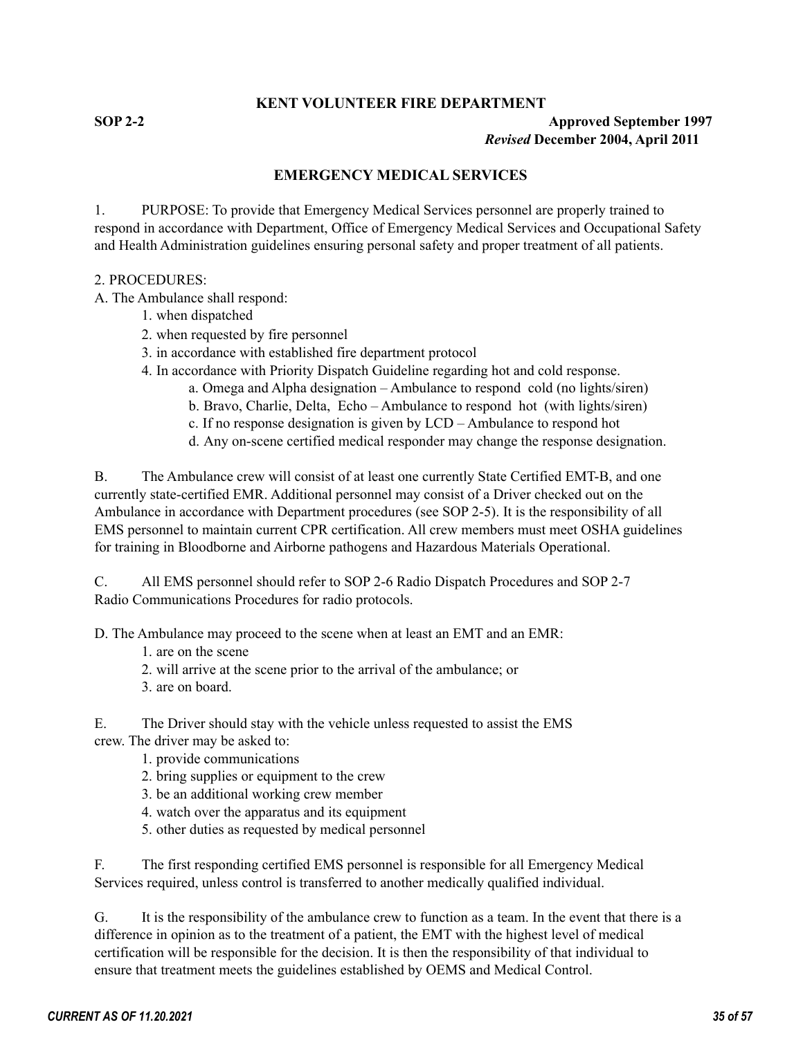**KENT VOLUNTEER FIRE DEPARTMENT**

**SOP 2-2** **Approved September 1997**
***Revised* December 2004, April 2011**

## EMERGENCY MEDICAL SERVICES

1. PURPOSE: To provide that Emergency Medical Services personnel are properly trained to respond in accordance with Department, Office of Emergency Medical Services and Occupational Safety and Health Administration guidelines ensuring personal safety and proper treatment of all patients.

2. PROCEDURES:

A. The Ambulance shall respond:

1. when dispatched
2. when requested by fire personnel
3. in accordance with established fire department protocol
4. In accordance with Priority Dispatch Guideline regarding hot and cold response.
    a. Omega and Alpha designation – Ambulance to respond cold (no lights/siren)
    b. Bravo, Charlie, Delta, Echo – Ambulance to respond hot (with lights/siren)
    c. If no response designation is given by LCD – Ambulance to respond hot
    d. Any on-scene certified medical responder may change the response designation.

B. The Ambulance crew will consist of at least one currently State Certified EMT-B, and one currently state-certified EMR. Additional personnel may consist of a Driver checked out on the Ambulance in accordance with Department procedures (see SOP 2-5). It is the responsibility of all EMS personnel to maintain current CPR certification. All crew members must meet OSHA guidelines for training in Bloodborne and Airborne pathogens and Hazardous Materials Operational.

C. All EMS personnel should refer to SOP 2-6 Radio Dispatch Procedures and SOP 2-7 Radio Communications Procedures for radio protocols.

D. The Ambulance may proceed to the scene when at least an EMT and an EMR:

1. are on the scene
2. will arrive at the scene prior to the arrival of the ambulance; or
3. are on board.

E. The Driver should stay with the vehicle unless requested to assist the EMS crew. The driver may be asked to:

1. provide communications
2. bring supplies or equipment to the crew
3. be an additional working crew member
4. watch over the apparatus and its equipment
5. other duties as requested by medical personnel

F. The first responding certified EMS personnel is responsible for all Emergency Medical Services required, unless control is transferred to another medically qualified individual.

G. It is the responsibility of the ambulance crew to function as a team. In the event that there is a difference in opinion as to the treatment of a patient, the EMT with the highest level of medical certification will be responsible for the decision. It is then the responsibility of that individual to ensure that treatment meets the guidelines established by OEMS and Medical Control.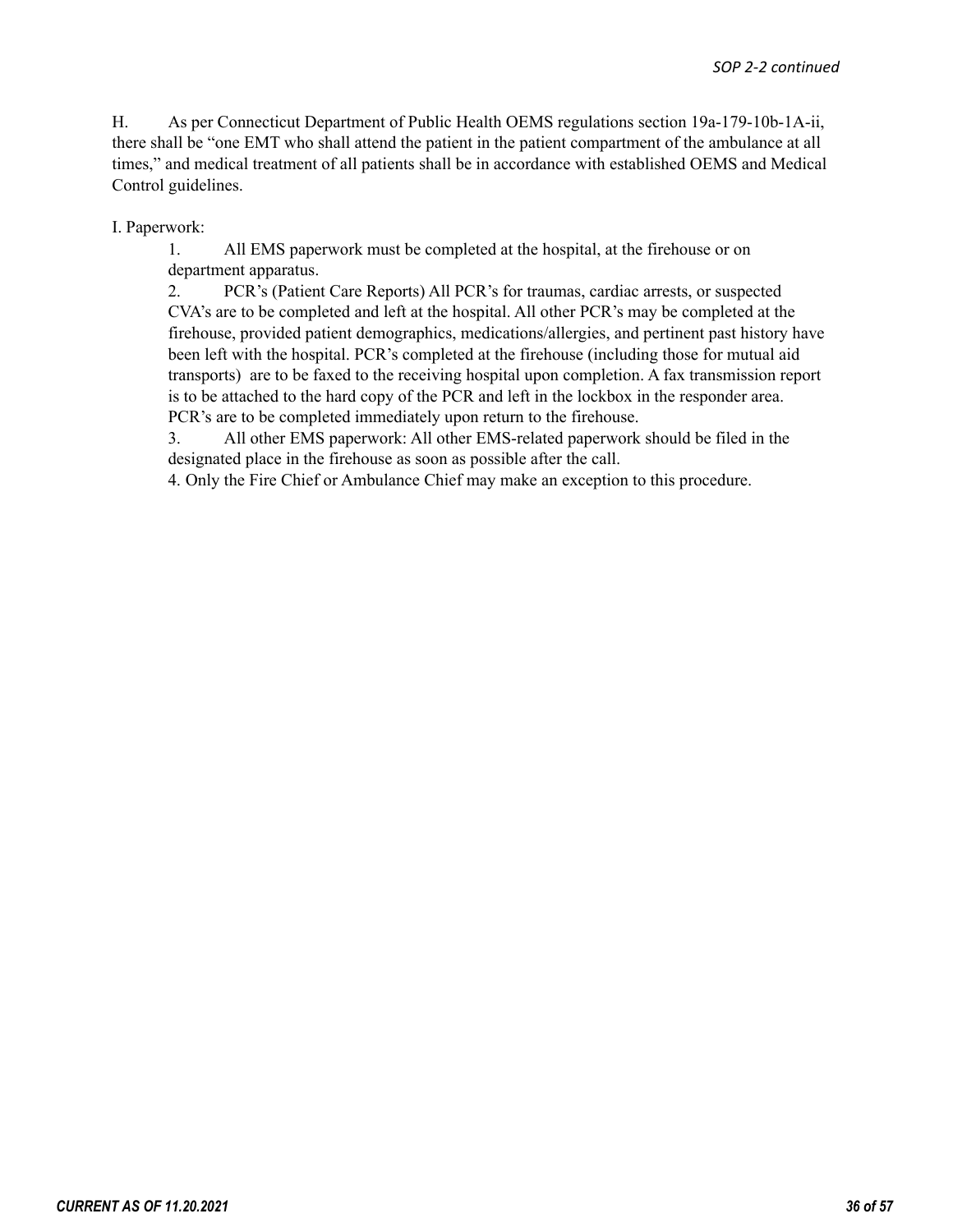H. As per Connecticut Department of Public Health OEMS regulations section 19a-179-10b-1A-ii, there shall be "one EMT who shall attend the patient in the patient compartment of the ambulance at all times," and medical treatment of all patients shall be in accordance with established OEMS and Medical Control guidelines.

I. Paperwork:

1. All EMS paperwork must be completed at the hospital, at the firehouse or on department apparatus.
2. PCR's (Patient Care Reports) All PCR's for traumas, cardiac arrests, or suspected CVA's are to be completed and left at the hospital. All other PCR's may be completed at the firehouse, provided patient demographics, medications/allergies, and pertinent past history have been left with the hospital. PCR's completed at the firehouse (including those for mutual aid transports) are to be faxed to the receiving hospital upon completion. A fax transmission report is to be attached to the hard copy of the PCR and left in the lockbox in the responder area. PCR's are to be completed immediately upon return to the firehouse.
3. All other EMS paperwork: All other EMS-related paperwork should be filed in the designated place in the firehouse as soon as possible after the call.
4. Only the Fire Chief or Ambulance Chief may make an exception to this procedure.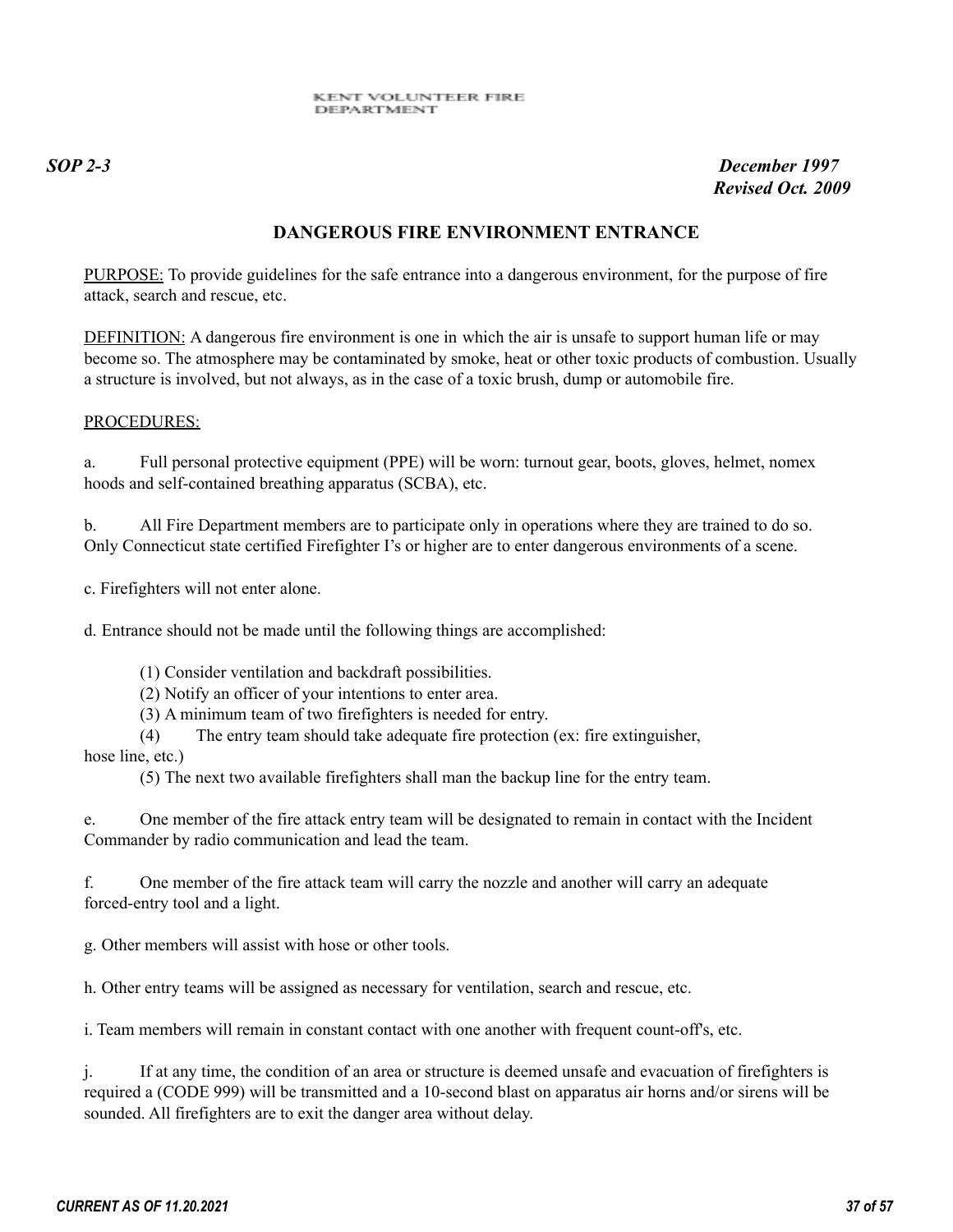KENT VOLUNTEER FIRE DEPARTMENT

***SOP 2-3*** ***December 1997***
***Revised Oct. 2009***

## DANGEROUS FIRE ENVIRONMENT ENTRANCE

PURPOSE: To provide guidelines for the safe entrance into a dangerous environment, for the purpose of fire attack, search and rescue, etc.

DEFINITION: A dangerous fire environment is one in which the air is unsafe to support human life or may become so. The atmosphere may be contaminated by smoke, heat or other toxic products of combustion. Usually a structure is involved, but not always, as in the case of a toxic brush, dump or automobile fire.

PROCEDURES:

a. Full personal protective equipment (PPE) will be worn: turnout gear, boots, gloves, helmet, nomex hoods and self-contained breathing apparatus (SCBA), etc.

b. All Fire Department members are to participate only in operations where they are trained to do so. Only Connecticut state certified Firefighter I's or higher are to enter dangerous environments of a scene.

c. Firefighters will not enter alone.

d. Entrance should not be made until the following things are accomplished:

(1) Consider ventilation and backdraft possibilities.
(2) Notify an officer of your intentions to enter area.
(3) A minimum team of two firefighters is needed for entry.
(4) The entry team should take adequate fire protection (ex: fire extinguisher, hose line, etc.)
(5) The next two available firefighters shall man the backup line for the entry team.

e. One member of the fire attack entry team will be designated to remain in contact with the Incident Commander by radio communication and lead the team.

f. One member of the fire attack team will carry the nozzle and another will carry an adequate forced-entry tool and a light.

g. Other members will assist with hose or other tools.

h. Other entry teams will be assigned as necessary for ventilation, search and rescue, etc.

i. Team members will remain in constant contact with one another with frequent count-off's, etc.

j. If at any time, the condition of an area or structure is deemed unsafe and evacuation of firefighters is required a (CODE 999) will be transmitted and a 10-second blast on apparatus air horns and/or sirens will be sounded. All firefighters are to exit the danger area without delay.

***CURRENT AS OF 11.20.2021***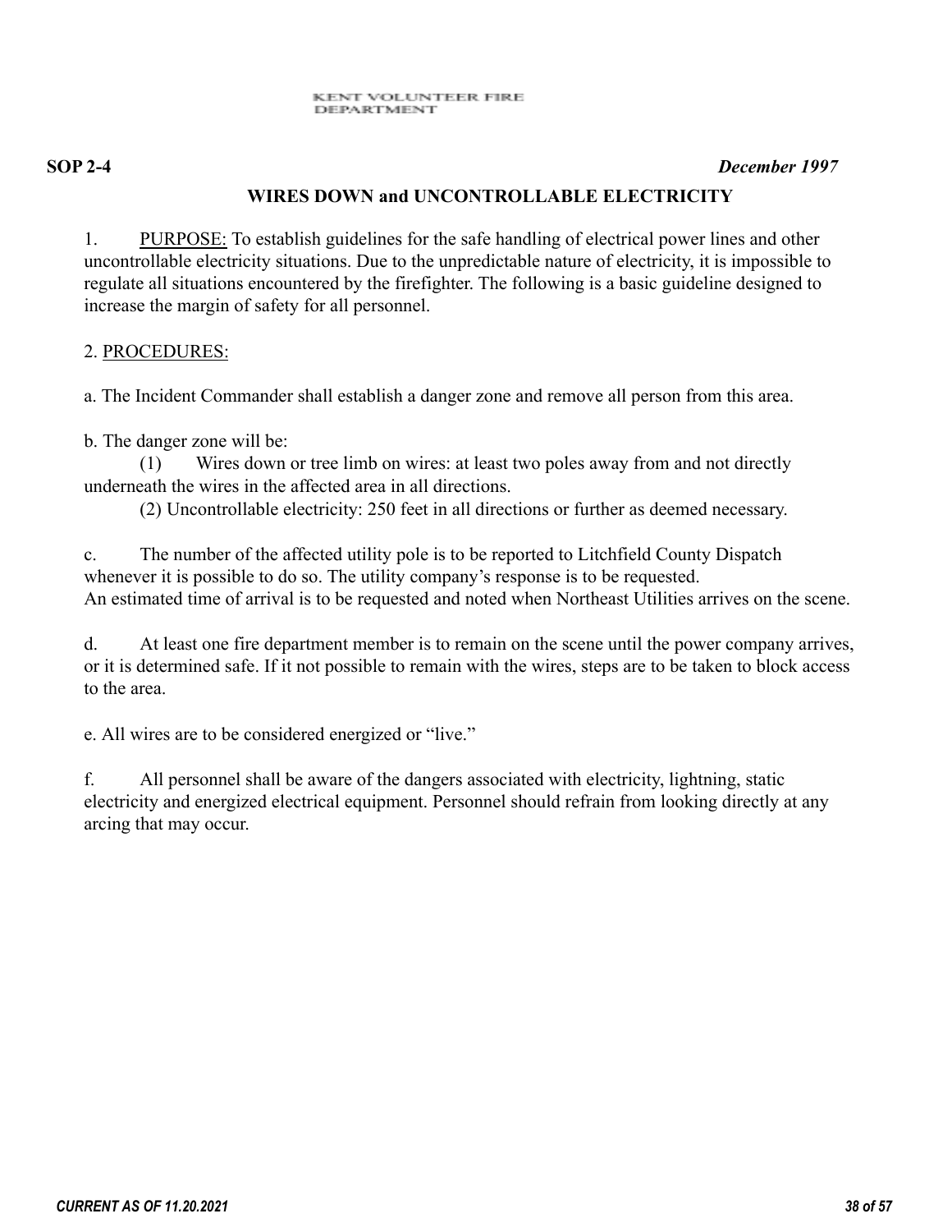KENT VOLUNTEER FIRE DEPARTMENT

**SOP 2-4** *December 1997*

**WIRES DOWN and UNCONTROLLABLE ELECTRICITY**

1. PURPOSE: To establish guidelines for the safe handling of electrical power lines and other uncontrollable electricity situations. Due to the unpredictable nature of electricity, it is impossible to regulate all situations encountered by the firefighter. The following is a basic guideline designed to increase the margin of safety for all personnel.

2. PROCEDURES:

a. The Incident Commander shall establish a danger zone and remove all person from this area.

b. The danger zone will be:

(1) Wires down or tree limb on wires: at least two poles away from and not directly underneath the wires in the affected area in all directions.

(2) Uncontrollable electricity: 250 feet in all directions or further as deemed necessary.

c. The number of the affected utility pole is to be reported to Litchfield County Dispatch whenever it is possible to do so. The utility company's response is to be requested. An estimated time of arrival is to be requested and noted when Northeast Utilities arrives on the scene.

d. At least one fire department member is to remain on the scene until the power company arrives, or it is determined safe. If it not possible to remain with the wires, steps are to be taken to block access to the area.

e. All wires are to be considered energized or "live."

f. All personnel shall be aware of the dangers associated with electricity, lightning, static electricity and energized electrical equipment. Personnel should refrain from looking directly at any arcing that may occur.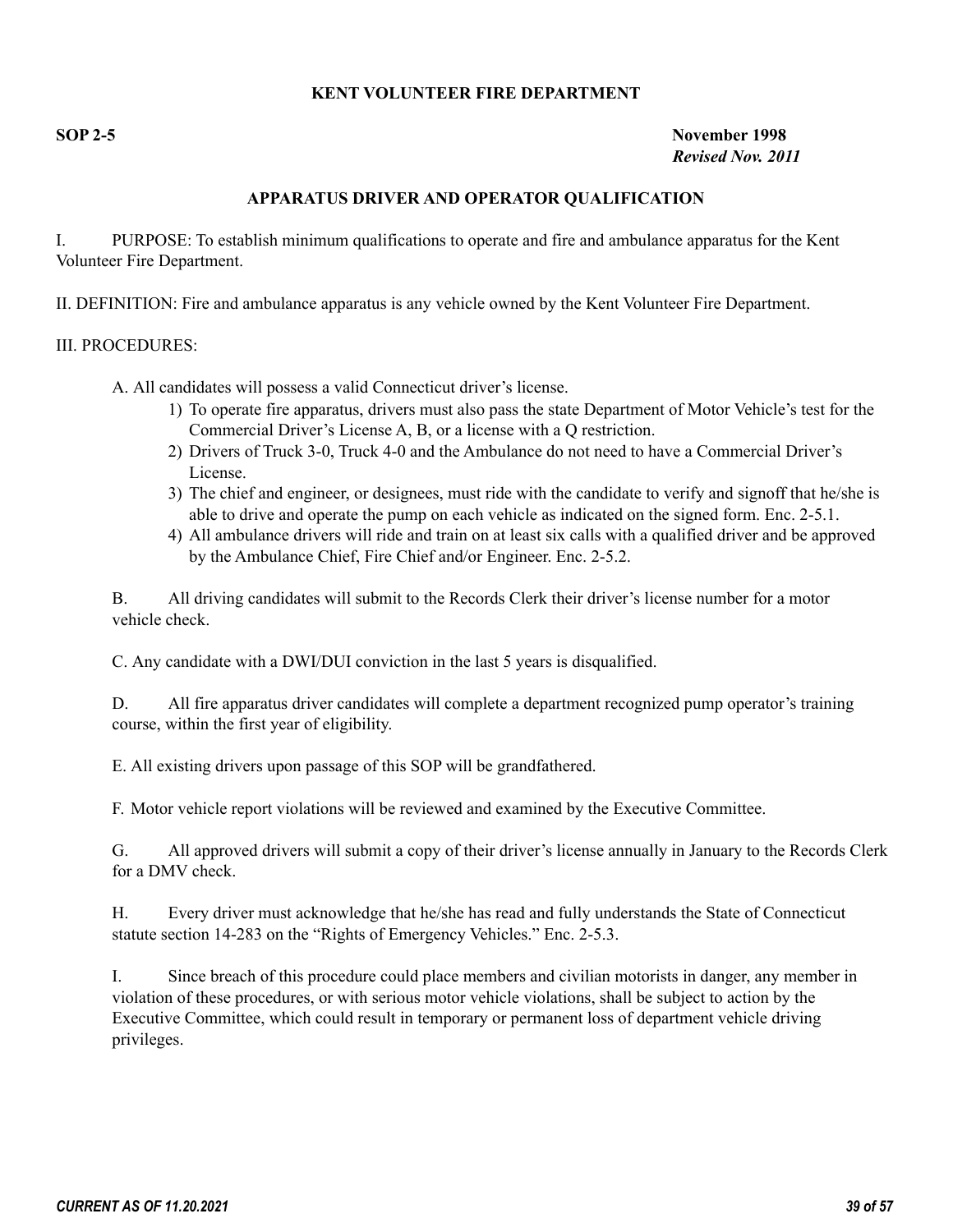**KENT VOLUNTEER FIRE DEPARTMENT**

**SOP 2-5**

**November 1998**
***Revised Nov. 2011***

## APPARATUS DRIVER AND OPERATOR QUALIFICATION

I. PURPOSE: To establish minimum qualifications to operate and fire and ambulance apparatus for the Kent Volunteer Fire Department.

II. DEFINITION: Fire and ambulance apparatus is any vehicle owned by the Kent Volunteer Fire Department.

III. PROCEDURES:

A. All candidates will possess a valid Connecticut driver's license.

1) To operate fire apparatus, drivers must also pass the state Department of Motor Vehicle's test for the Commercial Driver's License A, B, or a license with a Q restriction.
2) Drivers of Truck 3-0, Truck 4-0 and the Ambulance do not need to have a Commercial Driver's License.
3) The chief and engineer, or designees, must ride with the candidate to verify and signoff that he/she is able to drive and operate the pump on each vehicle as indicated on the signed form. Enc. 2-5.1.
4) All ambulance drivers will ride and train on at least six calls with a qualified driver and be approved by the Ambulance Chief, Fire Chief and/or Engineer. Enc. 2-5.2.

B. All driving candidates will submit to the Records Clerk their driver's license number for a motor vehicle check.

C. Any candidate with a DWI/DUI conviction in the last 5 years is disqualified.

D. All fire apparatus driver candidates will complete a department recognized pump operator's training course, within the first year of eligibility.

E. All existing drivers upon passage of this SOP will be grandfathered.

F. Motor vehicle report violations will be reviewed and examined by the Executive Committee.

G. All approved drivers will submit a copy of their driver's license annually in January to the Records Clerk for a DMV check.

H. Every driver must acknowledge that he/she has read and fully understands the State of Connecticut statute section 14-283 on the "Rights of Emergency Vehicles." Enc. 2-5.3.

I. Since breach of this procedure could place members and civilian motorists in danger, any member in violation of these procedures, or with serious motor vehicle violations, shall be subject to action by the Executive Committee, which could result in temporary or permanent loss of department vehicle driving privileges.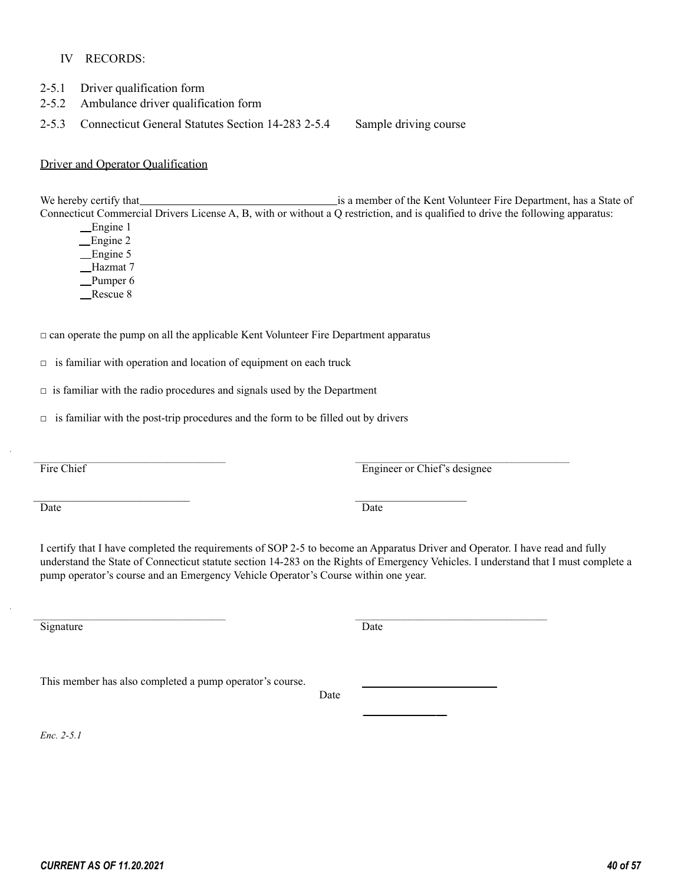IV RECORDS:

2-5.1 Driver qualification form
2-5.2 Ambulance driver qualification form
2-5.3 Connecticut General Statutes Section 14-283 2-5.4 Sample driving course

Driver and Operator Qualification

We hereby certify that___________________________________is a member of the Kent Volunteer Fire Department, has a State of Connecticut Commercial Drivers License A, B, with or without a Q restriction, and is qualified to drive the following apparatus:

__Engine 1
__Engine 2
__Engine 5
__Hazmat 7
__Pumper 6
__Rescue 8

□ can operate the pump on all the applicable Kent Volunteer Fire Department apparatus

□ is familiar with operation and location of equipment on each truck

□ is familiar with the radio procedures and signals used by the Department

□ is familiar with the post-trip procedures and the form to be filled out by drivers

___________________________________ ___________________________________
Fire Chief Engineer or Chief's designee

___________________________ ____________________
Date Date

I certify that I have completed the requirements of SOP 2-5 to become an Apparatus Driver and Operator. I have read and fully understand the State of Connecticut statute section 14-283 on the Rights of Emergency Vehicles. I understand that I must complete a pump operator's course and an Emergency Vehicle Operator's Course within one year.

___________________________________ ___________________________________
Signature Date

This member has also completed a pump operator's course. ________________________

Date ______________

*Enc. 2-5.1*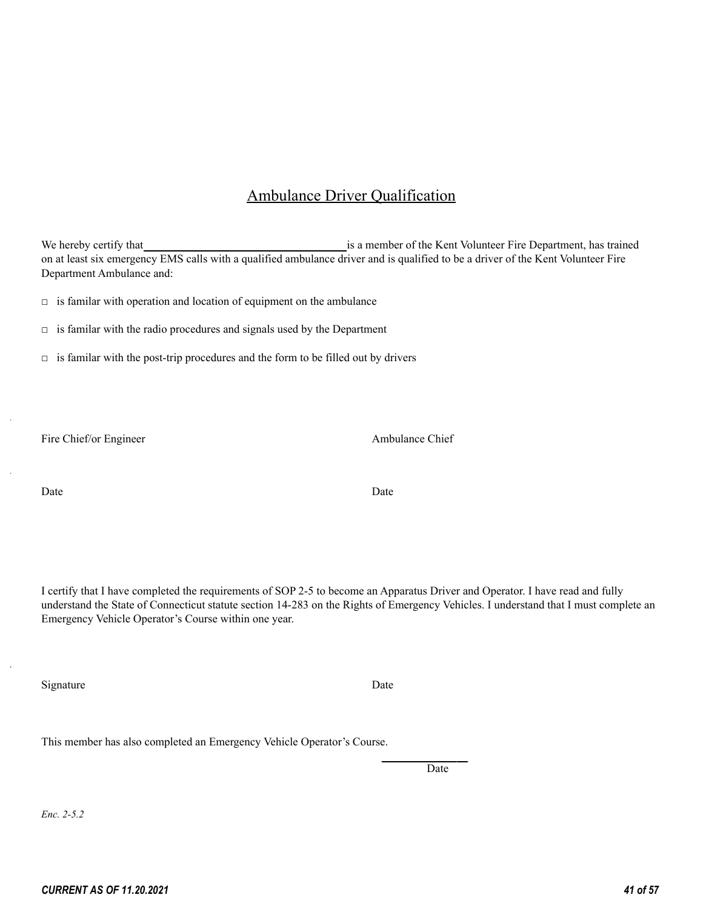# Ambulance Driver Qualification

We hereby certify that\_\_\_\_\_\_\_\_\_\_\_\_\_\_\_\_\_\_\_\_\_\_\_\_\_\_\_\_\_\_\_\_\_\_\_\_is a member of the Kent Volunteer Fire Department, has trained on at least six emergency EMS calls with a qualified ambulance driver and is qualified to be a driver of the Kent Volunteer Fire Department Ambulance and:

□ is familar with operation and location of equipment on the ambulance

□ is familar with the radio procedures and signals used by the Department

□ is familar with the post-trip procedures and the form to be filled out by drivers

Fire Chief/or Engineer　　　　　　　　　　　　　　Ambulance Chief

Date　　　　　　　　　　　　　　　　　　　　　　Date

I certify that I have completed the requirements of SOP 2-5 to become an Apparatus Driver and Operator. I have read and fully understand the State of Connecticut statute section 14-283 on the Rights of Emergency Vehicles. I understand that I must complete an Emergency Vehicle Operator's Course within one year.

Signature　　　　　　　　　　　　　　　　　　　　Date

This member has also completed an Emergency Vehicle Operator's Course.

\_\_\_\_\_\_\_\_\_\_\_\_\_\_\_
Date

*Enc. 2-5.2*

***CURRENT AS OF 11.20.2021***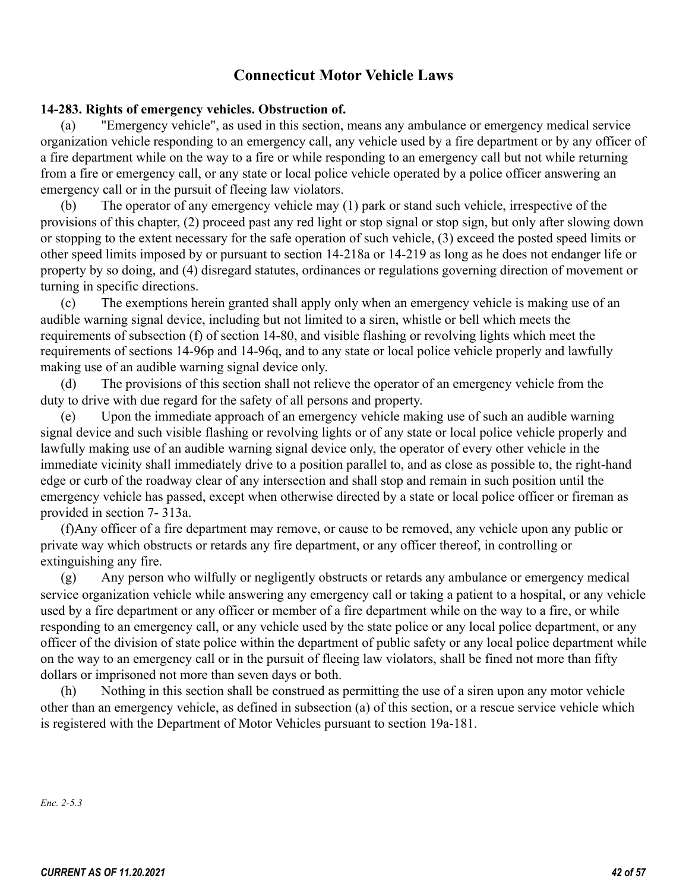# Connecticut Motor Vehicle Laws

**14-283. Rights of emergency vehicles. Obstruction of.**

(a) "Emergency vehicle", as used in this section, means any ambulance or emergency medical service organization vehicle responding to an emergency call, any vehicle used by a fire department or by any officer of a fire department while on the way to a fire or while responding to an emergency call but not while returning from a fire or emergency call, or any state or local police vehicle operated by a police officer answering an emergency call or in the pursuit of fleeing law violators.

(b) The operator of any emergency vehicle may (1) park or stand such vehicle, irrespective of the provisions of this chapter, (2) proceed past any red light or stop signal or stop sign, but only after slowing down or stopping to the extent necessary for the safe operation of such vehicle, (3) exceed the posted speed limits or other speed limits imposed by or pursuant to section 14-218a or 14-219 as long as he does not endanger life or property by so doing, and (4) disregard statutes, ordinances or regulations governing direction of movement or turning in specific directions.

(c) The exemptions herein granted shall apply only when an emergency vehicle is making use of an audible warning signal device, including but not limited to a siren, whistle or bell which meets the requirements of subsection (f) of section 14-80, and visible flashing or revolving lights which meet the requirements of sections 14-96p and 14-96q, and to any state or local police vehicle properly and lawfully making use of an audible warning signal device only.

(d) The provisions of this section shall not relieve the operator of an emergency vehicle from the duty to drive with due regard for the safety of all persons and property.

(e) Upon the immediate approach of an emergency vehicle making use of such an audible warning signal device and such visible flashing or revolving lights or of any state or local police vehicle properly and lawfully making use of an audible warning signal device only, the operator of every other vehicle in the immediate vicinity shall immediately drive to a position parallel to, and as close as possible to, the right-hand edge or curb of the roadway clear of any intersection and shall stop and remain in such position until the emergency vehicle has passed, except when otherwise directed by a state or local police officer or fireman as provided in section 7- 313a.

(f)Any officer of a fire department may remove, or cause to be removed, any vehicle upon any public or private way which obstructs or retards any fire department, or any officer thereof, in controlling or extinguishing any fire.

(g) Any person who wilfully or negligently obstructs or retards any ambulance or emergency medical service organization vehicle while answering any emergency call or taking a patient to a hospital, or any vehicle used by a fire department or any officer or member of a fire department while on the way to a fire, or while responding to an emergency call, or any vehicle used by the state police or any local police department, or any officer of the division of state police within the department of public safety or any local police department while on the way to an emergency call or in the pursuit of fleeing law violators, shall be fined not more than fifty dollars or imprisoned not more than seven days or both.

(h) Nothing in this section shall be construed as permitting the use of a siren upon any motor vehicle other than an emergency vehicle, as defined in subsection (a) of this section, or a rescue service vehicle which is registered with the Department of Motor Vehicles pursuant to section 19a-181.

*Enc. 2-5.3*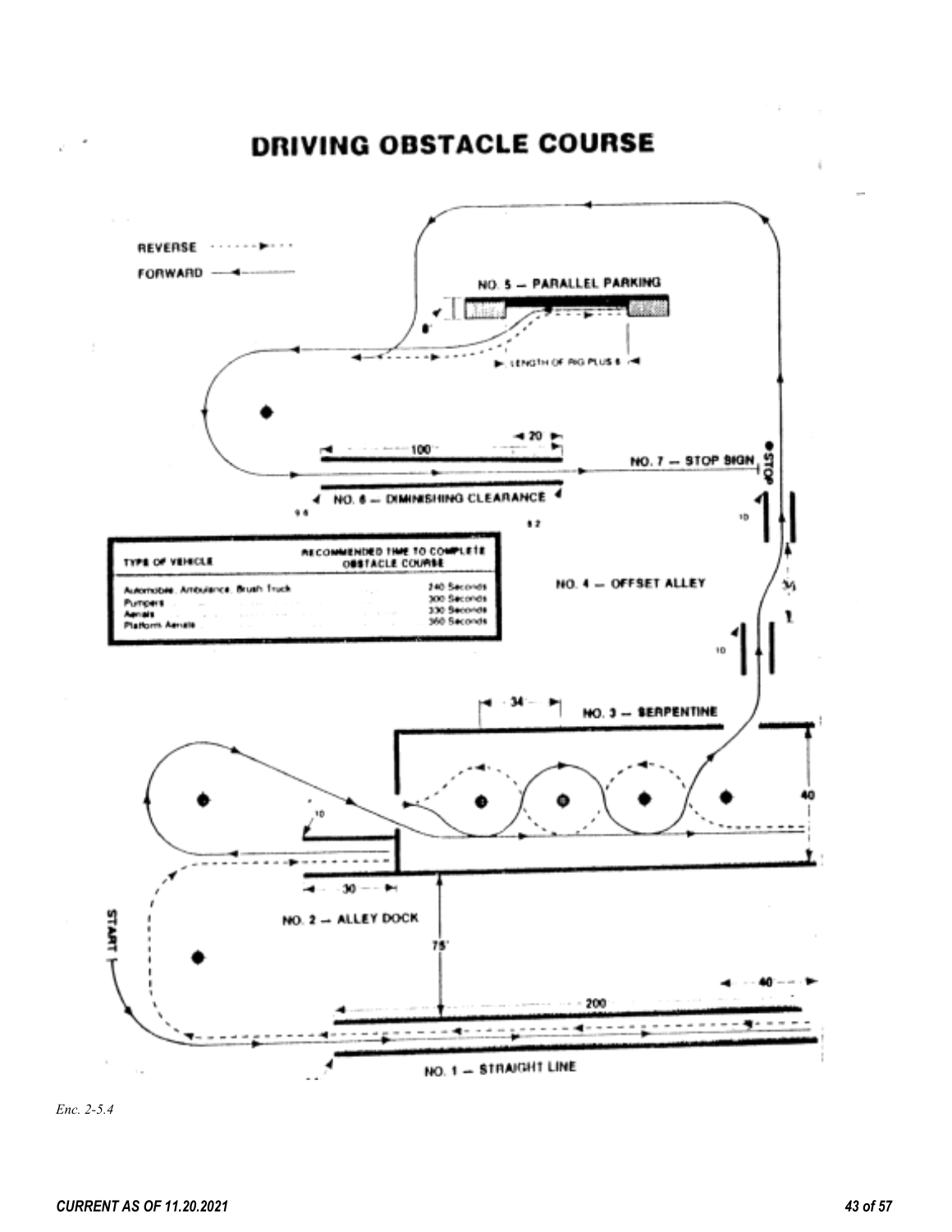# DRIVING OBSTACLE COURSE

REVERSE

FORWARD

NO. 5 — PARALLEL PARKING

8'

LENGTH OF RIG PLUS 8

100

20

NO. 7 — STOP SIGN

STOP

NO. 6 — DIMINISHING CLEARANCE

9 6

8 2

10

| TYPE OF VEHICLE | RECOMMENDED TIME TO COMPLETE OBSTACLE COURSE |
|---|---|
| Automobile, Ambulance, Brush Truck | 240 Seconds |
| Pumpers | 300 Seconds |
| Aerials | 330 Seconds |
| Platform Aerials | 360 Seconds |

NO. 4 — OFFSET ALLEY

34

10

34

NO. 3 — SERPENTINE

40

10

30

NO. 2 — ALLEY DOCK

75'

START

40

200

NO. 1 — STRAIGHT LINE

*Enc. 2-5.4*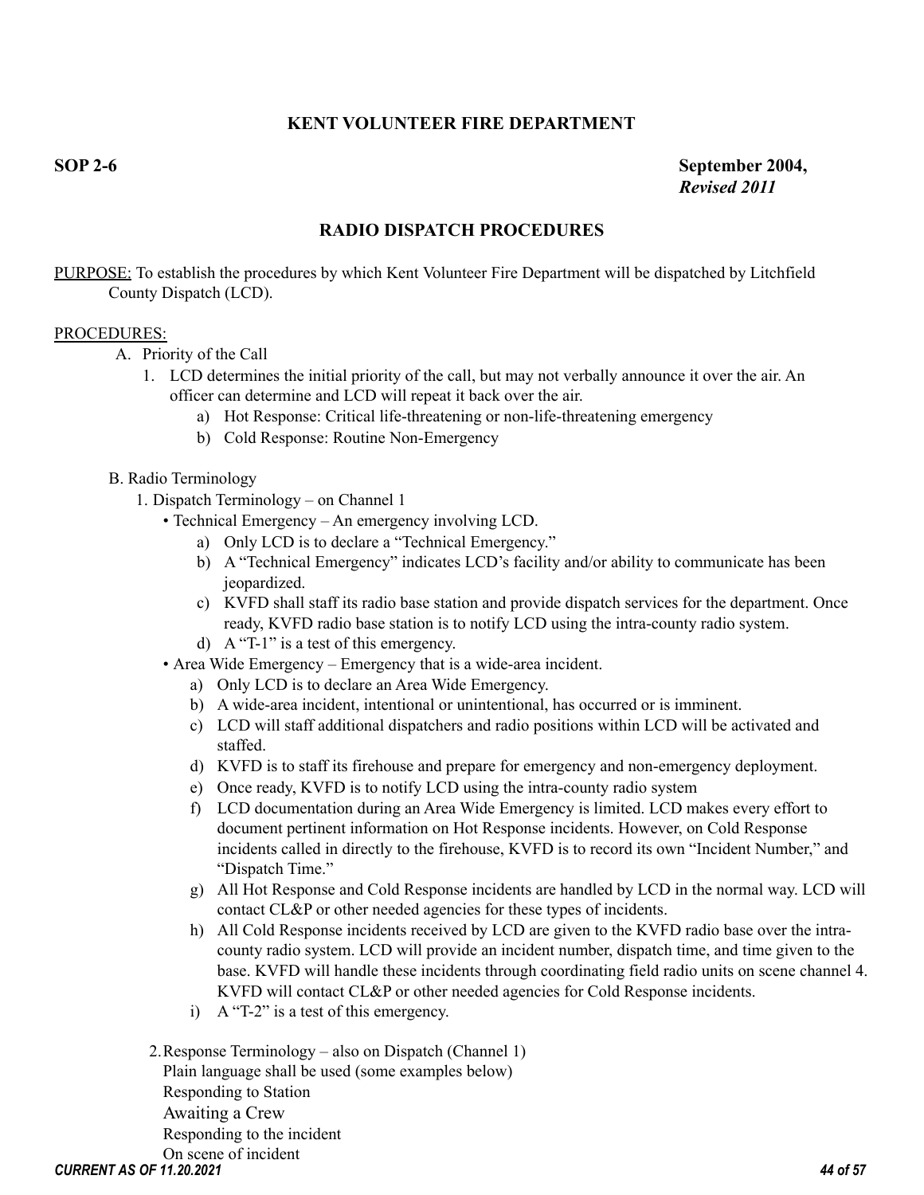**KENT VOLUNTEER FIRE DEPARTMENT**

**SOP 2-6** **September 2004,**
***Revised 2011***

## RADIO DISPATCH PROCEDURES

PURPOSE: To establish the procedures by which Kent Volunteer Fire Department will be dispatched by Litchfield County Dispatch (LCD).

PROCEDURES:

A. Priority of the Call

1. LCD determines the initial priority of the call, but may not verbally announce it over the air. An officer can determine and LCD will repeat it back over the air.
   a) Hot Response: Critical life-threatening or non-life-threatening emergency
   b) Cold Response: Routine Non-Emergency

B. Radio Terminology

1. Dispatch Terminology – on Channel 1
   - Technical Emergency – An emergency involving LCD.
     a) Only LCD is to declare a "Technical Emergency."
     b) A "Technical Emergency" indicates LCD's facility and/or ability to communicate has been jeopardized.
     c) KVFD shall staff its radio base station and provide dispatch services for the department. Once ready, KVFD radio base station is to notify LCD using the intra-county radio system.
     d) A "T-1" is a test of this emergency.
   - Area Wide Emergency – Emergency that is a wide-area incident.
     a) Only LCD is to declare an Area Wide Emergency.
     b) A wide-area incident, intentional or unintentional, has occurred or is imminent.
     c) LCD will staff additional dispatchers and radio positions within LCD will be activated and staffed.
     d) KVFD is to staff its firehouse and prepare for emergency and non-emergency deployment.
     e) Once ready, KVFD is to notify LCD using the intra-county radio system
     f) LCD documentation during an Area Wide Emergency is limited. LCD makes every effort to document pertinent information on Hot Response incidents. However, on Cold Response incidents called in directly to the firehouse, KVFD is to record its own "Incident Number," and "Dispatch Time."
     g) All Hot Response and Cold Response incidents are handled by LCD in the normal way. LCD will contact CL&P or other needed agencies for these types of incidents.
     h) All Cold Response incidents received by LCD are given to the KVFD radio base over the intra-county radio system. LCD will provide an incident number, dispatch time, and time given to the base. KVFD will handle these incidents through coordinating field radio units on scene channel 4. KVFD will contact CL&P or other needed agencies for Cold Response incidents.
     i) A "T-2" is a test of this emergency.

2. Response Terminology – also on Dispatch (Channel 1)
   Plain language shall be used (some examples below)
   Responding to Station
   Awaiting a Crew
   Responding to the incident
   On scene of incident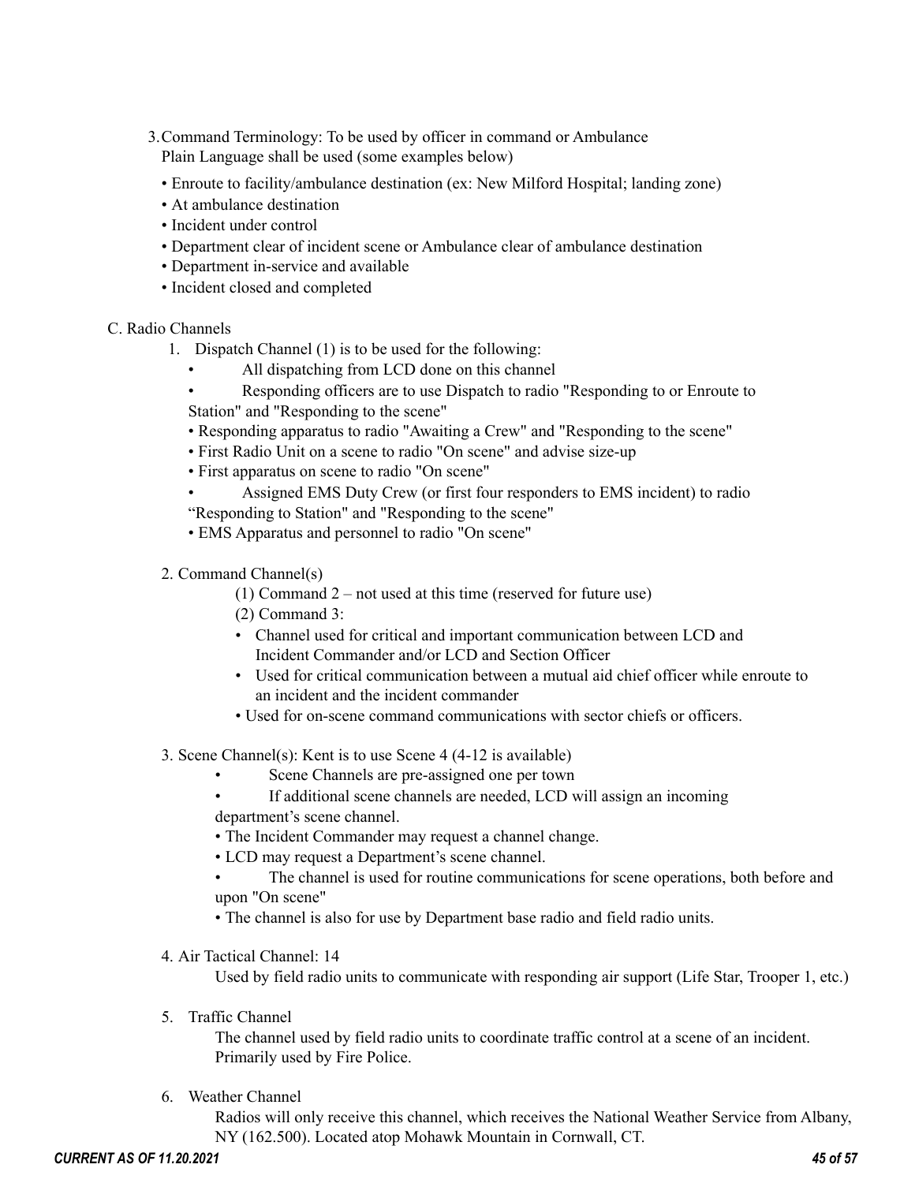3. Command Terminology: To be used by officer in command or Ambulance
   Plain Language shall be used (some examples below)
   - Enroute to facility/ambulance destination (ex: New Milford Hospital; landing zone)
   - At ambulance destination
   - Incident under control
   - Department clear of incident scene or Ambulance clear of ambulance destination
   - Department in-service and available
   - Incident closed and completed

C. Radio Channels

1. Dispatch Channel (1) is to be used for the following:
   - All dispatching from LCD done on this channel
   - Responding officers are to use Dispatch to radio "Responding to or Enroute to Station" and "Responding to the scene"
   - Responding apparatus to radio "Awaiting a Crew" and "Responding to the scene"
   - First Radio Unit on a scene to radio "On scene" and advise size-up
   - First apparatus on scene to radio "On scene"
   - Assigned EMS Duty Crew (or first four responders to EMS incident) to radio "Responding to Station" and "Responding to the scene"
   - EMS Apparatus and personnel to radio "On scene"

2. Command Channel(s)
   (1) Command 2 – not used at this time (reserved for future use)
   (2) Command 3:
   - Channel used for critical and important communication between LCD and Incident Commander and/or LCD and Section Officer
   - Used for critical communication between a mutual aid chief officer while enroute to an incident and the incident commander
   - Used for on-scene command communications with sector chiefs or officers.

3. Scene Channel(s): Kent is to use Scene 4 (4-12 is available)
   - Scene Channels are pre-assigned one per town
   - If additional scene channels are needed, LCD will assign an incoming department's scene channel.
   - The Incident Commander may request a channel change.
   - LCD may request a Department's scene channel.
   - The channel is used for routine communications for scene operations, both before and upon "On scene"
   - The channel is also for use by Department base radio and field radio units.

4. Air Tactical Channel: 14
   Used by field radio units to communicate with responding air support (Life Star, Trooper 1, etc.)

5. Traffic Channel
   The channel used by field radio units to coordinate traffic control at a scene of an incident. Primarily used by Fire Police.

6. Weather Channel
   Radios will only receive this channel, which receives the National Weather Service from Albany, NY (162.500). Located atop Mohawk Mountain in Cornwall, CT.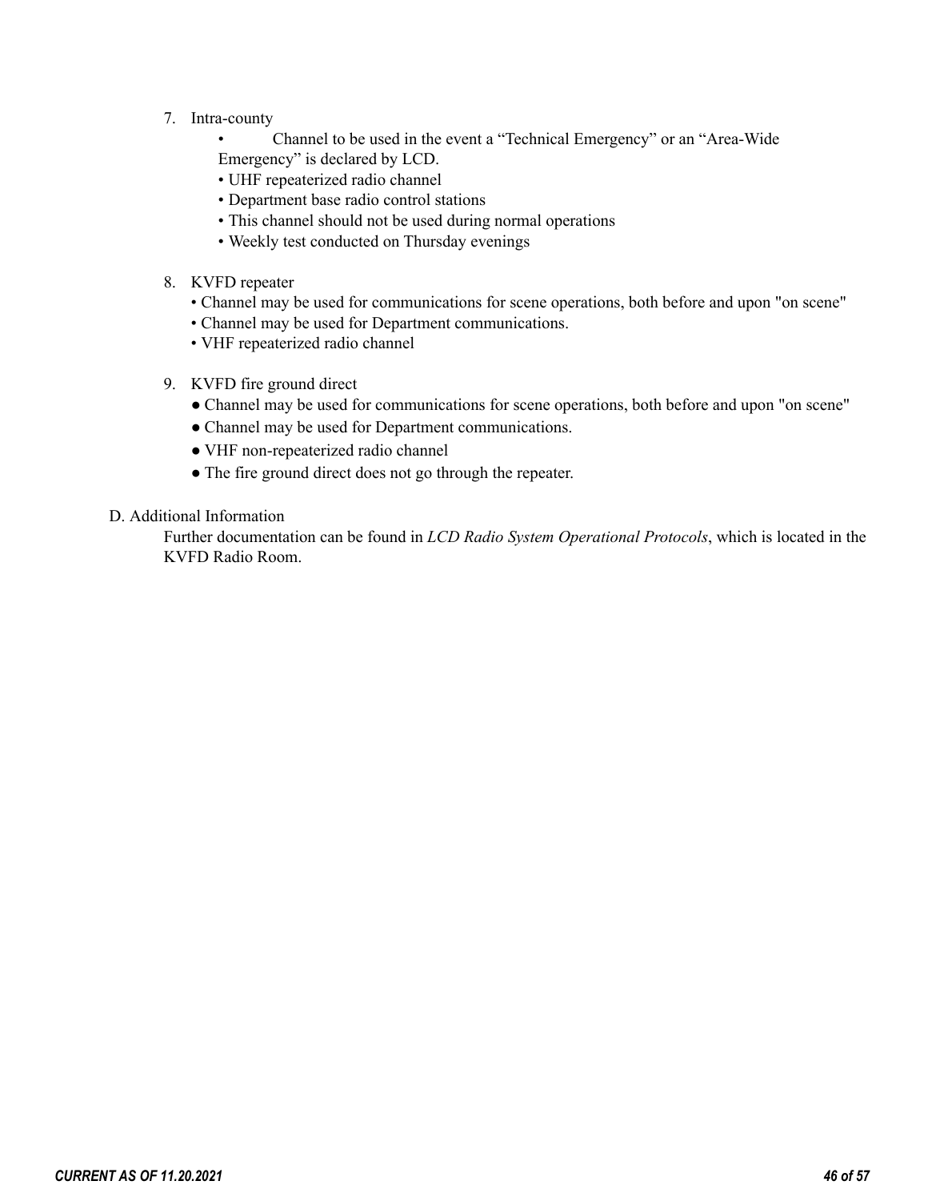7. Intra-county
    - Channel to be used in the event a “Technical Emergency” or an “Area-Wide Emergency” is declared by LCD.
    - UHF repeaterized radio channel
    - Department base radio control stations
    - This channel should not be used during normal operations
    - Weekly test conducted on Thursday evenings

8. KVFD repeater
    - Channel may be used for communications for scene operations, both before and upon "on scene"
    - Channel may be used for Department communications.
    - VHF repeaterized radio channel

9. KVFD fire ground direct
    - Channel may be used for communications for scene operations, both before and upon "on scene"
    - Channel may be used for Department communications.
    - VHF non-repeaterized radio channel
    - The fire ground direct does not go through the repeater.

D. Additional Information

Further documentation can be found in *LCD Radio System Operational Protocols*, which is located in the KVFD Radio Room.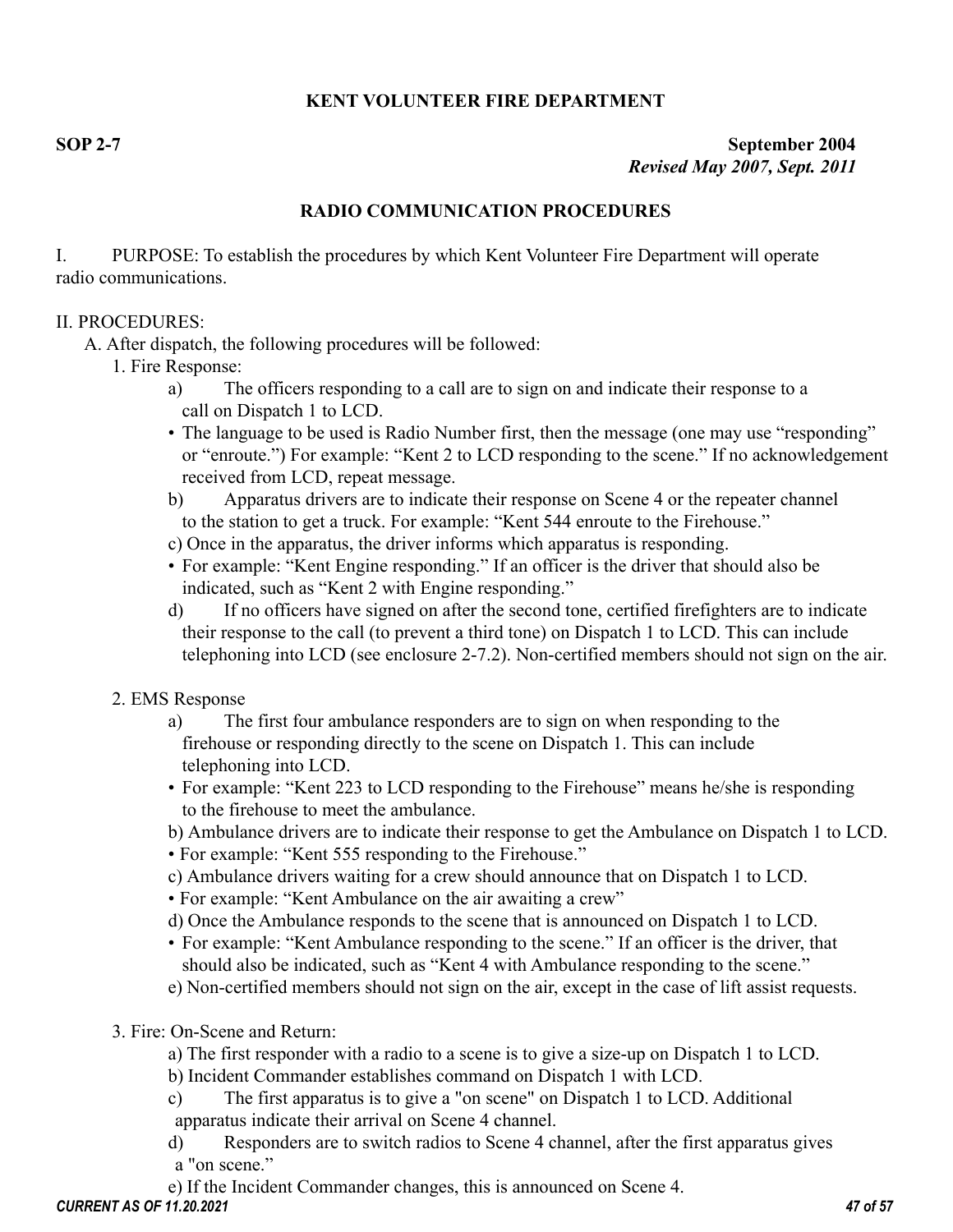**KENT VOLUNTEER FIRE DEPARTMENT**

**SOP 2-7**

**September 2004**
***Revised May 2007, Sept. 2011***

## RADIO COMMUNICATION PROCEDURES

I. PURPOSE: To establish the procedures by which Kent Volunteer Fire Department will operate radio communications.

II. PROCEDURES:

A. After dispatch, the following procedures will be followed:

1. Fire Response:
   - a) The officers responding to a call are to sign on and indicate their response to a call on Dispatch 1 to LCD.
   - • The language to be used is Radio Number first, then the message (one may use "responding" or "enroute.") For example: "Kent 2 to LCD responding to the scene." If no acknowledgement received from LCD, repeat message.
   - b) Apparatus drivers are to indicate their response on Scene 4 or the repeater channel to the station to get a truck. For example: "Kent 544 enroute to the Firehouse."
   - c) Once in the apparatus, the driver informs which apparatus is responding.
   - • For example: "Kent Engine responding." If an officer is the driver that should also be indicated, such as "Kent 2 with Engine responding."
   - d) If no officers have signed on after the second tone, certified firefighters are to indicate their response to the call (to prevent a third tone) on Dispatch 1 to LCD. This can include telephoning into LCD (see enclosure 2-7.2). Non-certified members should not sign on the air.

2. EMS Response
   - a) The first four ambulance responders are to sign on when responding to the firehouse or responding directly to the scene on Dispatch 1. This can include telephoning into LCD.
   - • For example: "Kent 223 to LCD responding to the Firehouse" means he/she is responding to the firehouse to meet the ambulance.
   - b) Ambulance drivers are to indicate their response to get the Ambulance on Dispatch 1 to LCD.
   - • For example: "Kent 555 responding to the Firehouse."
   - c) Ambulance drivers waiting for a crew should announce that on Dispatch 1 to LCD.
   - • For example: "Kent Ambulance on the air awaiting a crew"
   - d) Once the Ambulance responds to the scene that is announced on Dispatch 1 to LCD.
   - • For example: "Kent Ambulance responding to the scene." If an officer is the driver, that should also be indicated, such as "Kent 4 with Ambulance responding to the scene."
   - e) Non-certified members should not sign on the air, except in the case of lift assist requests.

3. Fire: On-Scene and Return:
   - a) The first responder with a radio to a scene is to give a size-up on Dispatch 1 to LCD.
   - b) Incident Commander establishes command on Dispatch 1 with LCD.
   - c) The first apparatus is to give a "on scene" on Dispatch 1 to LCD. Additional apparatus indicate their arrival on Scene 4 channel.
   - d) Responders are to switch radios to Scene 4 channel, after the first apparatus gives a "on scene."
   - e) If the Incident Commander changes, this is announced on Scene 4.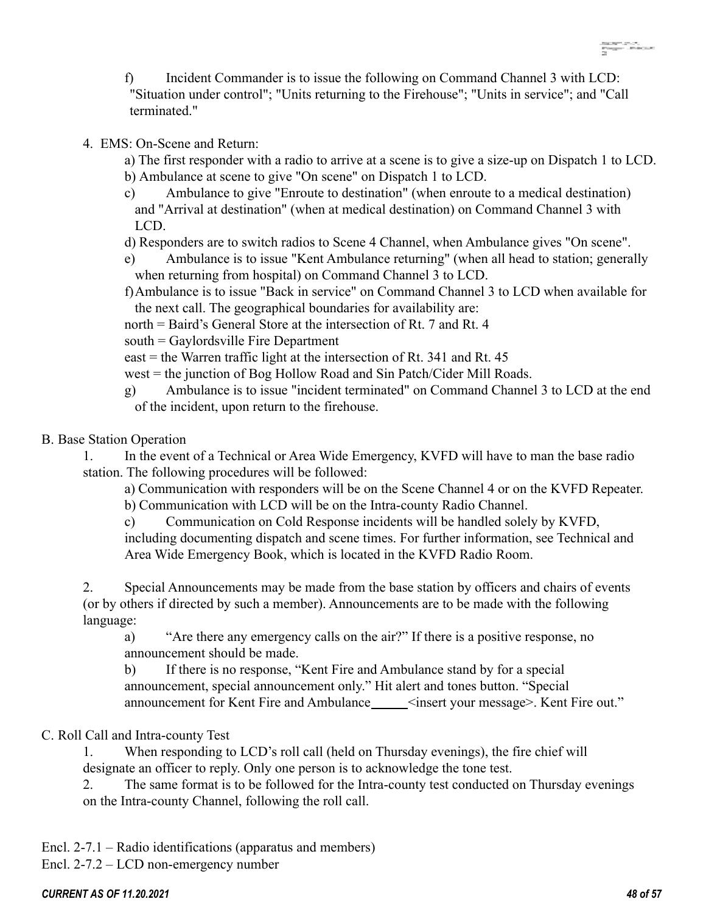f) Incident Commander is to issue the following on Command Channel 3 with LCD: "Situation under control"; "Units returning to the Firehouse"; "Units in service"; and "Call terminated."

4. EMS: On-Scene and Return:

   a) The first responder with a radio to arrive at a scene is to give a size-up on Dispatch 1 to LCD.

   b) Ambulance at scene to give "On scene" on Dispatch 1 to LCD.

   c) Ambulance to give "Enroute to destination" (when enroute to a medical destination) and "Arrival at destination" (when at medical destination) on Command Channel 3 with LCD.

   d) Responders are to switch radios to Scene 4 Channel, when Ambulance gives "On scene".

   e) Ambulance is to issue "Kent Ambulance returning" (when all head to station; generally when returning from hospital) on Command Channel 3 to LCD.

   f) Ambulance is to issue "Back in service" on Command Channel 3 to LCD when available for the next call. The geographical boundaries for availability are:

   north = Baird's General Store at the intersection of Rt. 7 and Rt. 4

   south = Gaylordsville Fire Department

   east = the Warren traffic light at the intersection of Rt. 341 and Rt. 45

   west = the junction of Bog Hollow Road and Sin Patch/Cider Mill Roads.

   g) Ambulance is to issue "incident terminated" on Command Channel 3 to LCD at the end of the incident, upon return to the firehouse.

B. Base Station Operation

1. In the event of a Technical or Area Wide Emergency, KVFD will have to man the base radio station. The following procedures will be followed:

   a) Communication with responders will be on the Scene Channel 4 or on the KVFD Repeater.

   b) Communication with LCD will be on the Intra-county Radio Channel.

   c) Communication on Cold Response incidents will be handled solely by KVFD, including documenting dispatch and scene times. For further information, see Technical and Area Wide Emergency Book, which is located in the KVFD Radio Room.

2. Special Announcements may be made from the base station by officers and chairs of events (or by others if directed by such a member). Announcements are to be made with the following language:

   a) "Are there any emergency calls on the air?" If there is a positive response, no announcement should be made.

   b) If there is no response, "Kent Fire and Ambulance stand by for a special announcement, special announcement only." Hit alert and tones button. "Special announcement for Kent Fire and Ambulance_____<insert your message>. Kent Fire out."

C. Roll Call and Intra-county Test

1. When responding to LCD's roll call (held on Thursday evenings), the fire chief will designate an officer to reply. Only one person is to acknowledge the tone test.

2. The same format is to be followed for the Intra-county test conducted on Thursday evenings on the Intra-county Channel, following the roll call.

Encl. 2-7.1 – Radio identifications (apparatus and members)

Encl. 2-7.2 – LCD non-emergency number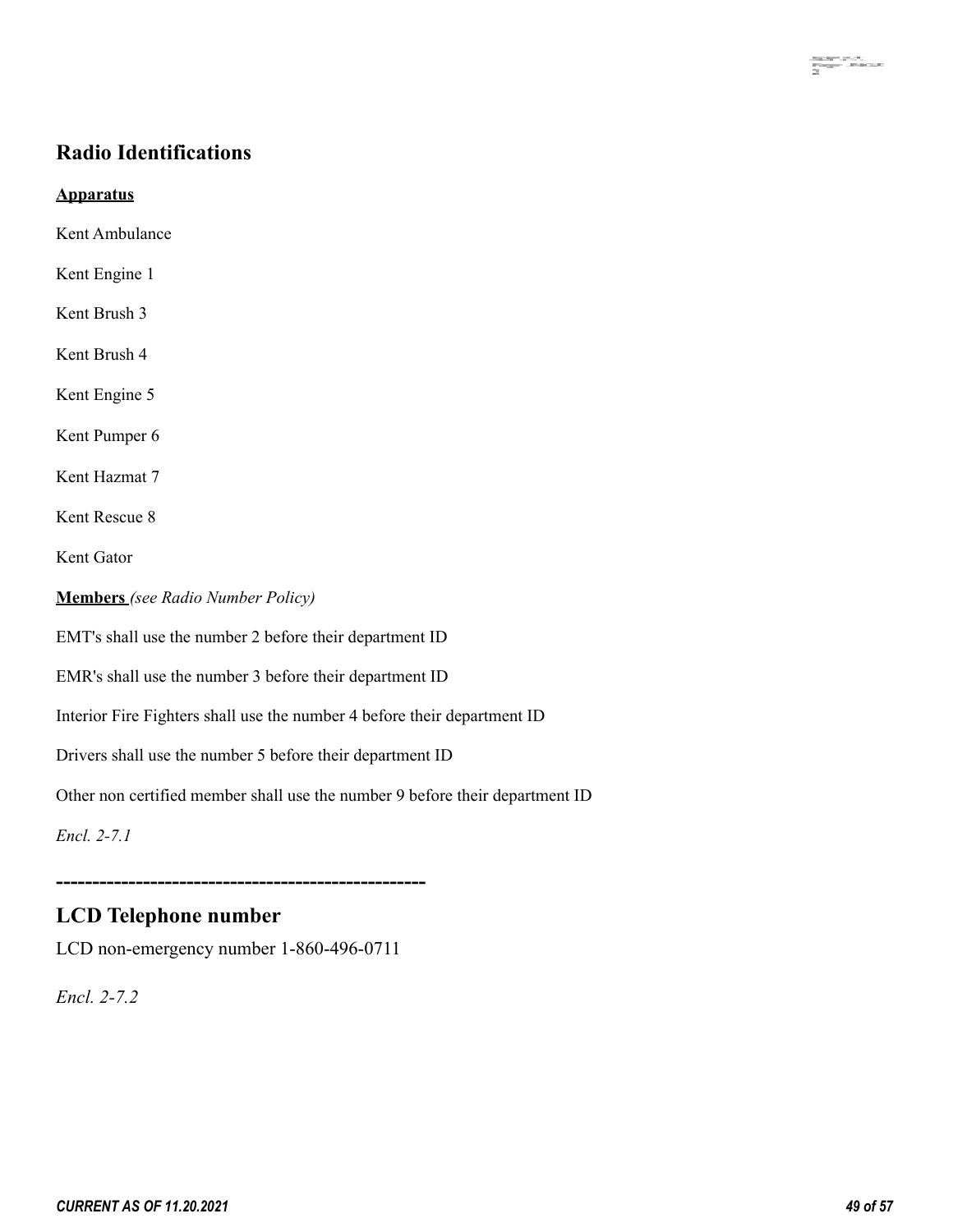## Radio Identifications

**Apparatus**

Kent Ambulance

Kent Engine 1

Kent Brush 3

Kent Brush 4

Kent Engine 5

Kent Pumper 6

Kent Hazmat 7

Kent Rescue 8

Kent Gator

**Members** *(see Radio Number Policy)*

EMT's shall use the number 2 before their department ID

EMR's shall use the number 3 before their department ID

Interior Fire Fighters shall use the number 4 before their department ID

Drivers shall use the number 5 before their department ID

Other non certified member shall use the number 9 before their department ID

*Encl. 2-7.1*

**--------------------------------------------------**

## LCD Telephone number

LCD non-emergency number 1-860-496-0711

*Encl. 2-7.2*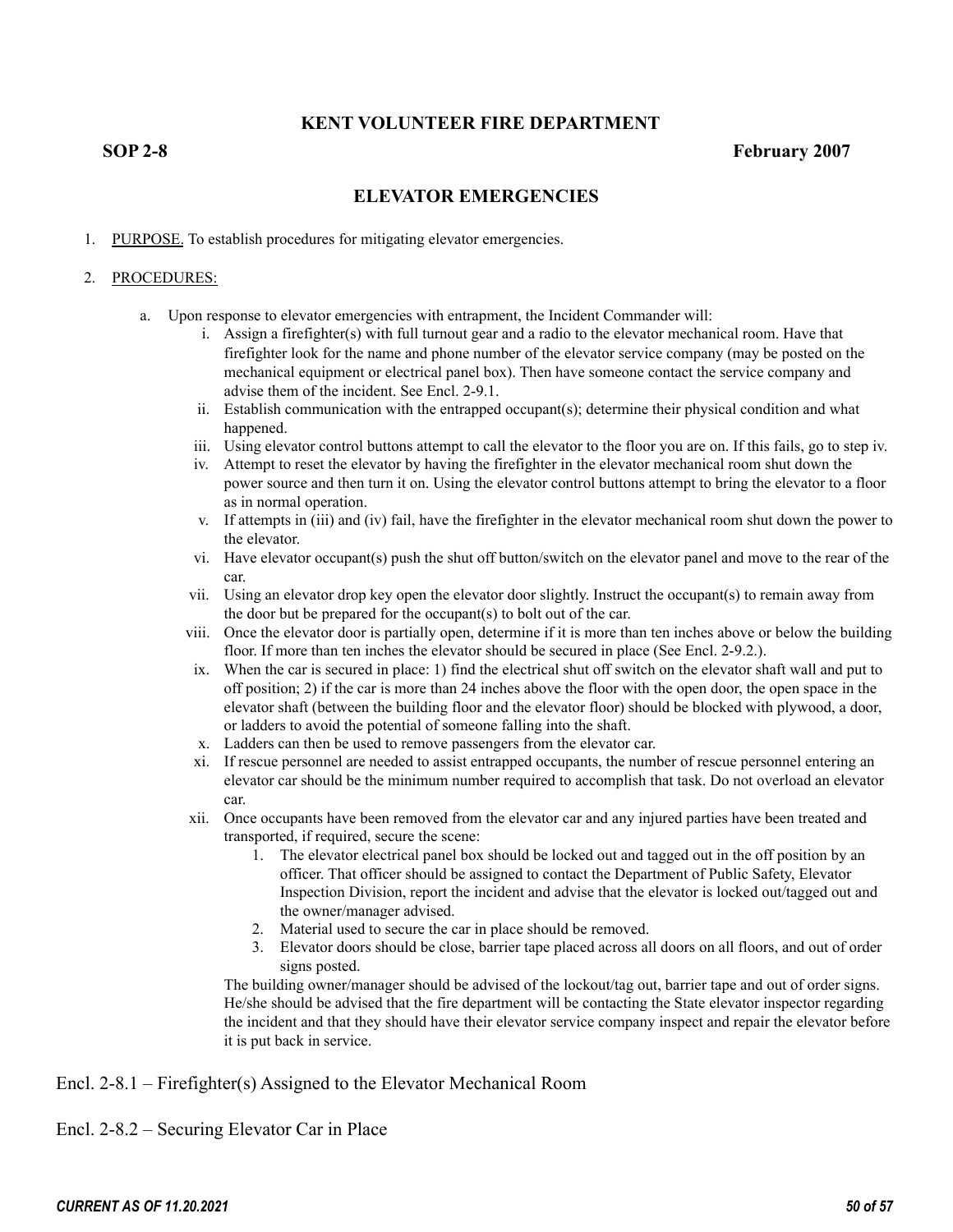# KENT VOLUNTEER FIRE DEPARTMENT

**SOP 2-8** **February 2007**

## ELEVATOR EMERGENCIES

1. PURPOSE. To establish procedures for mitigating elevator emergencies.

2. PROCEDURES:

   a. Upon response to elevator emergencies with entrapment, the Incident Commander will:

      i. Assign a firefighter(s) with full turnout gear and a radio to the elevator mechanical room. Have that firefighter look for the name and phone number of the elevator service company (may be posted on the mechanical equipment or electrical panel box). Then have someone contact the service company and advise them of the incident. See Encl. 2-9.1.

      ii. Establish communication with the entrapped occupant(s); determine their physical condition and what happened.

      iii. Using elevator control buttons attempt to call the elevator to the floor you are on. If this fails, go to step iv.

      iv. Attempt to reset the elevator by having the firefighter in the elevator mechanical room shut down the power source and then turn it on. Using the elevator control buttons attempt to bring the elevator to a floor as in normal operation.

      v. If attempts in (iii) and (iv) fail, have the firefighter in the elevator mechanical room shut down the power to the elevator.

      vi. Have elevator occupant(s) push the shut off button/switch on the elevator panel and move to the rear of the car.

      vii. Using an elevator drop key open the elevator door slightly. Instruct the occupant(s) to remain away from the door but be prepared for the occupant(s) to bolt out of the car.

      viii. Once the elevator door is partially open, determine if it is more than ten inches above or below the building floor. If more than ten inches the elevator should be secured in place (See Encl. 2-9.2.).

      ix. When the car is secured in place: 1) find the electrical shut off switch on the elevator shaft wall and put to off position; 2) if the car is more than 24 inches above the floor with the open door, the open space in the elevator shaft (between the building floor and the elevator floor) should be blocked with plywood, a door, or ladders to avoid the potential of someone falling into the shaft.

      x. Ladders can then be used to remove passengers from the elevator car.

      xi. If rescue personnel are needed to assist entrapped occupants, the number of rescue personnel entering an elevator car should be the minimum number required to accomplish that task. Do not overload an elevator car.

      xii. Once occupants have been removed from the elevator car and any injured parties have been treated and transported, if required, secure the scene:

         1. The elevator electrical panel box should be locked out and tagged out in the off position by an officer. That officer should be assigned to contact the Department of Public Safety, Elevator Inspection Division, report the incident and advise that the elevator is locked out/tagged out and the owner/manager advised.
         2. Material used to secure the car in place should be removed.
         3. Elevator doors should be close, barrier tape placed across all doors on all floors, and out of order signs posted.

      The building owner/manager should be advised of the lockout/tag out, barrier tape and out of order signs. He/she should be advised that the fire department will be contacting the State elevator inspector regarding the incident and that they should have their elevator service company inspect and repair the elevator before it is put back in service.

Encl. 2-8.1 – Firefighter(s) Assigned to the Elevator Mechanical Room

Encl. 2-8.2 – Securing Elevator Car in Place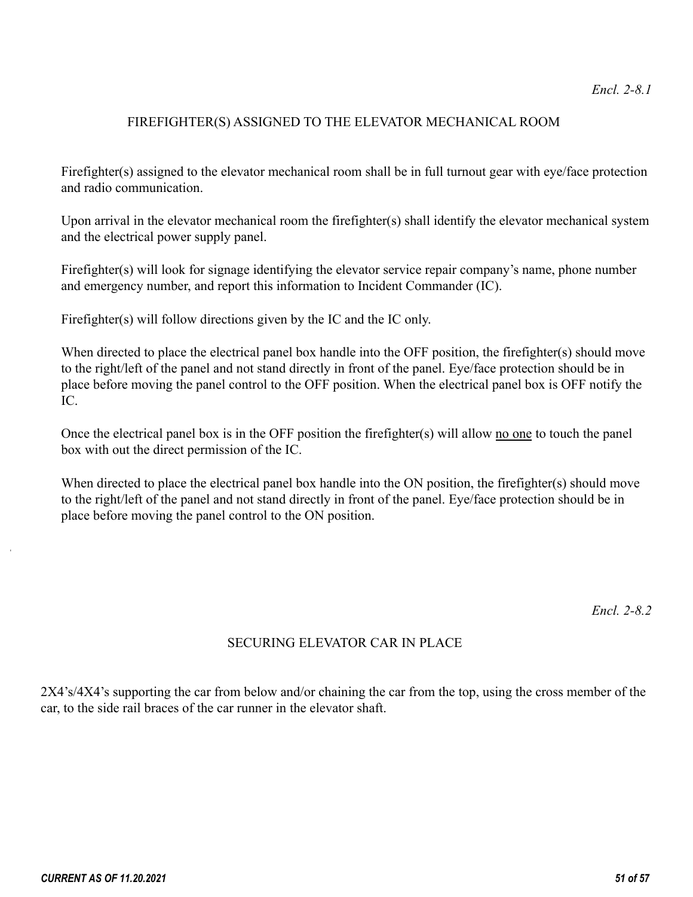*Encl. 2-8.1*

## FIREFIGHTER(S) ASSIGNED TO THE ELEVATOR MECHANICAL ROOM

Firefighter(s) assigned to the elevator mechanical room shall be in full turnout gear with eye/face protection and radio communication.

Upon arrival in the elevator mechanical room the firefighter(s) shall identify the elevator mechanical system and the electrical power supply panel.

Firefighter(s) will look for signage identifying the elevator service repair company's name, phone number and emergency number, and report this information to Incident Commander (IC).

Firefighter(s) will follow directions given by the IC and the IC only.

When directed to place the electrical panel box handle into the OFF position, the firefighter(s) should move to the right/left of the panel and not stand directly in front of the panel. Eye/face protection should be in place before moving the panel control to the OFF position. When the electrical panel box is OFF notify the IC.

Once the electrical panel box is in the OFF position the firefighter(s) will allow <u>no one</u> to touch the panel box with out the direct permission of the IC.

When directed to place the electrical panel box handle into the ON position, the firefighter(s) should move to the right/left of the panel and not stand directly in front of the panel. Eye/face protection should be in place before moving the panel control to the ON position.

*Encl. 2-8.2*

## SECURING ELEVATOR CAR IN PLACE

2X4's/4X4's supporting the car from below and/or chaining the car from the top, using the cross member of the car, to the side rail braces of the car runner in the elevator shaft.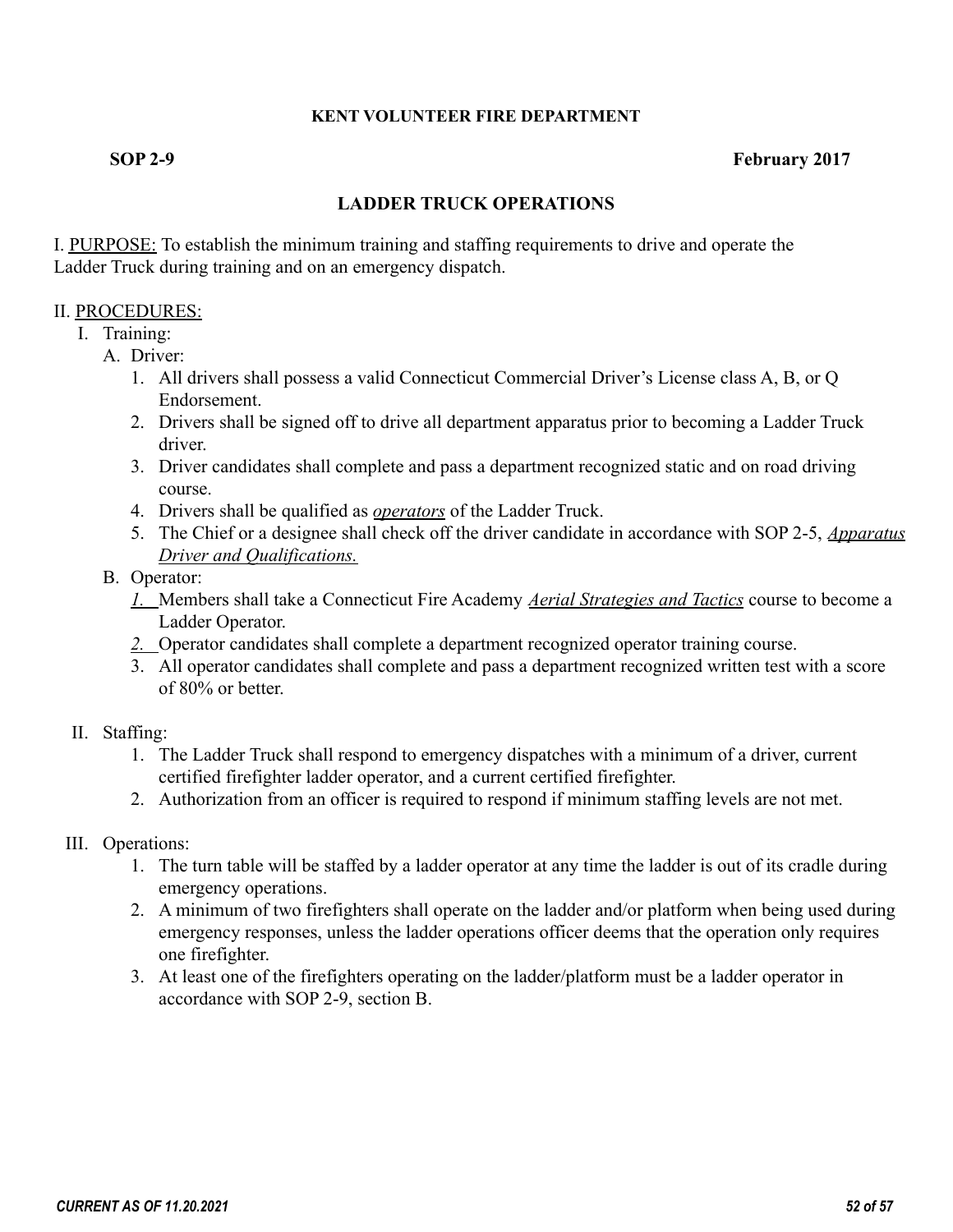**KENT VOLUNTEER FIRE DEPARTMENT**

**SOP 2-9** **February 2017**

# LADDER TRUCK OPERATIONS

I. PURPOSE: To establish the minimum training and staffing requirements to drive and operate the Ladder Truck during training and on an emergency dispatch.

II. PROCEDURES:

I. Training:

A. Driver:

1. All drivers shall possess a valid Connecticut Commercial Driver's License class A, B, or Q Endorsement.
2. Drivers shall be signed off to drive all department apparatus prior to becoming a Ladder Truck driver.
3. Driver candidates shall complete and pass a department recognized static and on road driving course.
4. Drivers shall be qualified as *operators* of the Ladder Truck.
5. The Chief or a designee shall check off the driver candidate in accordance with SOP 2-5, *Apparatus Driver and Qualifications.*

B. Operator:

1. Members shall take a Connecticut Fire Academy *Aerial Strategies and Tactics* course to become a Ladder Operator.
2. Operator candidates shall complete a department recognized operator training course.
3. All operator candidates shall complete and pass a department recognized written test with a score of 80% or better.

II. Staffing:

1. The Ladder Truck shall respond to emergency dispatches with a minimum of a driver, current certified firefighter ladder operator, and a current certified firefighter.
2. Authorization from an officer is required to respond if minimum staffing levels are not met.

III. Operations:

1. The turn table will be staffed by a ladder operator at any time the ladder is out of its cradle during emergency operations.
2. A minimum of two firefighters shall operate on the ladder and/or platform when being used during emergency responses, unless the ladder operations officer deems that the operation only requires one firefighter.
3. At least one of the firefighters operating on the ladder/platform must be a ladder operator in accordance with SOP 2-9, section B.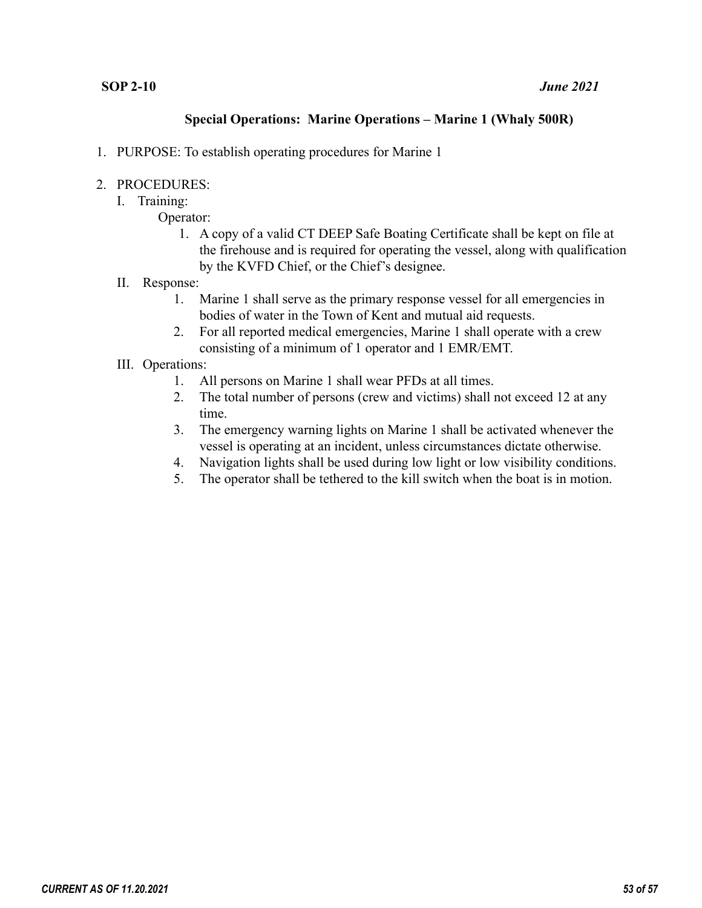**SOP 2-10** *June 2021*

## Special Operations: Marine Operations – Marine 1 (Whaly 500R)

1. PURPOSE: To establish operating procedures for Marine 1

2. PROCEDURES:

   I. Training:

   Operator:

   1. A copy of a valid CT DEEP Safe Boating Certificate shall be kept on file at the firehouse and is required for operating the vessel, along with qualification by the KVFD Chief, or the Chief's designee.

   II. Response:

   1. Marine 1 shall serve as the primary response vessel for all emergencies in bodies of water in the Town of Kent and mutual aid requests.
   2. For all reported medical emergencies, Marine 1 shall operate with a crew consisting of a minimum of 1 operator and 1 EMR/EMT.

   III. Operations:

   1. All persons on Marine 1 shall wear PFDs at all times.
   2. The total number of persons (crew and victims) shall not exceed 12 at any time.
   3. The emergency warning lights on Marine 1 shall be activated whenever the vessel is operating at an incident, unless circumstances dictate otherwise.
   4. Navigation lights shall be used during low light or low visibility conditions.
   5. The operator shall be tethered to the kill switch when the boat is in motion.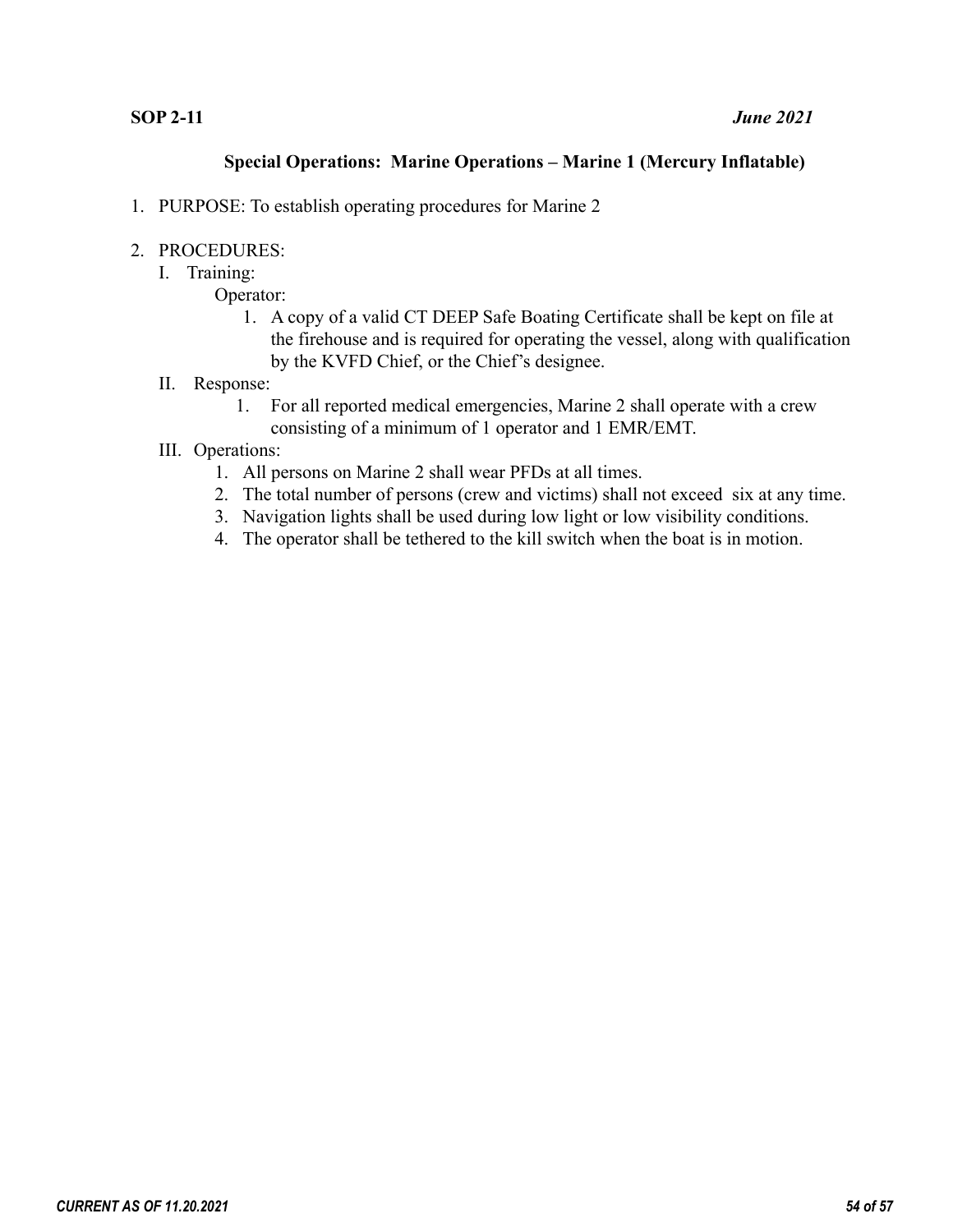**SOP 2-11** *June 2021*

## Special Operations: Marine Operations – Marine 1 (Mercury Inflatable)

1. PURPOSE: To establish operating procedures for Marine 2

2. PROCEDURES:
   - I. Training:
     - Operator:
       1. A copy of a valid CT DEEP Safe Boating Certificate shall be kept on file at the firehouse and is required for operating the vessel, along with qualification by the KVFD Chief, or the Chief's designee.
   - II. Response:
     1. For all reported medical emergencies, Marine 2 shall operate with a crew consisting of a minimum of 1 operator and 1 EMR/EMT.
   - III. Operations:
     1. All persons on Marine 2 shall wear PFDs at all times.
     2. The total number of persons (crew and victims) shall not exceed six at any time.
     3. Navigation lights shall be used during low light or low visibility conditions.
     4. The operator shall be tethered to the kill switch when the boat is in motion.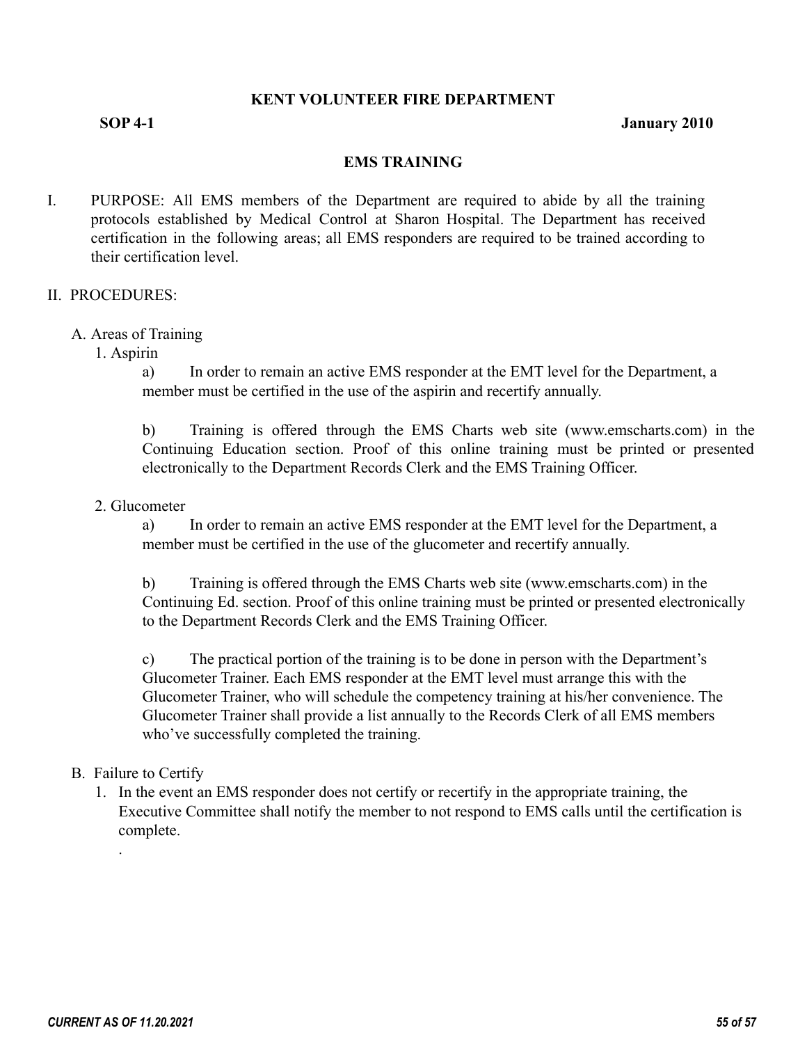**KENT VOLUNTEER FIRE DEPARTMENT**

**SOP 4-1** **January 2010**

## EMS TRAINING

I. PURPOSE: All EMS members of the Department are required to abide by all the training protocols established by Medical Control at Sharon Hospital. The Department has received certification in the following areas; all EMS responders are required to be trained according to their certification level.

II. PROCEDURES:

A. Areas of Training

1. Aspirin

a) In order to remain an active EMS responder at the EMT level for the Department, a member must be certified in the use of the aspirin and recertify annually.

b) Training is offered through the EMS Charts web site (www.emscharts.com) in the Continuing Education section. Proof of this online training must be printed or presented electronically to the Department Records Clerk and the EMS Training Officer.

2. Glucometer

a) In order to remain an active EMS responder at the EMT level for the Department, a member must be certified in the use of the glucometer and recertify annually.

b) Training is offered through the EMS Charts web site (www.emscharts.com) in the Continuing Ed. section. Proof of this online training must be printed or presented electronically to the Department Records Clerk and the EMS Training Officer.

c) The practical portion of the training is to be done in person with the Department's Glucometer Trainer. Each EMS responder at the EMT level must arrange this with the Glucometer Trainer, who will schedule the competency training at his/her convenience. The Glucometer Trainer shall provide a list annually to the Records Clerk of all EMS members who've successfully completed the training.

B. Failure to Certify

1. In the event an EMS responder does not certify or recertify in the appropriate training, the Executive Committee shall notify the member to not respond to EMS calls until the certification is complete.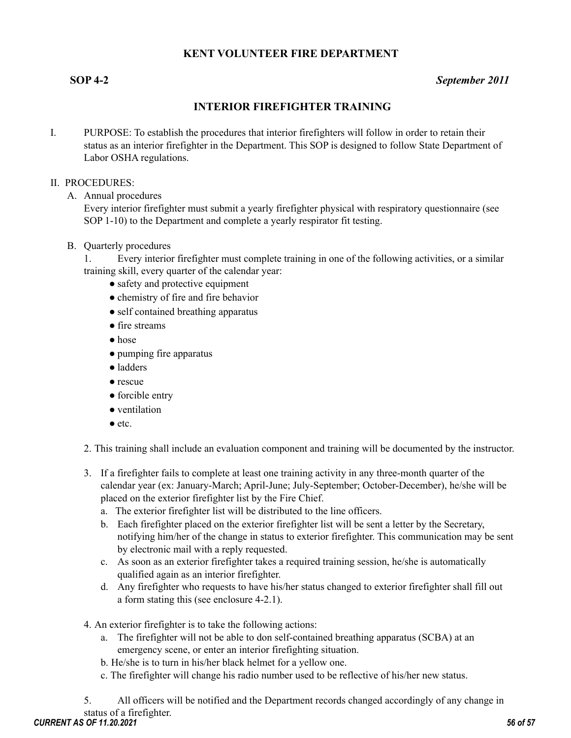**KENT VOLUNTEER FIRE DEPARTMENT**

**SOP 4-2** *September 2011*

## INTERIOR FIREFIGHTER TRAINING

I. PURPOSE: To establish the procedures that interior firefighters will follow in order to retain their status as an interior firefighter in the Department. This SOP is designed to follow State Department of Labor OSHA regulations.

II. PROCEDURES:

A. Annual procedures

Every interior firefighter must submit a yearly firefighter physical with respiratory questionnaire (see SOP 1-10) to the Department and complete a yearly respirator fit testing.

B. Quarterly procedures

1. Every interior firefighter must complete training in one of the following activities, or a similar training skill, every quarter of the calendar year:
   - safety and protective equipment
   - chemistry of fire and fire behavior
   - self contained breathing apparatus
   - fire streams
   - hose
   - pumping fire apparatus
   - ladders
   - rescue
   - forcible entry
   - ventilation
   - etc.

2. This training shall include an evaluation component and training will be documented by the instructor.

3. If a firefighter fails to complete at least one training activity in any three-month quarter of the calendar year (ex: January-March; April-June; July-September; October-December), he/she will be placed on the exterior firefighter list by the Fire Chief.
   a. The exterior firefighter list will be distributed to the line officers.
   b. Each firefighter placed on the exterior firefighter list will be sent a letter by the Secretary, notifying him/her of the change in status to exterior firefighter. This communication may be sent by electronic mail with a reply requested.
   c. As soon as an exterior firefighter takes a required training session, he/she is automatically qualified again as an interior firefighter.
   d. Any firefighter who requests to have his/her status changed to exterior firefighter shall fill out a form stating this (see enclosure 4-2.1).

4. An exterior firefighter is to take the following actions:
   a. The firefighter will not be able to don self-contained breathing apparatus (SCBA) at an emergency scene, or enter an interior firefighting situation.
   b. He/she is to turn in his/her black helmet for a yellow one.
   c. The firefighter will change his radio number used to be reflective of his/her new status.

5. All officers will be notified and the Department records changed accordingly of any change in status of a firefighter.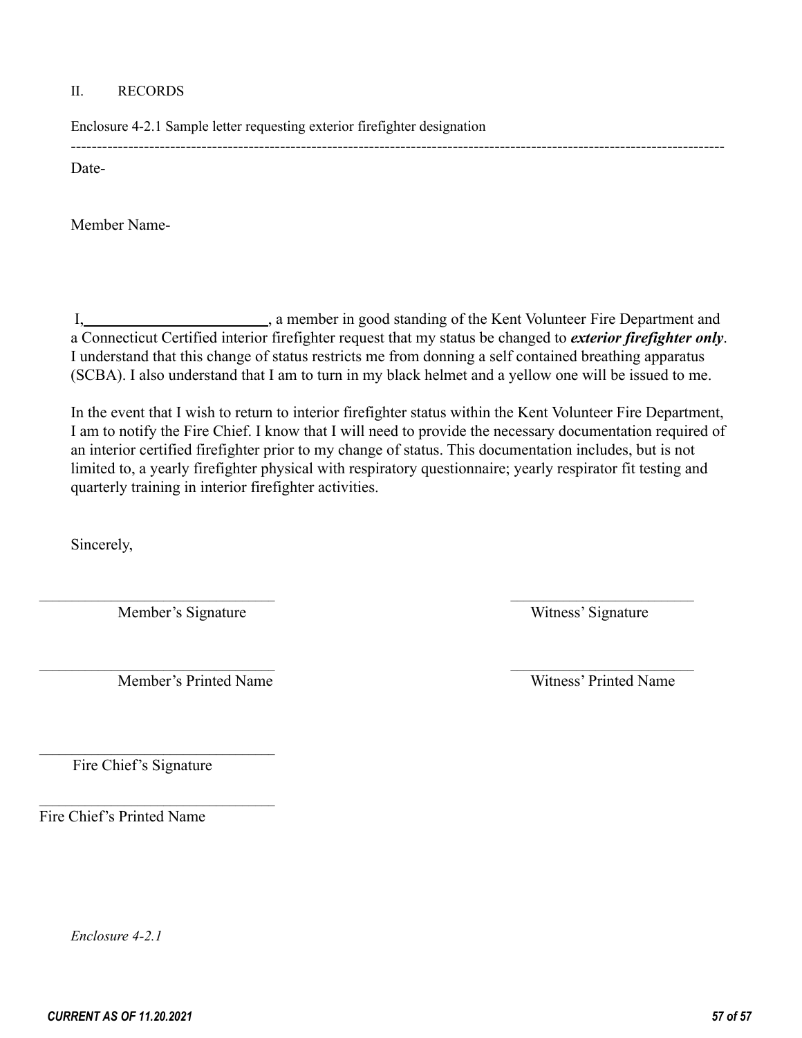II. RECORDS

Enclosure 4-2.1 Sample letter requesting exterior firefighter designation

---

Date-

Member Name-

I,\_\_\_\_\_\_\_\_\_\_\_\_\_\_\_\_\_\_\_\_\_\_\_\_, a member in good standing of the Kent Volunteer Fire Department and a Connecticut Certified interior firefighter request that my status be changed to ***exterior firefighter only***. I understand that this change of status restricts me from donning a self contained breathing apparatus (SCBA). I also understand that I am to turn in my black helmet and a yellow one will be issued to me.

In the event that I wish to return to interior firefighter status within the Kent Volunteer Fire Department, I am to notify the Fire Chief. I know that I will need to provide the necessary documentation required of an interior certified firefighter prior to my change of status. This documentation includes, but is not limited to, a yearly firefighter physical with respiratory questionnaire; yearly respirator fit testing and quarterly training in interior firefighter activities.

Sincerely,

\_\_\_\_\_\_\_\_\_\_\_\_\_\_\_\_\_\_\_\_\_\_\_\_\_\_\_\_\_\_\_\_
Member's Signature

\_\_\_\_\_\_\_\_\_\_\_\_\_\_\_\_\_\_\_\_\_\_\_\_\_\_\_\_\_\_\_\_
Witness' Signature

\_\_\_\_\_\_\_\_\_\_\_\_\_\_\_\_\_\_\_\_\_\_\_\_\_\_\_\_\_\_\_\_
Member's Printed Name

\_\_\_\_\_\_\_\_\_\_\_\_\_\_\_\_\_\_\_\_\_\_\_\_\_\_\_\_\_\_\_\_
Witness' Printed Name

\_\_\_\_\_\_\_\_\_\_\_\_\_\_\_\_\_\_\_\_\_\_\_\_\_\_\_\_\_\_\_\_
Fire Chief's Signature

\_\_\_\_\_\_\_\_\_\_\_\_\_\_\_\_\_\_\_\_\_\_\_\_\_\_\_\_\_\_\_\_
Fire Chief's Printed Name

*Enclosure 4-2.1*